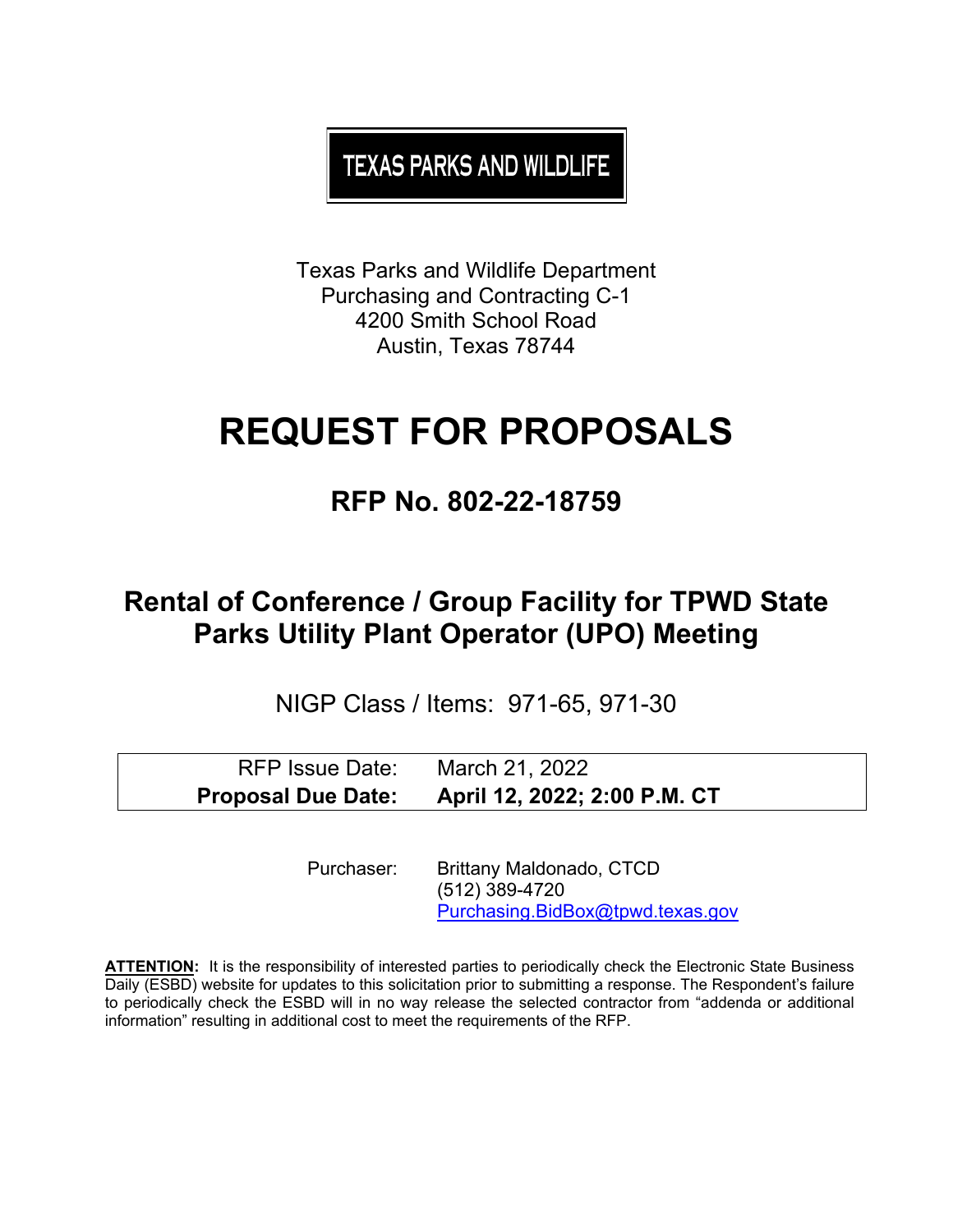**TEXAS PARKS AND WILDLIFE**

Texas Parks and Wildlife Department
Purchasing and Contracting C-1
4200 Smith School Road
Austin, Texas 78744

# REQUEST FOR PROPOSALS

## RFP No. 802-22-18759

## Rental of Conference / Group Facility for TPWD State Parks Utility Plant Operator (UPO) Meeting

NIGP Class / Items: 971-65, 971-30

| | |
|---|---|
| RFP Issue Date: | March 21, 2022 |
| **Proposal Due Date:** | **April 12, 2022; 2:00 P.M. CT** |

Purchaser: Brittany Maldonado, CTCD
(512) 389-4720
Purchasing.BidBox@tpwd.texas.gov

**ATTENTION:** It is the responsibility of interested parties to periodically check the Electronic State Business Daily (ESBD) website for updates to this solicitation prior to submitting a response. The Respondent's failure to periodically check the ESBD will in no way release the selected contractor from "addenda or additional information" resulting in additional cost to meet the requirements of the RFP.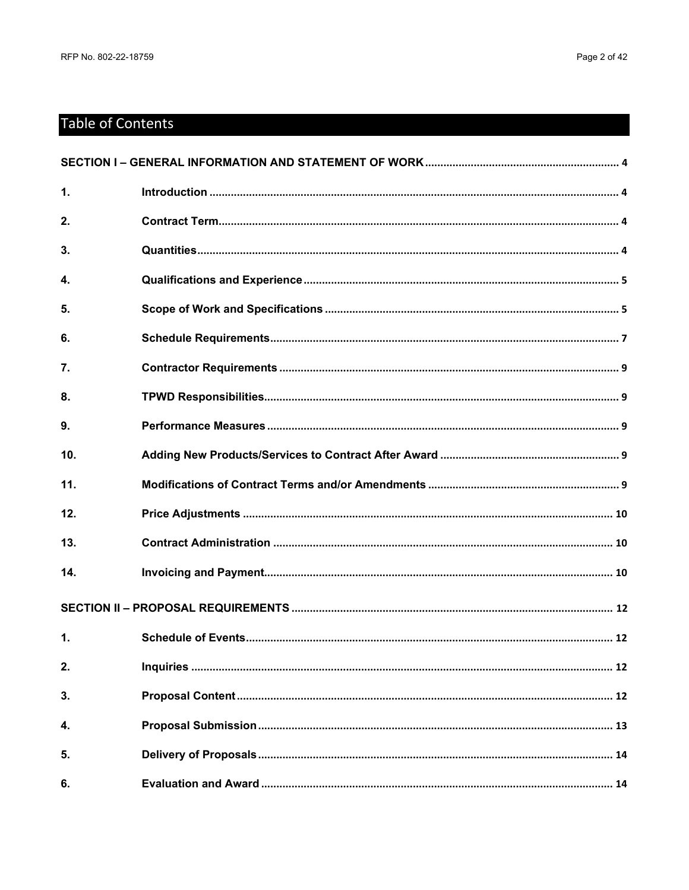# Table of Contents

**SECTION I – GENERAL INFORMATION AND STATEMENT OF WORK** ........ 4

| | | |
|---|---|---|
| 1. | Introduction | 4 |
| 2. | Contract Term | 4 |
| 3. | Quantities | 4 |
| 4. | Qualifications and Experience | 5 |
| 5. | Scope of Work and Specifications | 5 |
| 6. | Schedule Requirements | 7 |
| 7. | Contractor Requirements | 9 |
| 8. | TPWD Responsibilities | 9 |
| 9. | Performance Measures | 9 |
| 10. | Adding New Products/Services to Contract After Award | 9 |
| 11. | Modifications of Contract Terms and/or Amendments | 9 |
| 12. | Price Adjustments | 10 |
| 13. | Contract Administration | 10 |
| 14. | Invoicing and Payment | 10 |

**SECTION II – PROPOSAL REQUIREMENTS** ........ 12

| | | |
|---|---|---|
| 1. | Schedule of Events | 12 |
| 2. | Inquiries | 12 |
| 3. | Proposal Content | 12 |
| 4. | Proposal Submission | 13 |
| 5. | Delivery of Proposals | 14 |
| 6. | Evaluation and Award | 14 |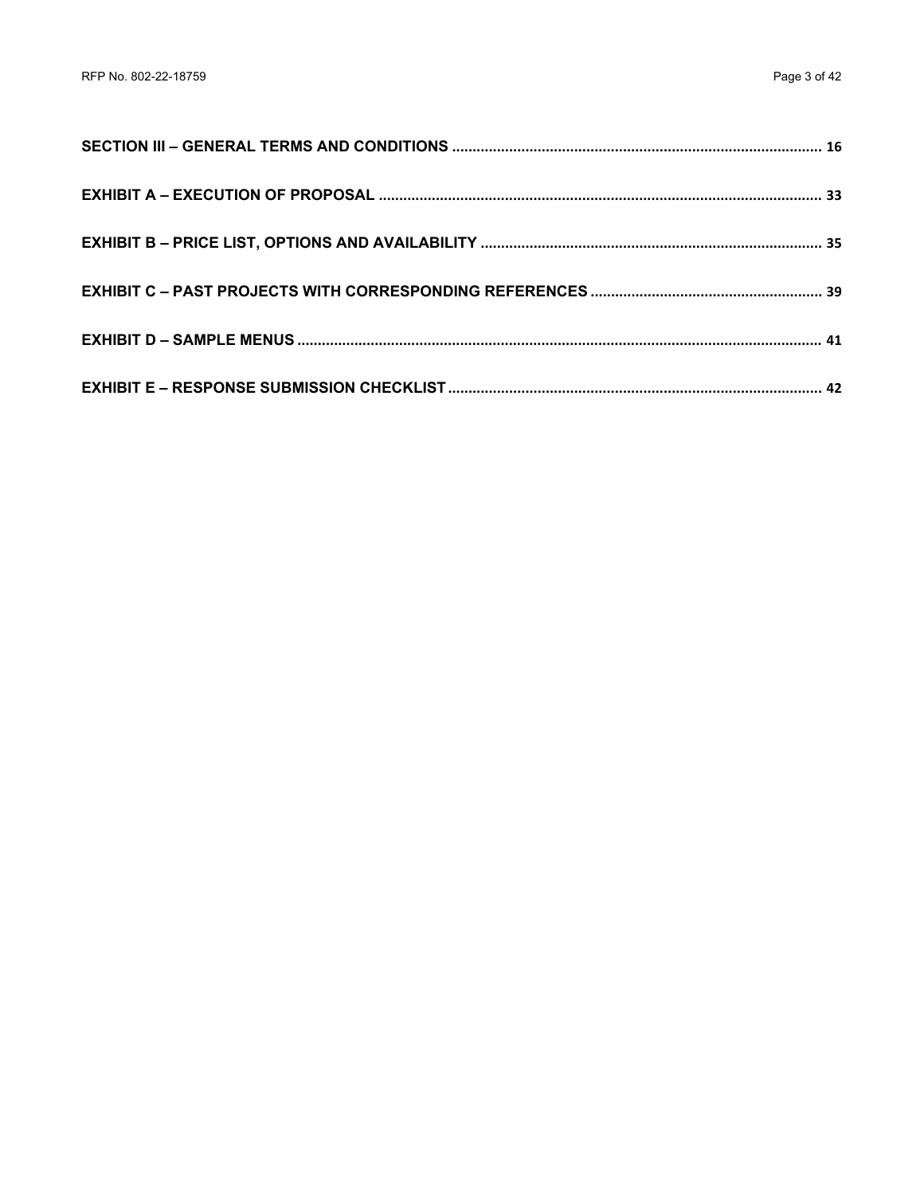**SECTION III – GENERAL TERMS AND CONDITIONS .......... 16**

**EXHIBIT A – EXECUTION OF PROPOSAL .......... 33**

**EXHIBIT B – PRICE LIST, OPTIONS AND AVAILABILITY .......... 35**

**EXHIBIT C – PAST PROJECTS WITH CORRESPONDING REFERENCES .......... 39**

**EXHIBIT D – SAMPLE MENUS .......... 41**

**EXHIBIT E – RESPONSE SUBMISSION CHECKLIST .......... 42**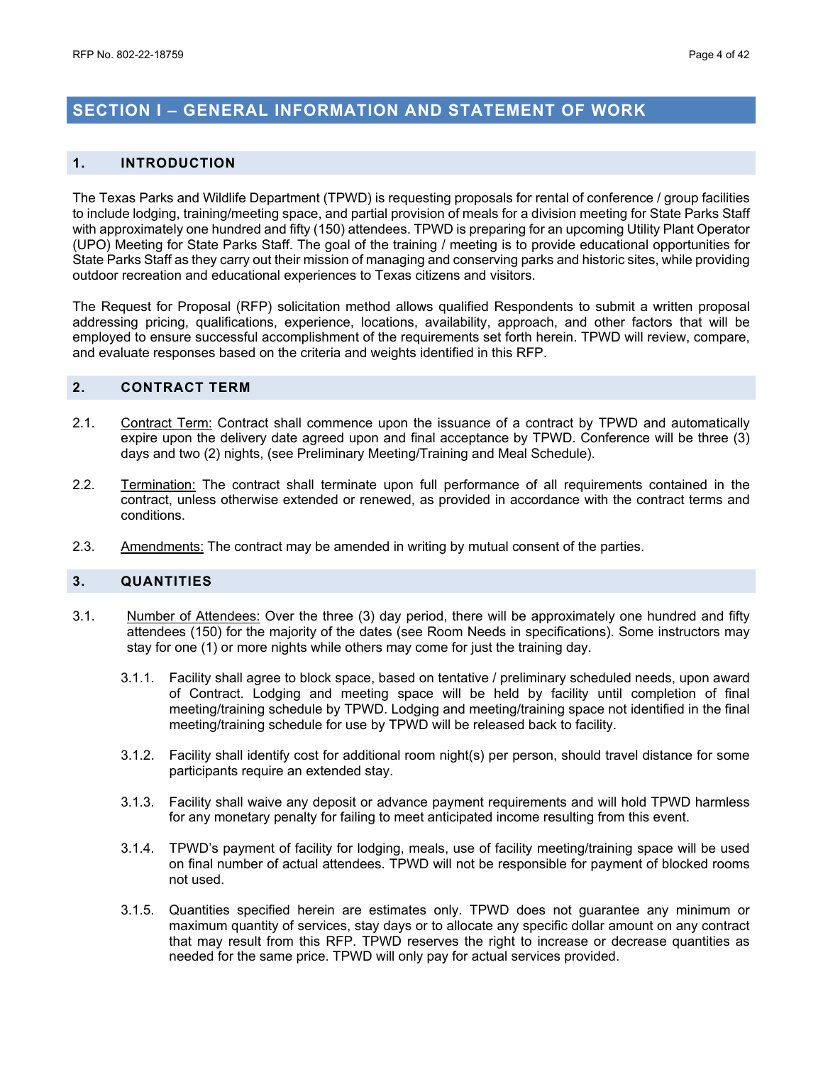# SECTION I – GENERAL INFORMATION AND STATEMENT OF WORK

## 1. INTRODUCTION

The Texas Parks and Wildlife Department (TPWD) is requesting proposals for rental of conference / group facilities to include lodging, training/meeting space, and partial provision of meals for a division meeting for State Parks Staff with approximately one hundred and fifty (150) attendees. TPWD is preparing for an upcoming Utility Plant Operator (UPO) Meeting for State Parks Staff. The goal of the training / meeting is to provide educational opportunities for State Parks Staff as they carry out their mission of managing and conserving parks and historic sites, while providing outdoor recreation and educational experiences to Texas citizens and visitors.

The Request for Proposal (RFP) solicitation method allows qualified Respondents to submit a written proposal addressing pricing, qualifications, experience, locations, availability, approach, and other factors that will be employed to ensure successful accomplishment of the requirements set forth herein. TPWD will review, compare, and evaluate responses based on the criteria and weights identified in this RFP.

## 2. CONTRACT TERM

2.1. <u>Contract Term:</u> Contract shall commence upon the issuance of a contract by TPWD and automatically expire upon the delivery date agreed upon and final acceptance by TPWD. Conference will be three (3) days and two (2) nights, (see Preliminary Meeting/Training and Meal Schedule).

2.2. <u>Termination:</u> The contract shall terminate upon full performance of all requirements contained in the contract, unless otherwise extended or renewed, as provided in accordance with the contract terms and conditions.

2.3. <u>Amendments:</u> The contract may be amended in writing by mutual consent of the parties.

## 3. QUANTITIES

3.1. <u>Number of Attendees:</u> Over the three (3) day period, there will be approximately one hundred and fifty attendees (150) for the majority of the dates (see Room Needs in specifications). Some instructors may stay for one (1) or more nights while others may come for just the training day.

3.1.1. Facility shall agree to block space, based on tentative / preliminary scheduled needs, upon award of Contract. Lodging and meeting space will be held by facility until completion of final meeting/training schedule by TPWD. Lodging and meeting/training space not identified in the final meeting/training schedule for use by TPWD will be released back to facility.

3.1.2. Facility shall identify cost for additional room night(s) per person, should travel distance for some participants require an extended stay.

3.1.3. Facility shall waive any deposit or advance payment requirements and will hold TPWD harmless for any monetary penalty for failing to meet anticipated income resulting from this event.

3.1.4. TPWD's payment of facility for lodging, meals, use of facility meeting/training space will be used on final number of actual attendees. TPWD will not be responsible for payment of blocked rooms not used.

3.1.5. Quantities specified herein are estimates only. TPWD does not guarantee any minimum or maximum quantity of services, stay days or to allocate any specific dollar amount on any contract that may result from this RFP. TPWD reserves the right to increase or decrease quantities as needed for the same price. TPWD will only pay for actual services provided.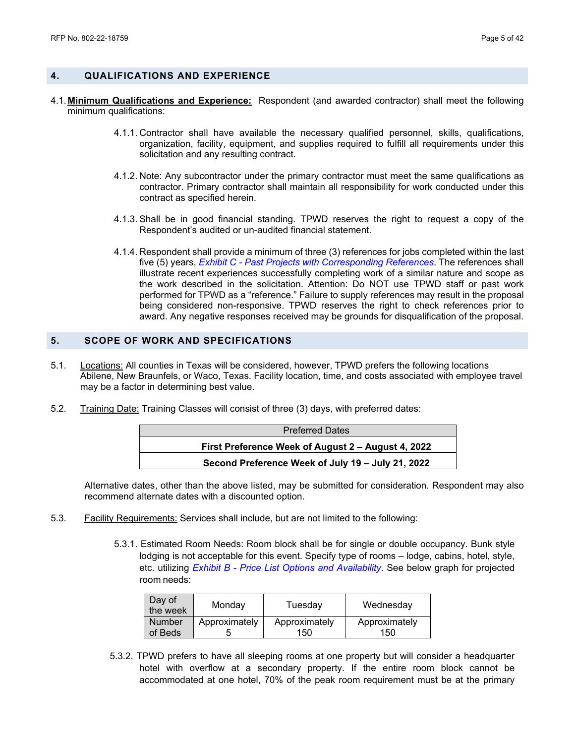## 4. QUALIFICATIONS AND EXPERIENCE

4.1. **Minimum Qualifications and Experience:** Respondent (and awarded contractor) shall meet the following minimum qualifications:

4.1.1. Contractor shall have available the necessary qualified personnel, skills, qualifications, organization, facility, equipment, and supplies required to fulfill all requirements under this solicitation and any resulting contract.

4.1.2. Note: Any subcontractor under the primary contractor must meet the same qualifications as contractor. Primary contractor shall maintain all responsibility for work conducted under this contract as specified herein.

4.1.3. Shall be in good financial standing. TPWD reserves the right to request a copy of the Respondent's audited or un-audited financial statement.

4.1.4. Respondent shall provide a minimum of three (3) references for jobs completed within the last five (5) years, *Exhibit C - Past Projects with Corresponding References*. The references shall illustrate recent experiences successfully completing work of a similar nature and scope as the work described in the solicitation. Attention: Do NOT use TPWD staff or past work performed for TPWD as a "reference." Failure to supply references may result in the proposal being considered non-responsive. TPWD reserves the right to check references prior to award. Any negative responses received may be grounds for disqualification of the proposal.

## 5. SCOPE OF WORK AND SPECIFICATIONS

5.1. Locations: All counties in Texas will be considered, however, TPWD prefers the following locations Abilene, New Braunfels, or Waco, Texas. Facility location, time, and costs associated with employee travel may be a factor in determining best value.

5.2. Training Date: Training Classes will consist of three (3) days, with preferred dates:

| Preferred Dates |
|---|
| **First Preference Week of August 2 – August 4, 2022** |
| **Second Preference Week of July 19 – July 21, 2022** |

Alternative dates, other than the above listed, may be submitted for consideration. Respondent may also recommend alternate dates with a discounted option.

5.3. Facility Requirements: Services shall include, but are not limited to the following:

5.3.1. Estimated Room Needs: Room block shall be for single or double occupancy. Bunk style lodging is not acceptable for this event. Specify type of rooms – lodge, cabins, hotel, style, etc. utilizing *Exhibit B - Price List Options and Availability*. See below graph for projected room needs:

| Day of the week | Monday | Tuesday | Wednesday |
|---|---|---|---|
| Number of Beds | Approximately 5 | Approximately 150 | Approximately 150 |

5.3.2. TPWD prefers to have all sleeping rooms at one property but will consider a headquarter hotel with overflow at a secondary property. If the entire room block cannot be accommodated at one hotel, 70% of the peak room requirement must be at the primary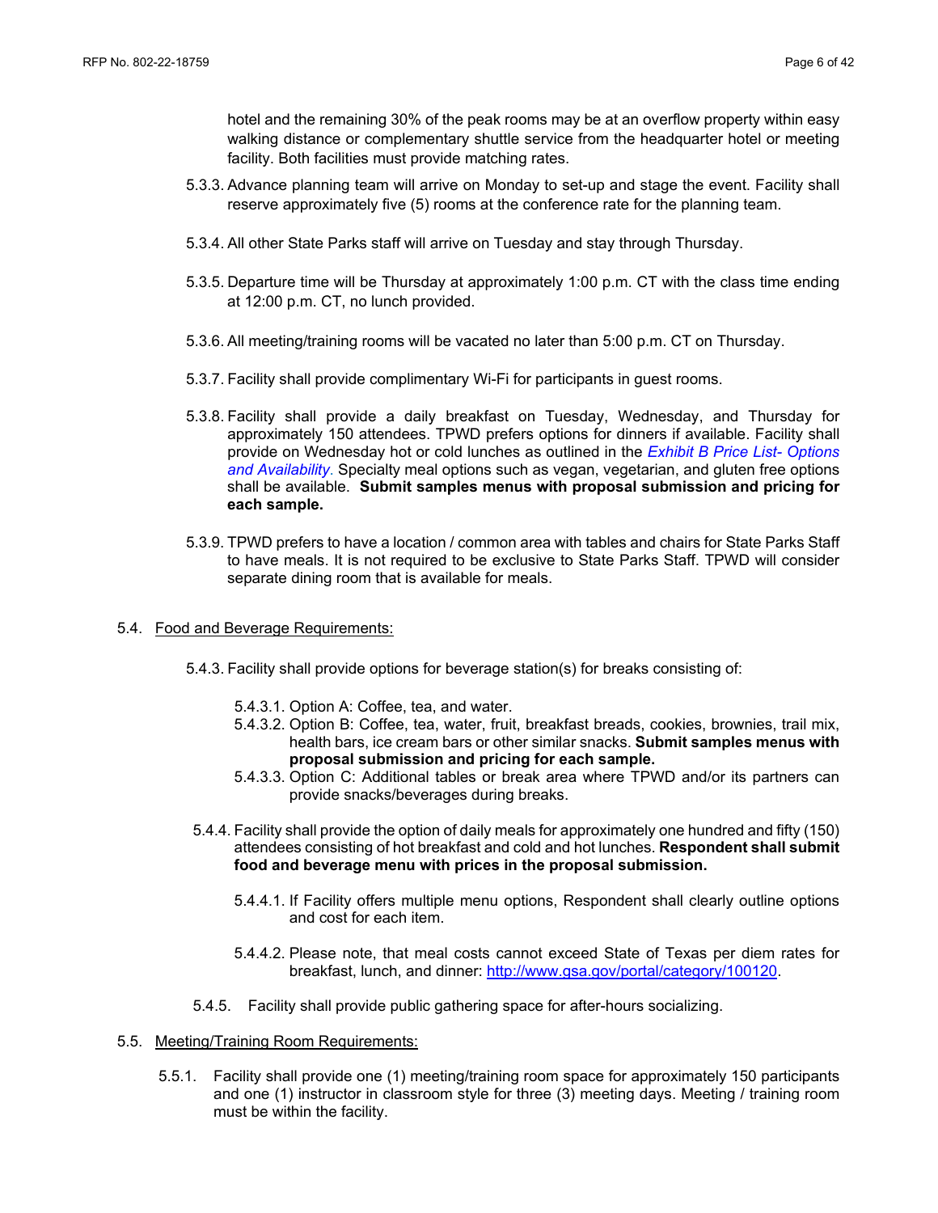hotel and the remaining 30% of the peak rooms may be at an overflow property within easy walking distance or complementary shuttle service from the headquarter hotel or meeting facility. Both facilities must provide matching rates.

5.3.3. Advance planning team will arrive on Monday to set-up and stage the event. Facility shall reserve approximately five (5) rooms at the conference rate for the planning team.

5.3.4. All other State Parks staff will arrive on Tuesday and stay through Thursday.

5.3.5. Departure time will be Thursday at approximately 1:00 p.m. CT with the class time ending at 12:00 p.m. CT, no lunch provided.

5.3.6. All meeting/training rooms will be vacated no later than 5:00 p.m. CT on Thursday.

5.3.7. Facility shall provide complimentary Wi-Fi for participants in guest rooms.

5.3.8. Facility shall provide a daily breakfast on Tuesday, Wednesday, and Thursday for approximately 150 attendees. TPWD prefers options for dinners if available. Facility shall provide on Wednesday hot or cold lunches as outlined in the *Exhibit B Price List- Options and Availability*. Specialty meal options such as vegan, vegetarian, and gluten free options shall be available. **Submit samples menus with proposal submission and pricing for each sample.**

5.3.9. TPWD prefers to have a location / common area with tables and chairs for State Parks Staff to have meals. It is not required to be exclusive to State Parks Staff. TPWD will consider separate dining room that is available for meals.

5.4. Food and Beverage Requirements:

5.4.3. Facility shall provide options for beverage station(s) for breaks consisting of:

5.4.3.1. Option A: Coffee, tea, and water.

5.4.3.2. Option B: Coffee, tea, water, fruit, breakfast breads, cookies, brownies, trail mix, health bars, ice cream bars or other similar snacks. **Submit samples menus with proposal submission and pricing for each sample.**

5.4.3.3. Option C: Additional tables or break area where TPWD and/or its partners can provide snacks/beverages during breaks.

5.4.4. Facility shall provide the option of daily meals for approximately one hundred and fifty (150) attendees consisting of hot breakfast and cold and hot lunches. **Respondent shall submit food and beverage menu with prices in the proposal submission.**

5.4.4.1. If Facility offers multiple menu options, Respondent shall clearly outline options and cost for each item.

5.4.4.2. Please note, that meal costs cannot exceed State of Texas per diem rates for breakfast, lunch, and dinner: http://www.gsa.gov/portal/category/100120.

5.4.5. Facility shall provide public gathering space for after-hours socializing.

5.5. Meeting/Training Room Requirements:

5.5.1. Facility shall provide one (1) meeting/training room space for approximately 150 participants and one (1) instructor in classroom style for three (3) meeting days. Meeting / training room must be within the facility.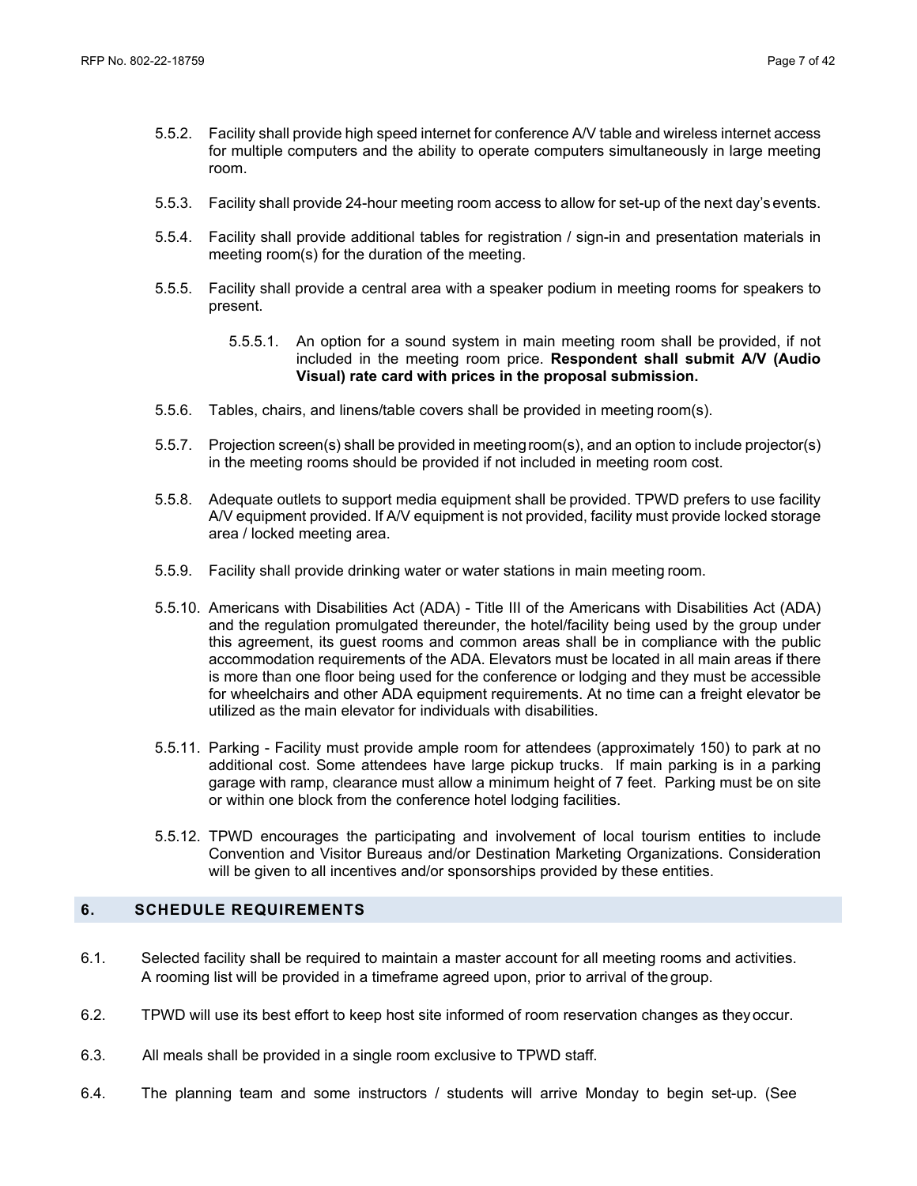5.5.2. Facility shall provide high speed internet for conference A/V table and wireless internet access for multiple computers and the ability to operate computers simultaneously in large meeting room.

5.5.3. Facility shall provide 24-hour meeting room access to allow for set-up of the next day's events.

5.5.4. Facility shall provide additional tables for registration / sign-in and presentation materials in meeting room(s) for the duration of the meeting.

5.5.5. Facility shall provide a central area with a speaker podium in meeting rooms for speakers to present.

5.5.5.1. An option for a sound system in main meeting room shall be provided, if not included in the meeting room price. **Respondent shall submit A/V (Audio Visual) rate card with prices in the proposal submission.**

5.5.6. Tables, chairs, and linens/table covers shall be provided in meeting room(s).

5.5.7. Projection screen(s) shall be provided in meeting room(s), and an option to include projector(s) in the meeting rooms should be provided if not included in meeting room cost.

5.5.8. Adequate outlets to support media equipment shall be provided. TPWD prefers to use facility A/V equipment provided. If A/V equipment is not provided, facility must provide locked storage area / locked meeting area.

5.5.9. Facility shall provide drinking water or water stations in main meeting room.

5.5.10. Americans with Disabilities Act (ADA) - Title III of the Americans with Disabilities Act (ADA) and the regulation promulgated thereunder, the hotel/facility being used by the group under this agreement, its guest rooms and common areas shall be in compliance with the public accommodation requirements of the ADA. Elevators must be located in all main areas if there is more than one floor being used for the conference or lodging and they must be accessible for wheelchairs and other ADA equipment requirements. At no time can a freight elevator be utilized as the main elevator for individuals with disabilities.

5.5.11. Parking - Facility must provide ample room for attendees (approximately 150) to park at no additional cost. Some attendees have large pickup trucks. If main parking is in a parking garage with ramp, clearance must allow a minimum height of 7 feet. Parking must be on site or within one block from the conference hotel lodging facilities.

5.5.12. TPWD encourages the participating and involvement of local tourism entities to include Convention and Visitor Bureaus and/or Destination Marketing Organizations. Consideration will be given to all incentives and/or sponsorships provided by these entities.

## 6. SCHEDULE REQUIREMENTS

6.1. Selected facility shall be required to maintain a master account for all meeting rooms and activities. A rooming list will be provided in a timeframe agreed upon, prior to arrival of the group.

6.2. TPWD will use its best effort to keep host site informed of room reservation changes as they occur.

6.3. All meals shall be provided in a single room exclusive to TPWD staff.

6.4. The planning team and some instructors / students will arrive Monday to begin set-up. (See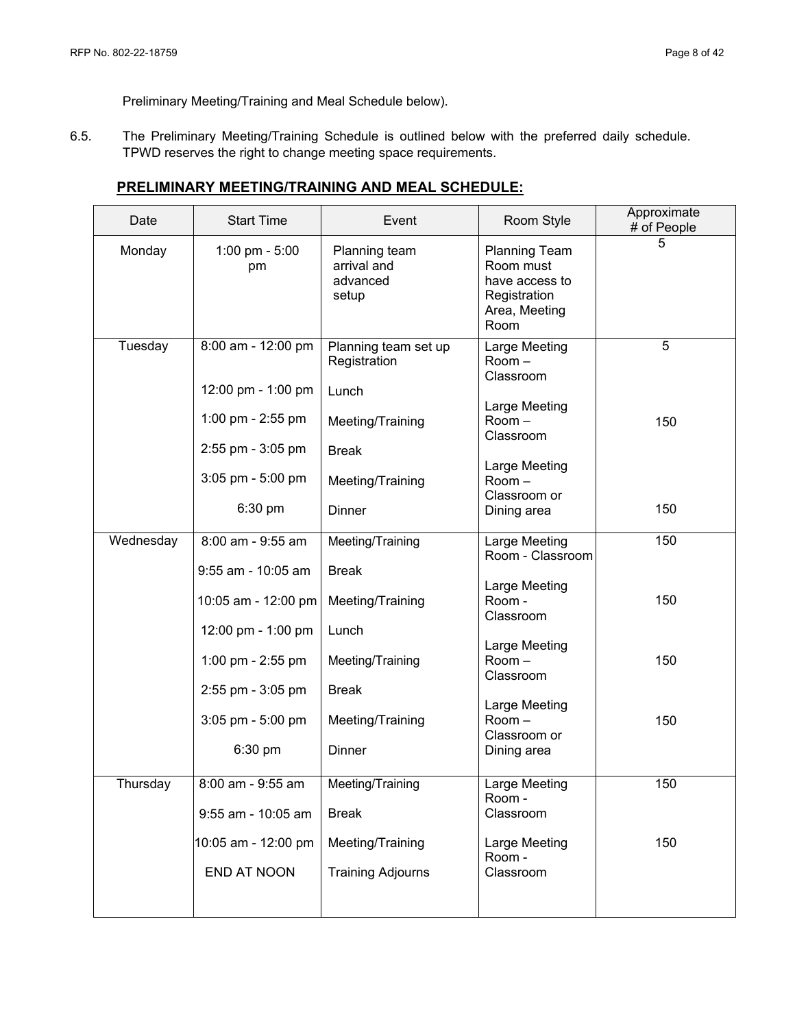Preliminary Meeting/Training and Meal Schedule below).

6.5. The Preliminary Meeting/Training Schedule is outlined below with the preferred daily schedule. TPWD reserves the right to change meeting space requirements.

**PRELIMINARY MEETING/TRAINING AND MEAL SCHEDULE:**

| Date | Start Time | Event | Room Style | Approximate # of People |
|---|---|---|---|---|
| Monday | 1:00 pm - 5:00 pm | Planning team arrival and advanced setup | Planning Team Room must have access to Registration Area, Meeting Room | 5 |
| Tuesday | 8:00 am - 12:00 pm | Planning team set up Registration | Large Meeting Room – Classroom | 5 |
| | 12:00 pm - 1:00 pm | Lunch | | |
| | 1:00 pm - 2:55 pm | Meeting/Training | Large Meeting Room – Classroom | 150 |
| | 2:55 pm - 3:05 pm | Break | | |
| | 3:05 pm - 5:00 pm | Meeting/Training | Large Meeting Room – Classroom or Dining area | |
| | 6:30 pm | Dinner | | 150 |
| Wednesday | 8:00 am - 9:55 am | Meeting/Training | Large Meeting Room - Classroom | 150 |
| | 9:55 am - 10:05 am | Break | | |
| | 10:05 am - 12:00 pm | Meeting/Training | Large Meeting Room - Classroom | 150 |
| | 12:00 pm - 1:00 pm | Lunch | | |
| | 1:00 pm - 2:55 pm | Meeting/Training | Large Meeting Room – Classroom | 150 |
| | 2:55 pm - 3:05 pm | Break | | |
| | 3:05 pm - 5:00 pm | Meeting/Training | Large Meeting Room – Classroom or Dining area | 150 |
| | 6:30 pm | Dinner | | |
| Thursday | 8:00 am - 9:55 am | Meeting/Training | Large Meeting Room - Classroom | 150 |
| | 9:55 am - 10:05 am | Break | | |
| | 10:05 am - 12:00 pm | Meeting/Training | Large Meeting Room - Classroom | 150 |
| | END AT NOON | Training Adjourns | | |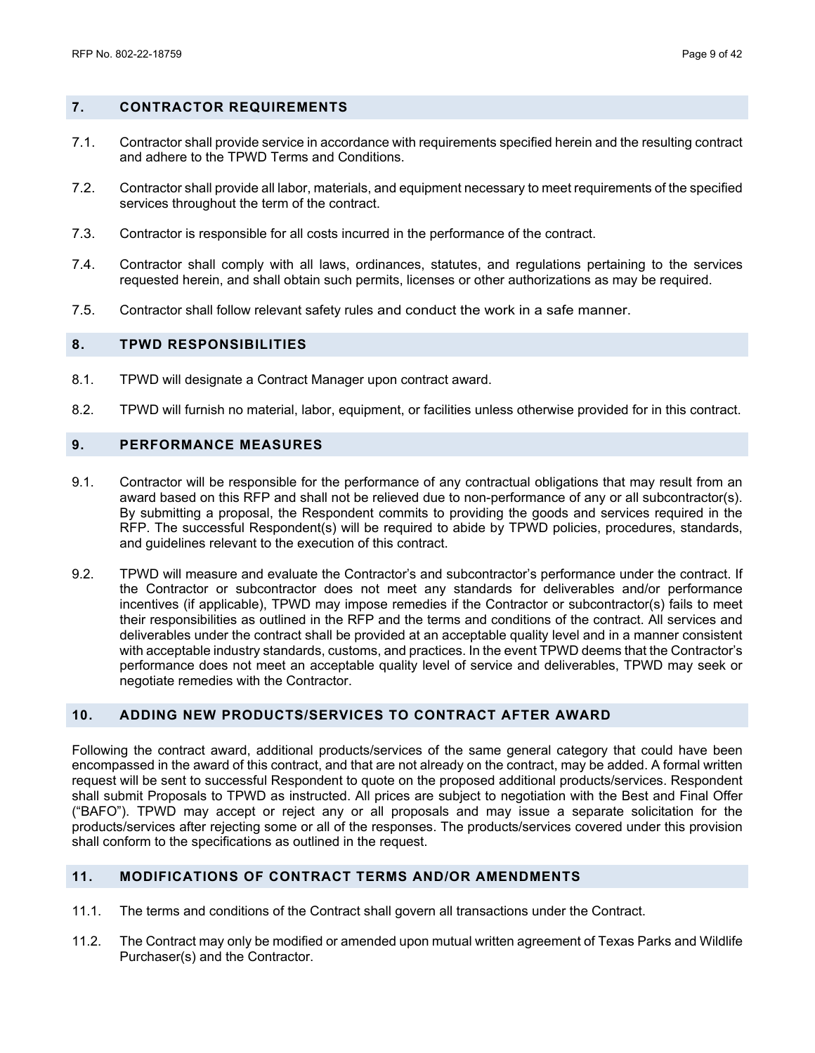## 7. CONTRACTOR REQUIREMENTS

7.1. Contractor shall provide service in accordance with requirements specified herein and the resulting contract and adhere to the TPWD Terms and Conditions.

7.2. Contractor shall provide all labor, materials, and equipment necessary to meet requirements of the specified services throughout the term of the contract.

7.3. Contractor is responsible for all costs incurred in the performance of the contract.

7.4. Contractor shall comply with all laws, ordinances, statutes, and regulations pertaining to the services requested herein, and shall obtain such permits, licenses or other authorizations as may be required.

7.5. Contractor shall follow relevant safety rules and conduct the work in a safe manner.

## 8. TPWD RESPONSIBILITIES

8.1. TPWD will designate a Contract Manager upon contract award.

8.2. TPWD will furnish no material, labor, equipment, or facilities unless otherwise provided for in this contract.

## 9. PERFORMANCE MEASURES

9.1. Contractor will be responsible for the performance of any contractual obligations that may result from an award based on this RFP and shall not be relieved due to non-performance of any or all subcontractor(s). By submitting a proposal, the Respondent commits to providing the goods and services required in the RFP. The successful Respondent(s) will be required to abide by TPWD policies, procedures, standards, and guidelines relevant to the execution of this contract.

9.2. TPWD will measure and evaluate the Contractor's and subcontractor's performance under the contract. If the Contractor or subcontractor does not meet any standards for deliverables and/or performance incentives (if applicable), TPWD may impose remedies if the Contractor or subcontractor(s) fails to meet their responsibilities as outlined in the RFP and the terms and conditions of the contract. All services and deliverables under the contract shall be provided at an acceptable quality level and in a manner consistent with acceptable industry standards, customs, and practices. In the event TPWD deems that the Contractor's performance does not meet an acceptable quality level of service and deliverables, TPWD may seek or negotiate remedies with the Contractor.

## 10. ADDING NEW PRODUCTS/SERVICES TO CONTRACT AFTER AWARD

Following the contract award, additional products/services of the same general category that could have been encompassed in the award of this contract, and that are not already on the contract, may be added. A formal written request will be sent to successful Respondent to quote on the proposed additional products/services. Respondent shall submit Proposals to TPWD as instructed. All prices are subject to negotiation with the Best and Final Offer ("BAFO"). TPWD may accept or reject any or all proposals and may issue a separate solicitation for the products/services after rejecting some or all of the responses. The products/services covered under this provision shall conform to the specifications as outlined in the request.

## 11. MODIFICATIONS OF CONTRACT TERMS AND/OR AMENDMENTS

11.1. The terms and conditions of the Contract shall govern all transactions under the Contract.

11.2. The Contract may only be modified or amended upon mutual written agreement of Texas Parks and Wildlife Purchaser(s) and the Contractor.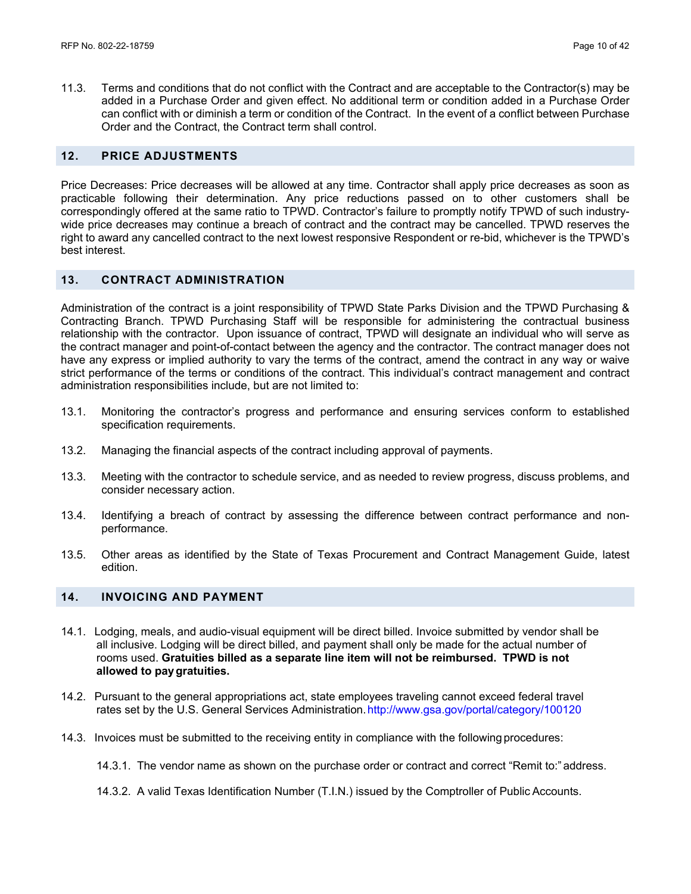11.3. Terms and conditions that do not conflict with the Contract and are acceptable to the Contractor(s) may be added in a Purchase Order and given effect. No additional term or condition added in a Purchase Order can conflict with or diminish a term or condition of the Contract. In the event of a conflict between Purchase Order and the Contract, the Contract term shall control.

## 12. PRICE ADJUSTMENTS

Price Decreases: Price decreases will be allowed at any time. Contractor shall apply price decreases as soon as practicable following their determination. Any price reductions passed on to other customers shall be correspondingly offered at the same ratio to TPWD. Contractor's failure to promptly notify TPWD of such industry-wide price decreases may continue a breach of contract and the contract may be cancelled. TPWD reserves the right to award any cancelled contract to the next lowest responsive Respondent or re-bid, whichever is the TPWD's best interest.

## 13. CONTRACT ADMINISTRATION

Administration of the contract is a joint responsibility of TPWD State Parks Division and the TPWD Purchasing & Contracting Branch. TPWD Purchasing Staff will be responsible for administering the contractual business relationship with the contractor. Upon issuance of contract, TPWD will designate an individual who will serve as the contract manager and point-of-contact between the agency and the contractor. The contract manager does not have any express or implied authority to vary the terms of the contract, amend the contract in any way or waive strict performance of the terms or conditions of the contract. This individual's contract management and contract administration responsibilities include, but are not limited to:

13.1. Monitoring the contractor's progress and performance and ensuring services conform to established specification requirements.

13.2. Managing the financial aspects of the contract including approval of payments.

13.3. Meeting with the contractor to schedule service, and as needed to review progress, discuss problems, and consider necessary action.

13.4. Identifying a breach of contract by assessing the difference between contract performance and non-performance.

13.5. Other areas as identified by the State of Texas Procurement and Contract Management Guide, latest edition.

## 14. INVOICING AND PAYMENT

14.1. Lodging, meals, and audio-visual equipment will be direct billed. Invoice submitted by vendor shall be all inclusive. Lodging will be direct billed, and payment shall only be made for the actual number of rooms used. **Gratuities billed as a separate line item will not be reimbursed. TPWD is not allowed to pay gratuities.**

14.2. Pursuant to the general appropriations act, state employees traveling cannot exceed federal travel rates set by the U.S. General Services Administration. http://www.gsa.gov/portal/category/100120

14.3. Invoices must be submitted to the receiving entity in compliance with the following procedures:

14.3.1. The vendor name as shown on the purchase order or contract and correct "Remit to:" address.

14.3.2. A valid Texas Identification Number (T.I.N.) issued by the Comptroller of Public Accounts.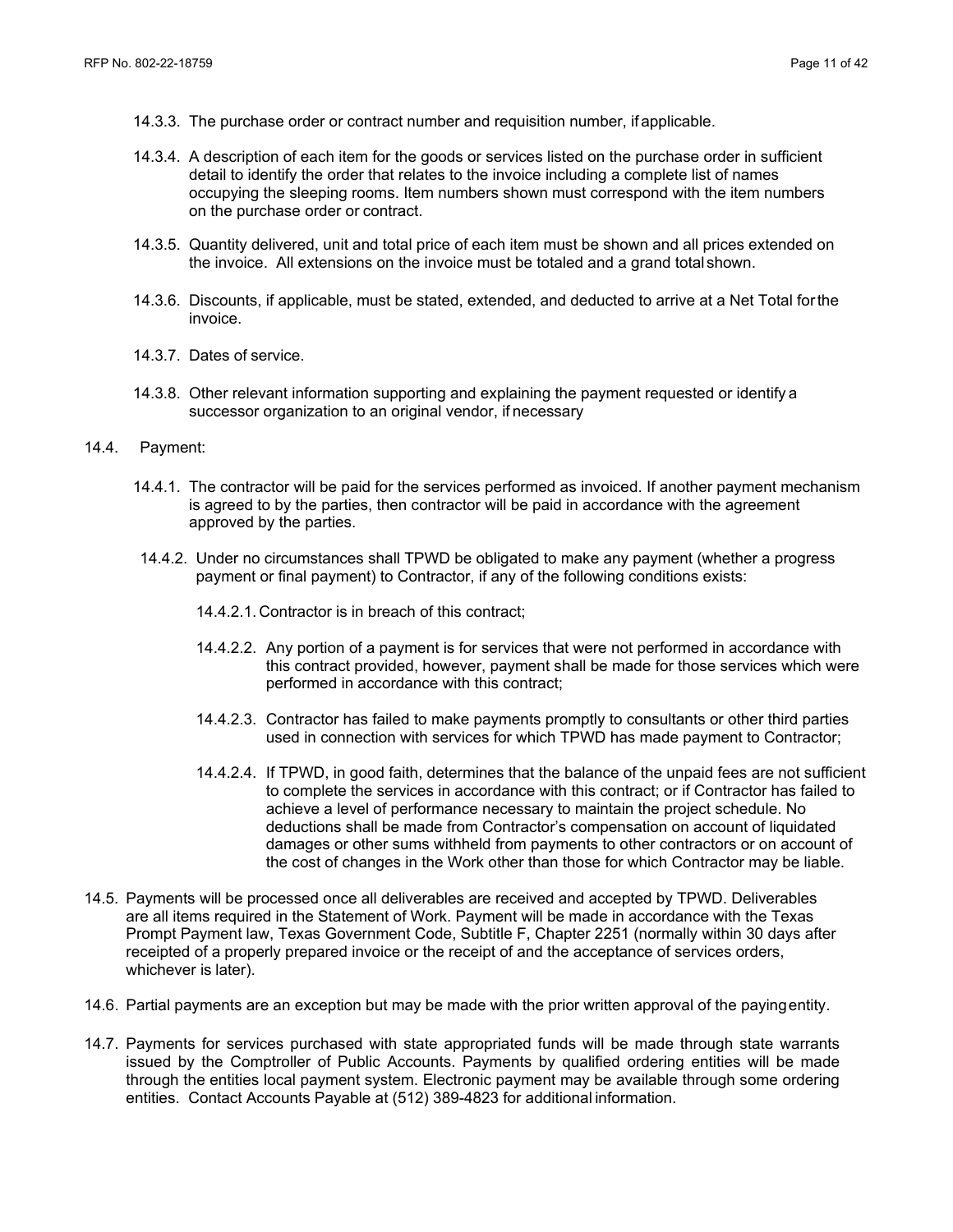14.3.3. The purchase order or contract number and requisition number, if applicable.

14.3.4. A description of each item for the goods or services listed on the purchase order in sufficient detail to identify the order that relates to the invoice including a complete list of names occupying the sleeping rooms. Item numbers shown must correspond with the item numbers on the purchase order or contract.

14.3.5. Quantity delivered, unit and total price of each item must be shown and all prices extended on the invoice. All extensions on the invoice must be totaled and a grand total shown.

14.3.6. Discounts, if applicable, must be stated, extended, and deducted to arrive at a Net Total for the invoice.

14.3.7. Dates of service.

14.3.8. Other relevant information supporting and explaining the payment requested or identify a successor organization to an original vendor, if necessary

14.4. Payment:

14.4.1. The contractor will be paid for the services performed as invoiced. If another payment mechanism is agreed to by the parties, then contractor will be paid in accordance with the agreement approved by the parties.

14.4.2. Under no circumstances shall TPWD be obligated to make any payment (whether a progress payment or final payment) to Contractor, if any of the following conditions exists:

14.4.2.1. Contractor is in breach of this contract;

14.4.2.2. Any portion of a payment is for services that were not performed in accordance with this contract provided, however, payment shall be made for those services which were performed in accordance with this contract;

14.4.2.3. Contractor has failed to make payments promptly to consultants or other third parties used in connection with services for which TPWD has made payment to Contractor;

14.4.2.4. If TPWD, in good faith, determines that the balance of the unpaid fees are not sufficient to complete the services in accordance with this contract; or if Contractor has failed to achieve a level of performance necessary to maintain the project schedule. No deductions shall be made from Contractor's compensation on account of liquidated damages or other sums withheld from payments to other contractors or on account of the cost of changes in the Work other than those for which Contractor may be liable.

14.5. Payments will be processed once all deliverables are received and accepted by TPWD. Deliverables are all items required in the Statement of Work. Payment will be made in accordance with the Texas Prompt Payment law, Texas Government Code, Subtitle F, Chapter 2251 (normally within 30 days after receipted of a properly prepared invoice or the receipt of and the acceptance of services orders, whichever is later).

14.6. Partial payments are an exception but may be made with the prior written approval of the paying entity.

14.7. Payments for services purchased with state appropriated funds will be made through state warrants issued by the Comptroller of Public Accounts. Payments by qualified ordering entities will be made through the entities local payment system. Electronic payment may be available through some ordering entities. Contact Accounts Payable at (512) 389-4823 for additional information.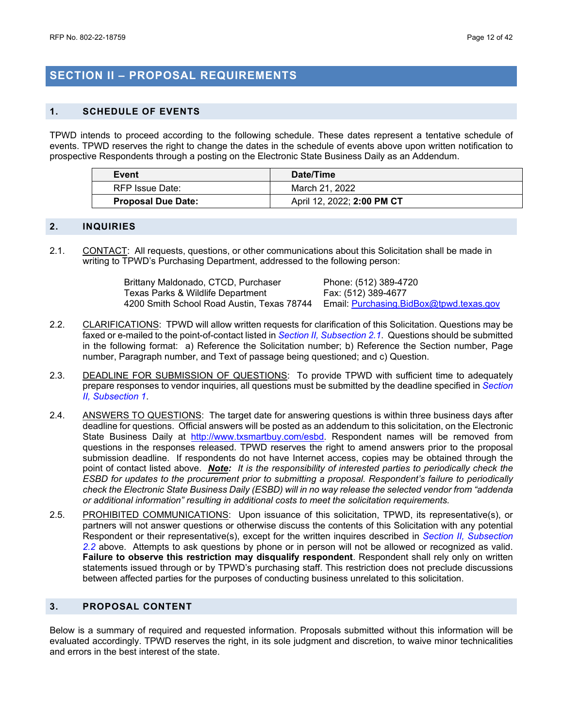## SECTION II – PROPOSAL REQUIREMENTS

### 1. SCHEDULE OF EVENTS

TPWD intends to proceed according to the following schedule. These dates represent a tentative schedule of events. TPWD reserves the right to change the dates in the schedule of events above upon written notification to prospective Respondents through a posting on the Electronic State Business Daily as an Addendum.

| Event | Date/Time |
|---|---|
| RFP Issue Date: | March 21, 2022 |
| **Proposal Due Date:** | April 12, 2022; **2:00 PM CT** |

### 2. INQUIRIES

2.1. CONTACT: All requests, questions, or other communications about this Solicitation shall be made in writing to TPWD's Purchasing Department, addressed to the following person:

Brittany Maldonado, CTCD, Purchaser
Texas Parks & Wildlife Department
4200 Smith School Road Austin, Texas 78744

Phone: (512) 389-4720
Fax: (512) 389-4677
Email: Purchasing.BidBox@tpwd.texas.gov

2.2. CLARIFICATIONS: TPWD will allow written requests for clarification of this Solicitation. Questions may be faxed or e-mailed to the point-of-contact listed in *Section II, Subsection 2.1*. Questions should be submitted in the following format: a) Reference the Solicitation number; b) Reference the Section number, Page number, Paragraph number, and Text of passage being questioned; and c) Question.

2.3. DEADLINE FOR SUBMISSION OF QUESTIONS: To provide TPWD with sufficient time to adequately prepare responses to vendor inquiries, all questions must be submitted by the deadline specified in *Section II, Subsection 1*.

2.4. ANSWERS TO QUESTIONS: The target date for answering questions is within three business days after deadline for questions. Official answers will be posted as an addendum to this solicitation, on the Electronic State Business Daily at http://www.txsmartbuy.com/esbd. Respondent names will be removed from questions in the responses released. TPWD reserves the right to amend answers prior to the proposal submission deadline. If respondents do not have Internet access, copies may be obtained through the point of contact listed above. ***Note:*** *It is the responsibility of interested parties to periodically check the ESBD for updates to the procurement prior to submitting a proposal. Respondent's failure to periodically check the Electronic State Business Daily (ESBD) will in no way release the selected vendor from "addenda or additional information" resulting in additional costs to meet the solicitation requirements.*

2.5. PROHIBITED COMMUNICATIONS: Upon issuance of this solicitation, TPWD, its representative(s), or partners will not answer questions or otherwise discuss the contents of this Solicitation with any potential Respondent or their representative(s), except for the written inquires described in *Section II, Subsection 2.2* above. Attempts to ask questions by phone or in person will not be allowed or recognized as valid. **Failure to observe this restriction may disqualify respondent**. Respondent shall rely only on written statements issued through or by TPWD's purchasing staff. This restriction does not preclude discussions between affected parties for the purposes of conducting business unrelated to this solicitation.

### 3. PROPOSAL CONTENT

Below is a summary of required and requested information. Proposals submitted without this information will be evaluated accordingly. TPWD reserves the right, in its sole judgment and discretion, to waive minor technicalities and errors in the best interest of the state.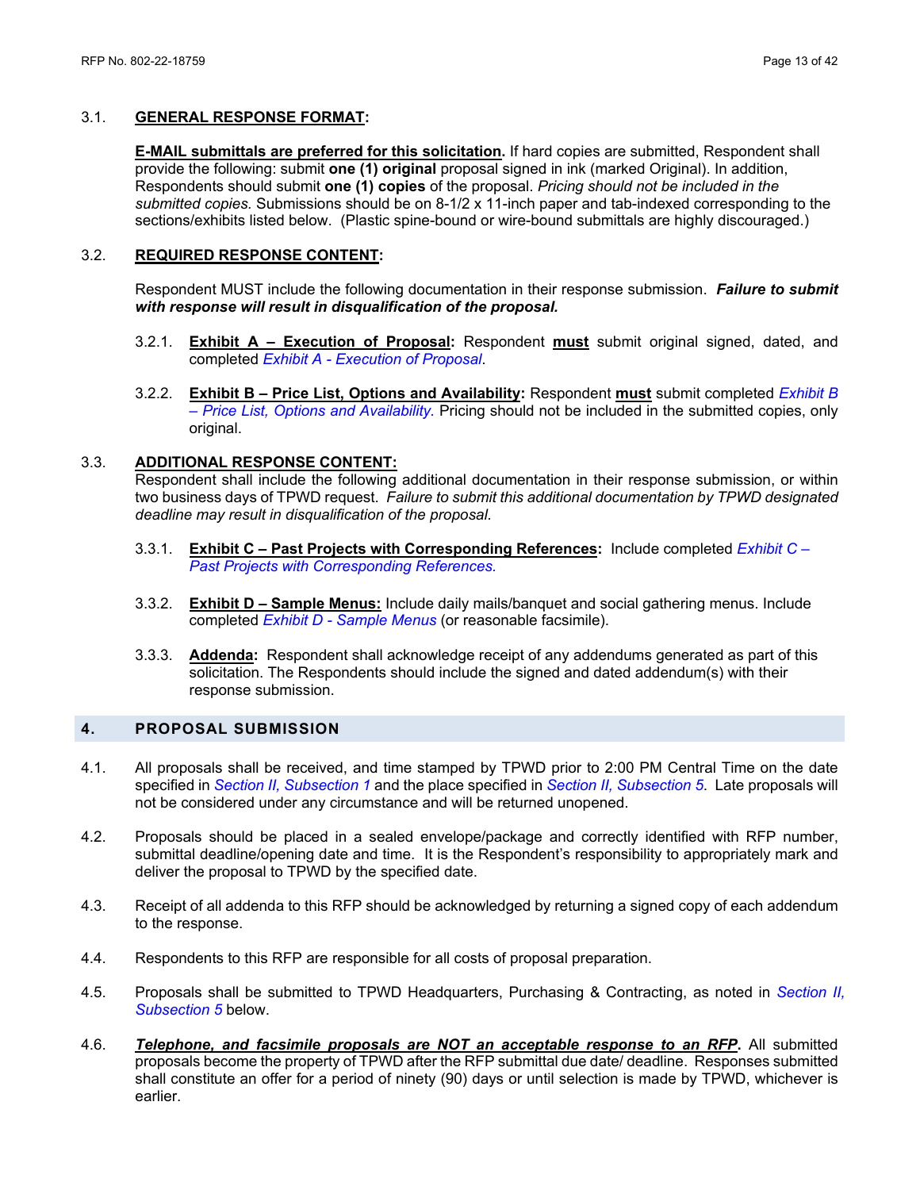3.1. **GENERAL RESPONSE FORMAT:**

**E-MAIL submittals are preferred for this solicitation.** If hard copies are submitted, Respondent shall provide the following: submit **one (1) original** proposal signed in ink (marked Original). In addition, Respondents should submit **one (1) copies** of the proposal. *Pricing should not be included in the submitted copies.* Submissions should be on 8-1/2 x 11-inch paper and tab-indexed corresponding to the sections/exhibits listed below. (Plastic spine-bound or wire-bound submittals are highly discouraged.)

3.2. **REQUIRED RESPONSE CONTENT:**

Respondent MUST include the following documentation in their response submission. ***Failure to submit with response will result in disqualification of the proposal.***

3.2.1. **Exhibit A – Execution of Proposal:** Respondent **must** submit original signed, dated, and completed *Exhibit A - Execution of Proposal*.

3.2.2. **Exhibit B – Price List, Options and Availability:** Respondent **must** submit completed *Exhibit B – Price List, Options and Availability*. Pricing should not be included in the submitted copies, only original.

3.3. **ADDITIONAL RESPONSE CONTENT:**
Respondent shall include the following additional documentation in their response submission, or within two business days of TPWD request. *Failure to submit this additional documentation by TPWD designated deadline may result in disqualification of the proposal.*

3.3.1. **Exhibit C – Past Projects with Corresponding References:** Include completed *Exhibit C – Past Projects with Corresponding References.*

3.3.2. **Exhibit D – Sample Menus:** Include daily mails/banquet and social gathering menus. Include completed *Exhibit D - Sample Menus* (or reasonable facsimile).

3.3.3. **Addenda:** Respondent shall acknowledge receipt of any addendums generated as part of this solicitation. The Respondents should include the signed and dated addendum(s) with their response submission.

## 4. PROPOSAL SUBMISSION

4.1. All proposals shall be received, and time stamped by TPWD prior to 2:00 PM Central Time on the date specified in *Section II, Subsection 1* and the place specified in *Section II, Subsection 5*. Late proposals will not be considered under any circumstance and will be returned unopened.

4.2. Proposals should be placed in a sealed envelope/package and correctly identified with RFP number, submittal deadline/opening date and time. It is the Respondent's responsibility to appropriately mark and deliver the proposal to TPWD by the specified date.

4.3. Receipt of all addenda to this RFP should be acknowledged by returning a signed copy of each addendum to the response.

4.4. Respondents to this RFP are responsible for all costs of proposal preparation.

4.5. Proposals shall be submitted to TPWD Headquarters, Purchasing & Contracting, as noted in *Section II, Subsection 5* below.

4.6. ***Telephone, and facsimile proposals are NOT an acceptable response to an RFP*.** All submitted proposals become the property of TPWD after the RFP submittal due date/ deadline. Responses submitted shall constitute an offer for a period of ninety (90) days or until selection is made by TPWD, whichever is earlier.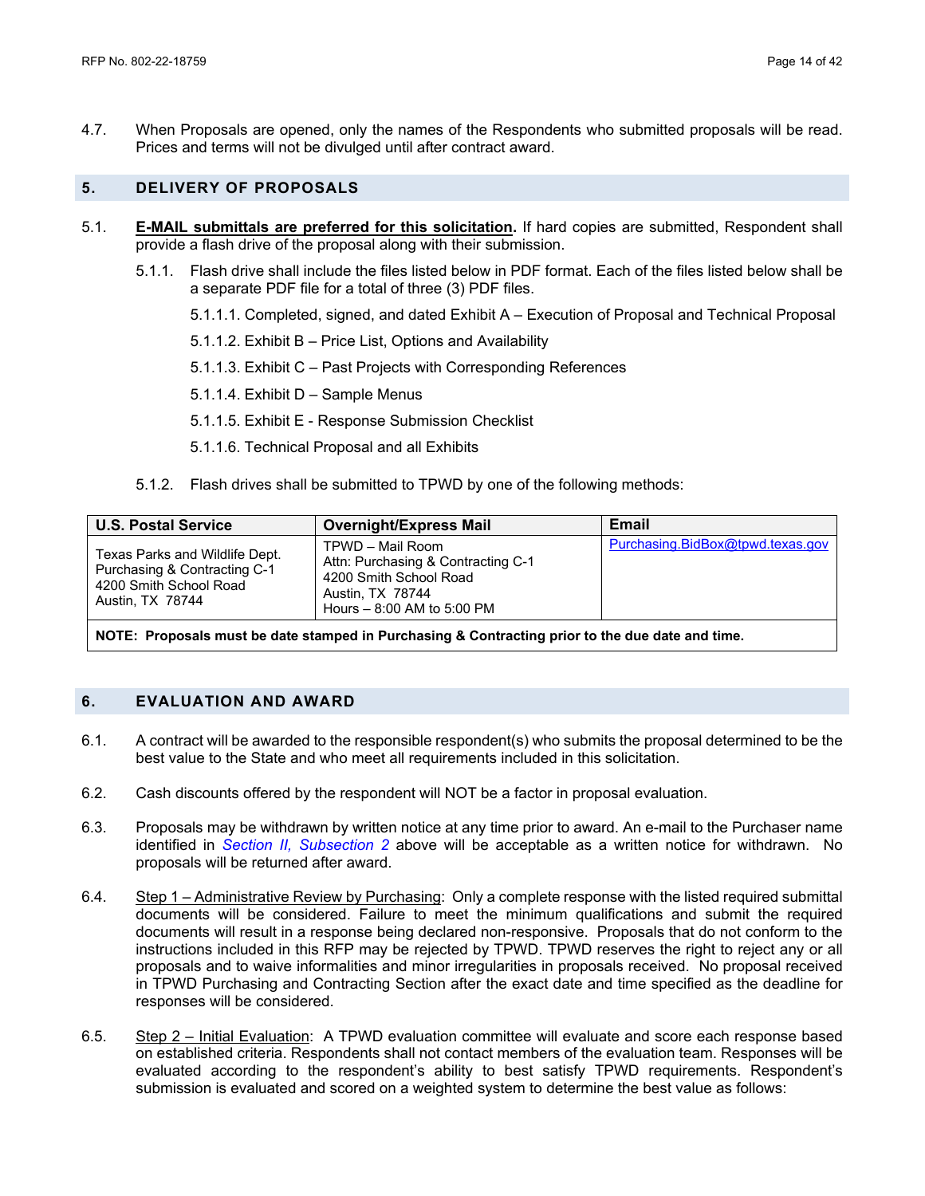4.7. When Proposals are opened, only the names of the Respondents who submitted proposals will be read. Prices and terms will not be divulged until after contract award.

## 5. DELIVERY OF PROPOSALS

5.1. **E-MAIL submittals are preferred for this solicitation.** If hard copies are submitted, Respondent shall provide a flash drive of the proposal along with their submission.

5.1.1. Flash drive shall include the files listed below in PDF format. Each of the files listed below shall be a separate PDF file for a total of three (3) PDF files.

5.1.1.1. Completed, signed, and dated Exhibit A – Execution of Proposal and Technical Proposal

5.1.1.2. Exhibit B – Price List, Options and Availability

5.1.1.3. Exhibit C – Past Projects with Corresponding References

5.1.1.4. Exhibit D – Sample Menus

5.1.1.5. Exhibit E - Response Submission Checklist

5.1.1.6. Technical Proposal and all Exhibits

5.1.2. Flash drives shall be submitted to TPWD by one of the following methods:

| U.S. Postal Service | Overnight/Express Mail | Email |
|---|---|---|
| Texas Parks and Wildlife Dept.<br>Purchasing & Contracting C-1<br>4200 Smith School Road<br>Austin, TX 78744 | TPWD – Mail Room<br>Attn: Purchasing & Contracting C-1<br>4200 Smith School Road<br>Austin, TX 78744<br>Hours – 8:00 AM to 5:00 PM | Purchasing.BidBox@tpwd.texas.gov |
| **NOTE: Proposals must be date stamped in Purchasing & Contracting prior to the due date and time.** | | |

## 6. EVALUATION AND AWARD

6.1. A contract will be awarded to the responsible respondent(s) who submits the proposal determined to be the best value to the State and who meet all requirements included in this solicitation.

6.2. Cash discounts offered by the respondent will NOT be a factor in proposal evaluation.

6.3. Proposals may be withdrawn by written notice at any time prior to award. An e-mail to the Purchaser name identified in *Section II, Subsection 2* above will be acceptable as a written notice for withdrawn. No proposals will be returned after award.

6.4. Step 1 – Administrative Review by Purchasing: Only a complete response with the listed required submittal documents will be considered. Failure to meet the minimum qualifications and submit the required documents will result in a response being declared non-responsive. Proposals that do not conform to the instructions included in this RFP may be rejected by TPWD. TPWD reserves the right to reject any or all proposals and to waive informalities and minor irregularities in proposals received. No proposal received in TPWD Purchasing and Contracting Section after the exact date and time specified as the deadline for responses will be considered.

6.5. Step 2 – Initial Evaluation: A TPWD evaluation committee will evaluate and score each response based on established criteria. Respondents shall not contact members of the evaluation team. Responses will be evaluated according to the respondent's ability to best satisfy TPWD requirements. Respondent's submission is evaluated and scored on a weighted system to determine the best value as follows: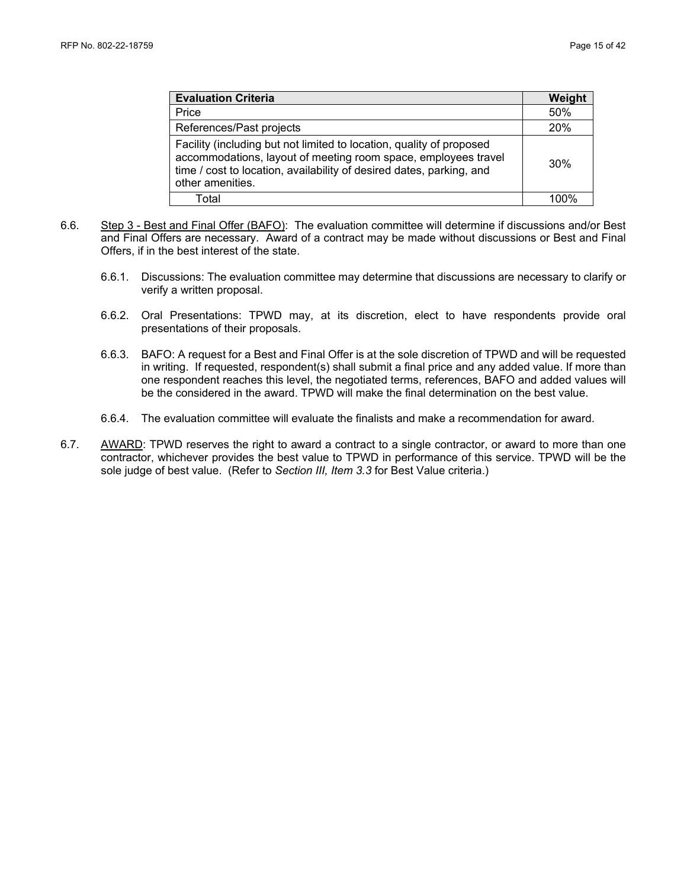| Evaluation Criteria | Weight |
| --- | --- |
| Price | 50% |
| References/Past projects | 20% |
| Facility (including but not limited to location, quality of proposed accommodations, layout of meeting room space, employees travel time / cost to location, availability of desired dates, parking, and other amenities. | 30% |
| Total | 100% |

6.6. Step 3 - Best and Final Offer (BAFO): The evaluation committee will determine if discussions and/or Best and Final Offers are necessary. Award of a contract may be made without discussions or Best and Final Offers, if in the best interest of the state.

6.6.1. Discussions: The evaluation committee may determine that discussions are necessary to clarify or verify a written proposal.

6.6.2. Oral Presentations: TPWD may, at its discretion, elect to have respondents provide oral presentations of their proposals.

6.6.3. BAFO: A request for a Best and Final Offer is at the sole discretion of TPWD and will be requested in writing. If requested, respondent(s) shall submit a final price and any added value. If more than one respondent reaches this level, the negotiated terms, references, BAFO and added values will be the considered in the award. TPWD will make the final determination on the best value.

6.6.4. The evaluation committee will evaluate the finalists and make a recommendation for award.

6.7. AWARD: TPWD reserves the right to award a contract to a single contractor, or award to more than one contractor, whichever provides the best value to TPWD in performance of this service. TPWD will be the sole judge of best value. (Refer to *Section III, Item 3.3* for Best Value criteria.)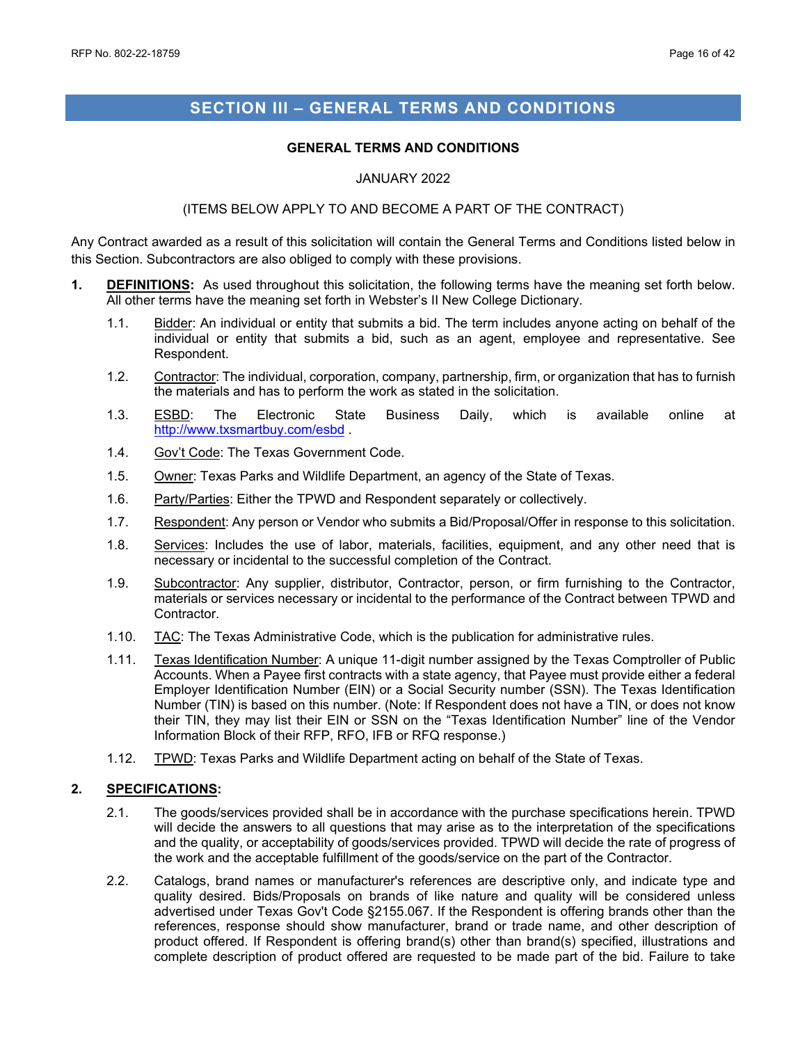# SECTION III – GENERAL TERMS AND CONDITIONS

**GENERAL TERMS AND CONDITIONS**

JANUARY 2022

(ITEMS BELOW APPLY TO AND BECOME A PART OF THE CONTRACT)

Any Contract awarded as a result of this solicitation will contain the General Terms and Conditions listed below in this Section. Subcontractors are also obliged to comply with these provisions.

**1. DEFINITIONS:** As used throughout this solicitation, the following terms have the meaning set forth below. All other terms have the meaning set forth in Webster's II New College Dictionary.

- 1.1. Bidder: An individual or entity that submits a bid. The term includes anyone acting on behalf of the individual or entity that submits a bid, such as an agent, employee and representative. See Respondent.
- 1.2. Contractor: The individual, corporation, company, partnership, firm, or organization that has to furnish the materials and has to perform the work as stated in the solicitation.
- 1.3. ESBD: The Electronic State Business Daily, which is available online at http://www.txsmartbuy.com/esbd .
- 1.4. Gov't Code: The Texas Government Code.
- 1.5. Owner: Texas Parks and Wildlife Department, an agency of the State of Texas.
- 1.6. Party/Parties: Either the TPWD and Respondent separately or collectively.
- 1.7. Respondent: Any person or Vendor who submits a Bid/Proposal/Offer in response to this solicitation.
- 1.8. Services: Includes the use of labor, materials, facilities, equipment, and any other need that is necessary or incidental to the successful completion of the Contract.
- 1.9. Subcontractor: Any supplier, distributor, Contractor, person, or firm furnishing to the Contractor, materials or services necessary or incidental to the performance of the Contract between TPWD and Contractor.
- 1.10. TAC: The Texas Administrative Code, which is the publication for administrative rules.
- 1.11. Texas Identification Number: A unique 11-digit number assigned by the Texas Comptroller of Public Accounts. When a Payee first contracts with a state agency, that Payee must provide either a federal Employer Identification Number (EIN) or a Social Security number (SSN). The Texas Identification Number (TIN) is based on this number. (Note: If Respondent does not have a TIN, or does not know their TIN, they may list their EIN or SSN on the "Texas Identification Number" line of the Vendor Information Block of their RFP, RFO, IFB or RFQ response.)
- 1.12. TPWD: Texas Parks and Wildlife Department acting on behalf of the State of Texas.

**2. SPECIFICATIONS:**

- 2.1. The goods/services provided shall be in accordance with the purchase specifications herein. TPWD will decide the answers to all questions that may arise as to the interpretation of the specifications and the quality, or acceptability of goods/services provided. TPWD will decide the rate of progress of the work and the acceptable fulfillment of the goods/service on the part of the Contractor.
- 2.2. Catalogs, brand names or manufacturer's references are descriptive only, and indicate type and quality desired. Bids/Proposals on brands of like nature and quality will be considered unless advertised under Texas Gov't Code §2155.067. If the Respondent is offering brands other than the references, response should show manufacturer, brand or trade name, and other description of product offered. If Respondent is offering brand(s) other than brand(s) specified, illustrations and complete description of product offered are requested to be made part of the bid. Failure to take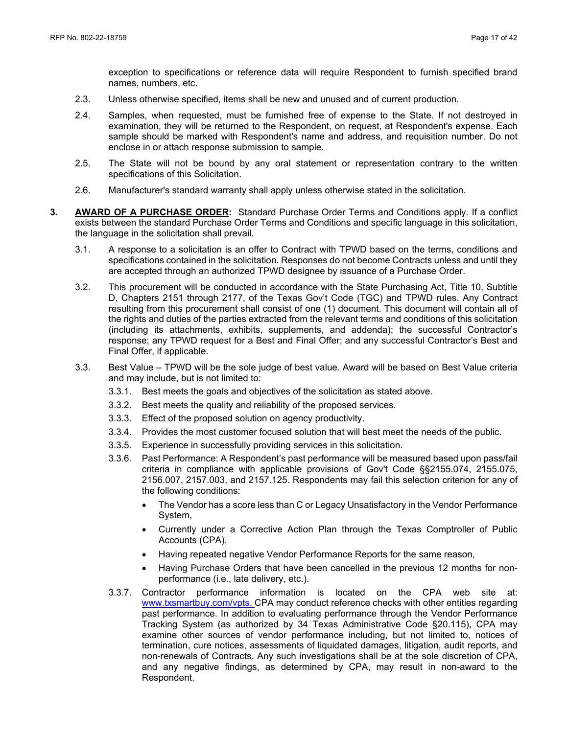exception to specifications or reference data will require Respondent to furnish specified brand names, numbers, etc.

2.3. Unless otherwise specified, items shall be new and unused and of current production.

2.4. Samples, when requested, must be furnished free of expense to the State. If not destroyed in examination, they will be returned to the Respondent, on request, at Respondent's expense. Each sample should be marked with Respondent's name and address, and requisition number. Do not enclose in or attach response submission to sample.

2.5. The State will not be bound by any oral statement or representation contrary to the written specifications of this Solicitation.

2.6. Manufacturer's standard warranty shall apply unless otherwise stated in the solicitation.

**3. <u>AWARD OF A PURCHASE ORDER</u>:** Standard Purchase Order Terms and Conditions apply. If a conflict exists between the standard Purchase Order Terms and Conditions and specific language in this solicitation, the language in the solicitation shall prevail.

3.1. A response to a solicitation is an offer to Contract with TPWD based on the terms, conditions and specifications contained in the solicitation. Responses do not become Contracts unless and until they are accepted through an authorized TPWD designee by issuance of a Purchase Order.

3.2. This procurement will be conducted in accordance with the State Purchasing Act, Title 10, Subtitle D, Chapters 2151 through 2177, of the Texas Gov't Code (TGC) and TPWD rules. Any Contract resulting from this procurement shall consist of one (1) document. This document will contain all of the rights and duties of the parties extracted from the relevant terms and conditions of this solicitation (including its attachments, exhibits, supplements, and addenda); the successful Contractor's response; any TPWD request for a Best and Final Offer; and any successful Contractor's Best and Final Offer, if applicable.

3.3. Best Value – TPWD will be the sole judge of best value. Award will be based on Best Value criteria and may include, but is not limited to:

3.3.1. Best meets the goals and objectives of the solicitation as stated above.

3.3.2. Best meets the quality and reliability of the proposed services.

3.3.3. Effect of the proposed solution on agency productivity.

3.3.4. Provides the most customer focused solution that will best meet the needs of the public.

3.3.5. Experience in successfully providing services in this solicitation.

3.3.6. Past Performance: A Respondent's past performance will be measured based upon pass/fail criteria in compliance with applicable provisions of Gov't Code §§2155.074, 2155.075, 2156.007, 2157.003, and 2157.125. Respondents may fail this selection criterion for any of the following conditions:

- The Vendor has a score less than C or Legacy Unsatisfactory in the Vendor Performance System,
- Currently under a Corrective Action Plan through the Texas Comptroller of Public Accounts (CPA),
- Having repeated negative Vendor Performance Reports for the same reason,
- Having Purchase Orders that have been cancelled in the previous 12 months for non-performance (i.e., late delivery, etc.).

3.3.7. Contractor performance information is located on the CPA web site at: www.txsmartbuy.com/vpts. CPA may conduct reference checks with other entities regarding past performance. In addition to evaluating performance through the Vendor Performance Tracking System (as authorized by 34 Texas Administrative Code §20.115), CPA may examine other sources of vendor performance including, but not limited to, notices of termination, cure notices, assessments of liquidated damages, litigation, audit reports, and non-renewals of Contracts. Any such investigations shall be at the sole discretion of CPA, and any negative findings, as determined by CPA, may result in non-award to the Respondent.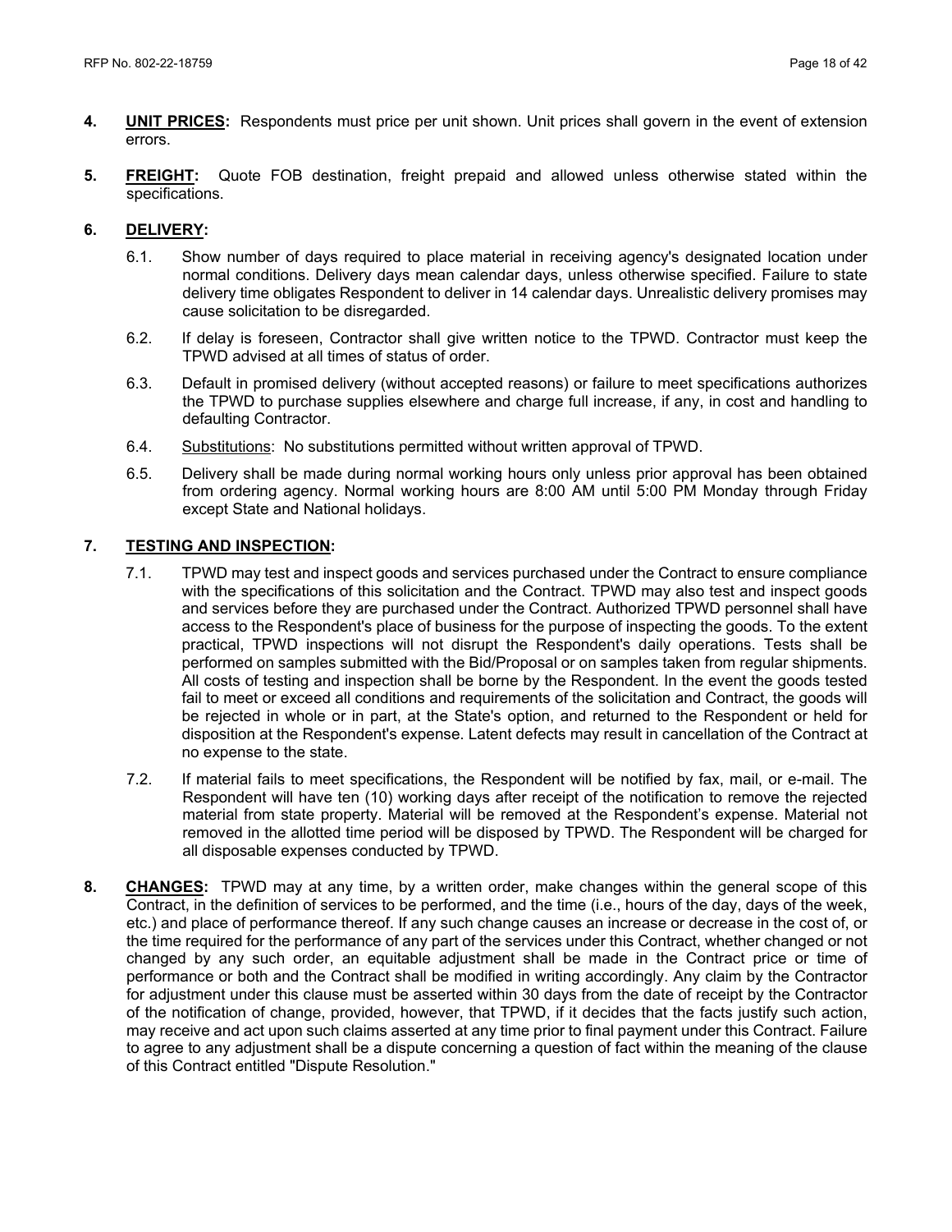**4. UNIT PRICES:** Respondents must price per unit shown. Unit prices shall govern in the event of extension errors.

**5. FREIGHT:** Quote FOB destination, freight prepaid and allowed unless otherwise stated within the specifications.

**6. DELIVERY:**

6.1. Show number of days required to place material in receiving agency's designated location under normal conditions. Delivery days mean calendar days, unless otherwise specified. Failure to state delivery time obligates Respondent to deliver in 14 calendar days. Unrealistic delivery promises may cause solicitation to be disregarded.

6.2. If delay is foreseen, Contractor shall give written notice to the TPWD. Contractor must keep the TPWD advised at all times of status of order.

6.3. Default in promised delivery (without accepted reasons) or failure to meet specifications authorizes the TPWD to purchase supplies elsewhere and charge full increase, if any, in cost and handling to defaulting Contractor.

6.4. Substitutions: No substitutions permitted without written approval of TPWD.

6.5. Delivery shall be made during normal working hours only unless prior approval has been obtained from ordering agency. Normal working hours are 8:00 AM until 5:00 PM Monday through Friday except State and National holidays.

**7. TESTING AND INSPECTION:**

7.1. TPWD may test and inspect goods and services purchased under the Contract to ensure compliance with the specifications of this solicitation and the Contract. TPWD may also test and inspect goods and services before they are purchased under the Contract. Authorized TPWD personnel shall have access to the Respondent's place of business for the purpose of inspecting the goods. To the extent practical, TPWD inspections will not disrupt the Respondent's daily operations. Tests shall be performed on samples submitted with the Bid/Proposal or on samples taken from regular shipments. All costs of testing and inspection shall be borne by the Respondent. In the event the goods tested fail to meet or exceed all conditions and requirements of the solicitation and Contract, the goods will be rejected in whole or in part, at the State's option, and returned to the Respondent or held for disposition at the Respondent's expense. Latent defects may result in cancellation of the Contract at no expense to the state.

7.2. If material fails to meet specifications, the Respondent will be notified by fax, mail, or e-mail. The Respondent will have ten (10) working days after receipt of the notification to remove the rejected material from state property. Material will be removed at the Respondent's expense. Material not removed in the allotted time period will be disposed by TPWD. The Respondent will be charged for all disposable expenses conducted by TPWD.

**8. CHANGES:** TPWD may at any time, by a written order, make changes within the general scope of this Contract, in the definition of services to be performed, and the time (i.e., hours of the day, days of the week, etc.) and place of performance thereof. If any such change causes an increase or decrease in the cost of, or the time required for the performance of any part of the services under this Contract, whether changed or not changed by any such order, an equitable adjustment shall be made in the Contract price or time of performance or both and the Contract shall be modified in writing accordingly. Any claim by the Contractor for adjustment under this clause must be asserted within 30 days from the date of receipt by the Contractor of the notification of change, provided, however, that TPWD, if it decides that the facts justify such action, may receive and act upon such claims asserted at any time prior to final payment under this Contract. Failure to agree to any adjustment shall be a dispute concerning a question of fact within the meaning of the clause of this Contract entitled "Dispute Resolution."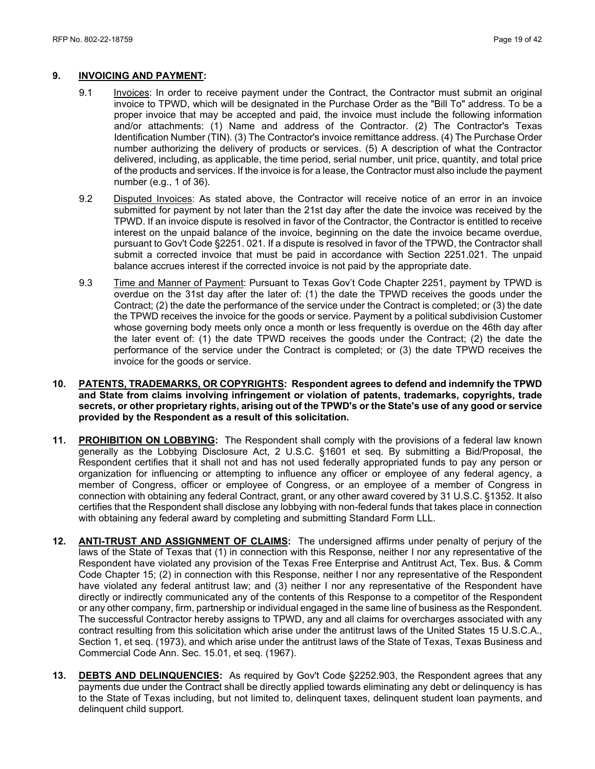## 9. <u>INVOICING AND PAYMENT</u>:

9.1 <u>Invoices</u>: In order to receive payment under the Contract, the Contractor must submit an original invoice to TPWD, which will be designated in the Purchase Order as the "Bill To" address. To be a proper invoice that may be accepted and paid, the invoice must include the following information and/or attachments: (1) Name and address of the Contractor. (2) The Contractor's Texas Identification Number (TIN). (3) The Contractor's invoice remittance address. (4) The Purchase Order number authorizing the delivery of products or services. (5) A description of what the Contractor delivered, including, as applicable, the time period, serial number, unit price, quantity, and total price of the products and services. If the invoice is for a lease, the Contractor must also include the payment number (e.g., 1 of 36).

9.2 <u>Disputed Invoices</u>: As stated above, the Contractor will receive notice of an error in an invoice submitted for payment by not later than the 21st day after the date the invoice was received by the TPWD. If an invoice dispute is resolved in favor of the Contractor, the Contractor is entitled to receive interest on the unpaid balance of the invoice, beginning on the date the invoice became overdue, pursuant to Gov't Code §2251. 021. If a dispute is resolved in favor of the TPWD, the Contractor shall submit a corrected invoice that must be paid in accordance with Section 2251.021. The unpaid balance accrues interest if the corrected invoice is not paid by the appropriate date.

9.3 <u>Time and Manner of Payment</u>: Pursuant to Texas Gov't Code Chapter 2251, payment by TPWD is overdue on the 31st day after the later of: (1) the date the TPWD receives the goods under the Contract; (2) the date the performance of the service under the Contract is completed; or (3) the date the TPWD receives the invoice for the goods or service. Payment by a political subdivision Customer whose governing body meets only once a month or less frequently is overdue on the 46th day after the later event of: (1) the date TPWD receives the goods under the Contract; (2) the date the performance of the service under the Contract is completed; or (3) the date TPWD receives the invoice for the goods or service.

**10. <u>PATENTS, TRADEMARKS, OR COPYRIGHTS</u>: Respondent agrees to defend and indemnify the TPWD and State from claims involving infringement or violation of patents, trademarks, copyrights, trade secrets, or other proprietary rights, arising out of the TPWD's or the State's use of any good or service provided by the Respondent as a result of this solicitation.**

**11. <u>PROHIBITION ON LOBBYING</u>:** The Respondent shall comply with the provisions of a federal law known generally as the Lobbying Disclosure Act, 2 U.S.C. §1601 et seq. By submitting a Bid/Proposal, the Respondent certifies that it shall not and has not used federally appropriated funds to pay any person or organization for influencing or attempting to influence any officer or employee of any federal agency, a member of Congress, officer or employee of Congress, or an employee of a member of Congress in connection with obtaining any federal Contract, grant, or any other award covered by 31 U.S.C. §1352. It also certifies that the Respondent shall disclose any lobbying with non-federal funds that takes place in connection with obtaining any federal award by completing and submitting Standard Form LLL.

**12. <u>ANTI-TRUST AND ASSIGNMENT OF CLAIMS</u>:** The undersigned affirms under penalty of perjury of the laws of the State of Texas that (1) in connection with this Response, neither I nor any representative of the Respondent have violated any provision of the Texas Free Enterprise and Antitrust Act, Tex. Bus. & Comm Code Chapter 15; (2) in connection with this Response, neither I nor any representative of the Respondent have violated any federal antitrust law; and (3) neither I nor any representative of the Respondent have directly or indirectly communicated any of the contents of this Response to a competitor of the Respondent or any other company, firm, partnership or individual engaged in the same line of business as the Respondent. The successful Contractor hereby assigns to TPWD, any and all claims for overcharges associated with any contract resulting from this solicitation which arise under the antitrust laws of the United States 15 U.S.C.A., Section 1, et seq. (1973), and which arise under the antitrust laws of the State of Texas, Texas Business and Commercial Code Ann. Sec. 15.01, et seq. (1967).

**13. <u>DEBTS AND DELINQUENCIES</u>:** As required by Gov't Code §2252.903, the Respondent agrees that any payments due under the Contract shall be directly applied towards eliminating any debt or delinquency is has to the State of Texas including, but not limited to, delinquent taxes, delinquent student loan payments, and delinquent child support.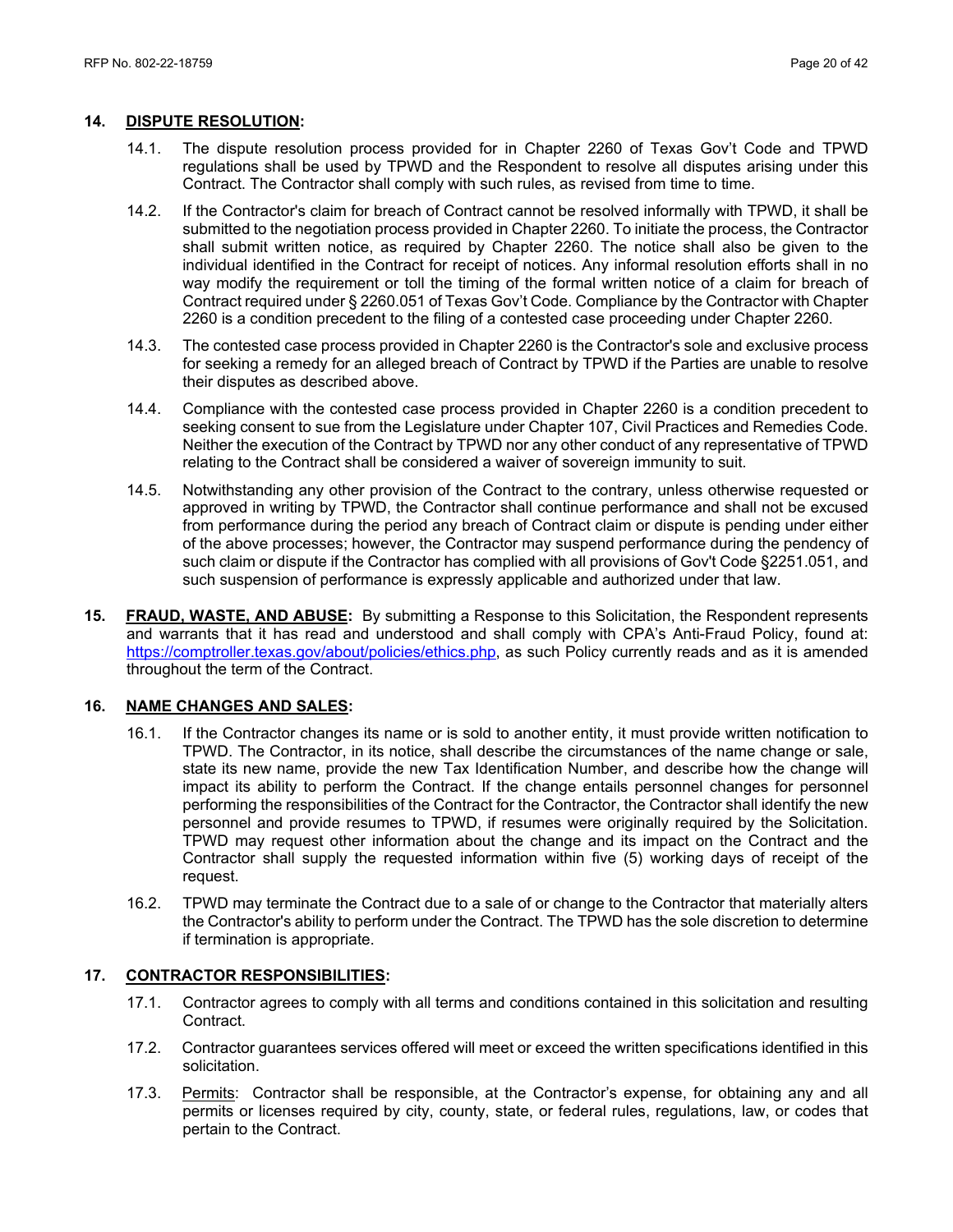**14. DISPUTE RESOLUTION:**

14.1. The dispute resolution process provided for in Chapter 2260 of Texas Gov't Code and TPWD regulations shall be used by TPWD and the Respondent to resolve all disputes arising under this Contract. The Contractor shall comply with such rules, as revised from time to time.

14.2. If the Contractor's claim for breach of Contract cannot be resolved informally with TPWD, it shall be submitted to the negotiation process provided in Chapter 2260. To initiate the process, the Contractor shall submit written notice, as required by Chapter 2260. The notice shall also be given to the individual identified in the Contract for receipt of notices. Any informal resolution efforts shall in no way modify the requirement or toll the timing of the formal written notice of a claim for breach of Contract required under § 2260.051 of Texas Gov't Code. Compliance by the Contractor with Chapter 2260 is a condition precedent to the filing of a contested case proceeding under Chapter 2260.

14.3. The contested case process provided in Chapter 2260 is the Contractor's sole and exclusive process for seeking a remedy for an alleged breach of Contract by TPWD if the Parties are unable to resolve their disputes as described above.

14.4. Compliance with the contested case process provided in Chapter 2260 is a condition precedent to seeking consent to sue from the Legislature under Chapter 107, Civil Practices and Remedies Code. Neither the execution of the Contract by TPWD nor any other conduct of any representative of TPWD relating to the Contract shall be considered a waiver of sovereign immunity to suit.

14.5. Notwithstanding any other provision of the Contract to the contrary, unless otherwise requested or approved in writing by TPWD, the Contractor shall continue performance and shall not be excused from performance during the period any breach of Contract claim or dispute is pending under either of the above processes; however, the Contractor may suspend performance during the pendency of such claim or dispute if the Contractor has complied with all provisions of Gov't Code §2251.051, and such suspension of performance is expressly applicable and authorized under that law.

**15. FRAUD, WASTE, AND ABUSE:** By submitting a Response to this Solicitation, the Respondent represents and warrants that it has read and understood and shall comply with CPA's Anti-Fraud Policy, found at: https://comptroller.texas.gov/about/policies/ethics.php, as such Policy currently reads and as it is amended throughout the term of the Contract.

**16. NAME CHANGES AND SALES:**

16.1. If the Contractor changes its name or is sold to another entity, it must provide written notification to TPWD. The Contractor, in its notice, shall describe the circumstances of the name change or sale, state its new name, provide the new Tax Identification Number, and describe how the change will impact its ability to perform the Contract. If the change entails personnel changes for personnel performing the responsibilities of the Contract for the Contractor, the Contractor shall identify the new personnel and provide resumes to TPWD, if resumes were originally required by the Solicitation. TPWD may request other information about the change and its impact on the Contract and the Contractor shall supply the requested information within five (5) working days of receipt of the request.

16.2. TPWD may terminate the Contract due to a sale of or change to the Contractor that materially alters the Contractor's ability to perform under the Contract. The TPWD has the sole discretion to determine if termination is appropriate.

**17. CONTRACTOR RESPONSIBILITIES:**

17.1. Contractor agrees to comply with all terms and conditions contained in this solicitation and resulting Contract.

17.2. Contractor guarantees services offered will meet or exceed the written specifications identified in this solicitation.

17.3. Permits: Contractor shall be responsible, at the Contractor's expense, for obtaining any and all permits or licenses required by city, county, state, or federal rules, regulations, law, or codes that pertain to the Contract.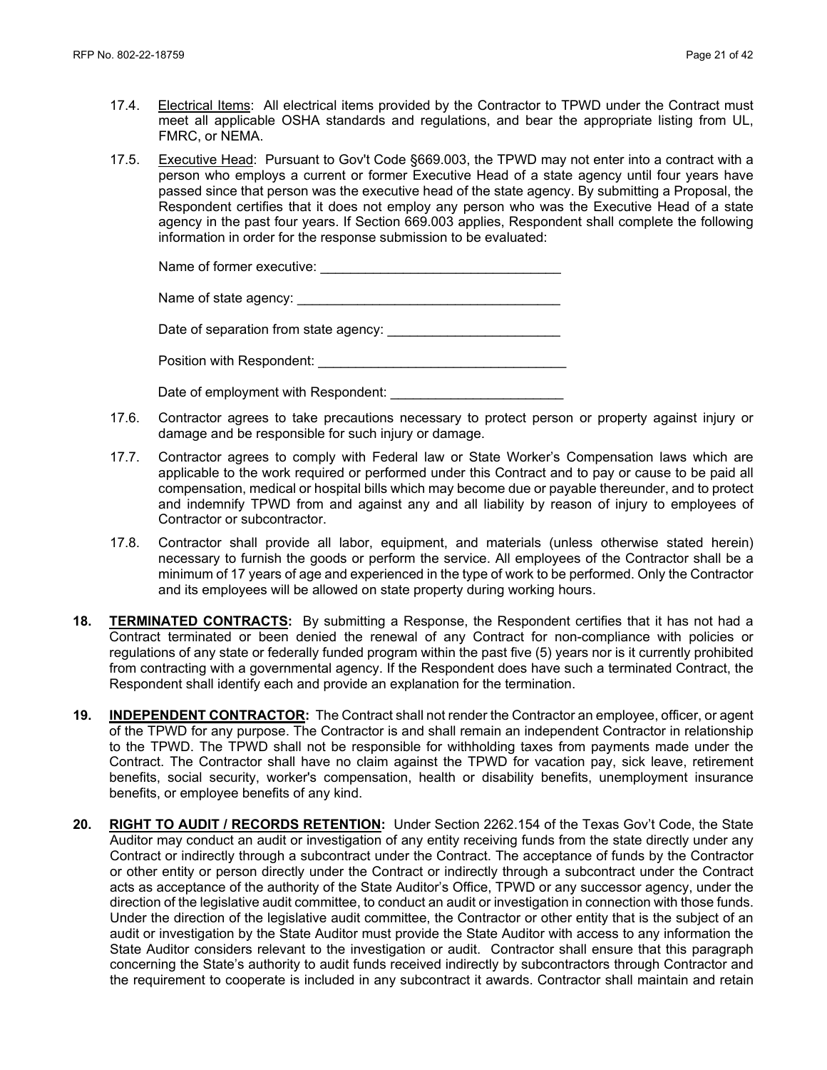17.4. Electrical Items: All electrical items provided by the Contractor to TPWD under the Contract must meet all applicable OSHA standards and regulations, and bear the appropriate listing from UL, FMRC, or NEMA.

17.5. Executive Head: Pursuant to Gov't Code §669.003, the TPWD may not enter into a contract with a person who employs a current or former Executive Head of a state agency until four years have passed since that person was the executive head of the state agency. By submitting a Proposal, the Respondent certifies that it does not employ any person who was the Executive Head of a state agency in the past four years. If Section 669.003 applies, Respondent shall complete the following information in order for the response submission to be evaluated:

Name of former executive: ________________________________

Name of state agency: ____________________________________

Date of separation from state agency: _______________________

Position with Respondent: _________________________________

Date of employment with Respondent: _______________________

17.6. Contractor agrees to take precautions necessary to protect person or property against injury or damage and be responsible for such injury or damage.

17.7. Contractor agrees to comply with Federal law or State Worker's Compensation laws which are applicable to the work required or performed under this Contract and to pay or cause to be paid all compensation, medical or hospital bills which may become due or payable thereunder, and to protect and indemnify TPWD from and against any and all liability by reason of injury to employees of Contractor or subcontractor.

17.8. Contractor shall provide all labor, equipment, and materials (unless otherwise stated herein) necessary to furnish the goods or perform the service. All employees of the Contractor shall be a minimum of 17 years of age and experienced in the type of work to be performed. Only the Contractor and its employees will be allowed on state property during working hours.

**18. TERMINATED CONTRACTS:** By submitting a Response, the Respondent certifies that it has not had a Contract terminated or been denied the renewal of any Contract for non-compliance with policies or regulations of any state or federally funded program within the past five (5) years nor is it currently prohibited from contracting with a governmental agency. If the Respondent does have such a terminated Contract, the Respondent shall identify each and provide an explanation for the termination.

**19. INDEPENDENT CONTRACTOR:** The Contract shall not render the Contractor an employee, officer, or agent of the TPWD for any purpose. The Contractor is and shall remain an independent Contractor in relationship to the TPWD. The TPWD shall not be responsible for withholding taxes from payments made under the Contract. The Contractor shall have no claim against the TPWD for vacation pay, sick leave, retirement benefits, social security, worker's compensation, health or disability benefits, unemployment insurance benefits, or employee benefits of any kind.

**20. RIGHT TO AUDIT / RECORDS RETENTION:** Under Section 2262.154 of the Texas Gov't Code, the State Auditor may conduct an audit or investigation of any entity receiving funds from the state directly under any Contract or indirectly through a subcontract under the Contract. The acceptance of funds by the Contractor or other entity or person directly under the Contract or indirectly through a subcontract under the Contract acts as acceptance of the authority of the State Auditor's Office, TPWD or any successor agency, under the direction of the legislative audit committee, to conduct an audit or investigation in connection with those funds. Under the direction of the legislative audit committee, the Contractor or other entity that is the subject of an audit or investigation by the State Auditor must provide the State Auditor with access to any information the State Auditor considers relevant to the investigation or audit. Contractor shall ensure that this paragraph concerning the State's authority to audit funds received indirectly by subcontractors through Contractor and the requirement to cooperate is included in any subcontract it awards. Contractor shall maintain and retain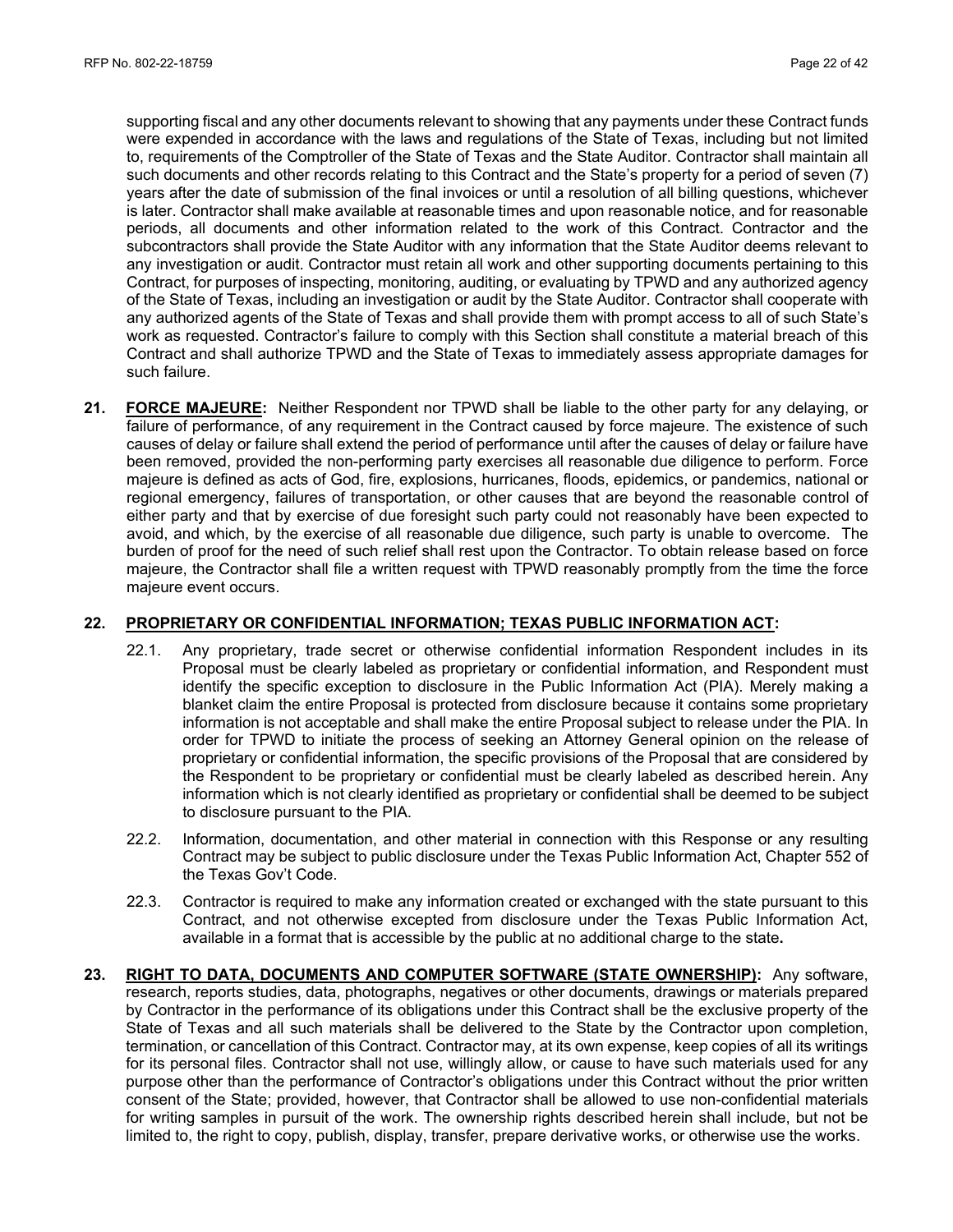supporting fiscal and any other documents relevant to showing that any payments under these Contract funds were expended in accordance with the laws and regulations of the State of Texas, including but not limited to, requirements of the Comptroller of the State of Texas and the State Auditor. Contractor shall maintain all such documents and other records relating to this Contract and the State's property for a period of seven (7) years after the date of submission of the final invoices or until a resolution of all billing questions, whichever is later. Contractor shall make available at reasonable times and upon reasonable notice, and for reasonable periods, all documents and other information related to the work of this Contract. Contractor and the subcontractors shall provide the State Auditor with any information that the State Auditor deems relevant to any investigation or audit. Contractor must retain all work and other supporting documents pertaining to this Contract, for purposes of inspecting, monitoring, auditing, or evaluating by TPWD and any authorized agency of the State of Texas, including an investigation or audit by the State Auditor. Contractor shall cooperate with any authorized agents of the State of Texas and shall provide them with prompt access to all of such State's work as requested. Contractor's failure to comply with this Section shall constitute a material breach of this Contract and shall authorize TPWD and the State of Texas to immediately assess appropriate damages for such failure.

**21. FORCE MAJEURE:** Neither Respondent nor TPWD shall be liable to the other party for any delaying, or failure of performance, of any requirement in the Contract caused by force majeure. The existence of such causes of delay or failure shall extend the period of performance until after the causes of delay or failure have been removed, provided the non-performing party exercises all reasonable due diligence to perform. Force majeure is defined as acts of God, fire, explosions, hurricanes, floods, epidemics, or pandemics, national or regional emergency, failures of transportation, or other causes that are beyond the reasonable control of either party and that by exercise of due foresight such party could not reasonably have been expected to avoid, and which, by the exercise of all reasonable due diligence, such party is unable to overcome. The burden of proof for the need of such relief shall rest upon the Contractor. To obtain release based on force majeure, the Contractor shall file a written request with TPWD reasonably promptly from the time the force majeure event occurs.

**22. PROPRIETARY OR CONFIDENTIAL INFORMATION; TEXAS PUBLIC INFORMATION ACT:**

22.1. Any proprietary, trade secret or otherwise confidential information Respondent includes in its Proposal must be clearly labeled as proprietary or confidential information, and Respondent must identify the specific exception to disclosure in the Public Information Act (PIA). Merely making a blanket claim the entire Proposal is protected from disclosure because it contains some proprietary information is not acceptable and shall make the entire Proposal subject to release under the PIA. In order for TPWD to initiate the process of seeking an Attorney General opinion on the release of proprietary or confidential information, the specific provisions of the Proposal that are considered by the Respondent to be proprietary or confidential must be clearly labeled as described herein. Any information which is not clearly identified as proprietary or confidential shall be deemed to be subject to disclosure pursuant to the PIA.

22.2. Information, documentation, and other material in connection with this Response or any resulting Contract may be subject to public disclosure under the Texas Public Information Act, Chapter 552 of the Texas Gov't Code.

22.3. Contractor is required to make any information created or exchanged with the state pursuant to this Contract, and not otherwise excepted from disclosure under the Texas Public Information Act, available in a format that is accessible by the public at no additional charge to the state**.**

**23. RIGHT TO DATA, DOCUMENTS AND COMPUTER SOFTWARE (STATE OWNERSHIP):** Any software, research, reports studies, data, photographs, negatives or other documents, drawings or materials prepared by Contractor in the performance of its obligations under this Contract shall be the exclusive property of the State of Texas and all such materials shall be delivered to the State by the Contractor upon completion, termination, or cancellation of this Contract. Contractor may, at its own expense, keep copies of all its writings for its personal files. Contractor shall not use, willingly allow, or cause to have such materials used for any purpose other than the performance of Contractor's obligations under this Contract without the prior written consent of the State; provided, however, that Contractor shall be allowed to use non-confidential materials for writing samples in pursuit of the work. The ownership rights described herein shall include, but not be limited to, the right to copy, publish, display, transfer, prepare derivative works, or otherwise use the works.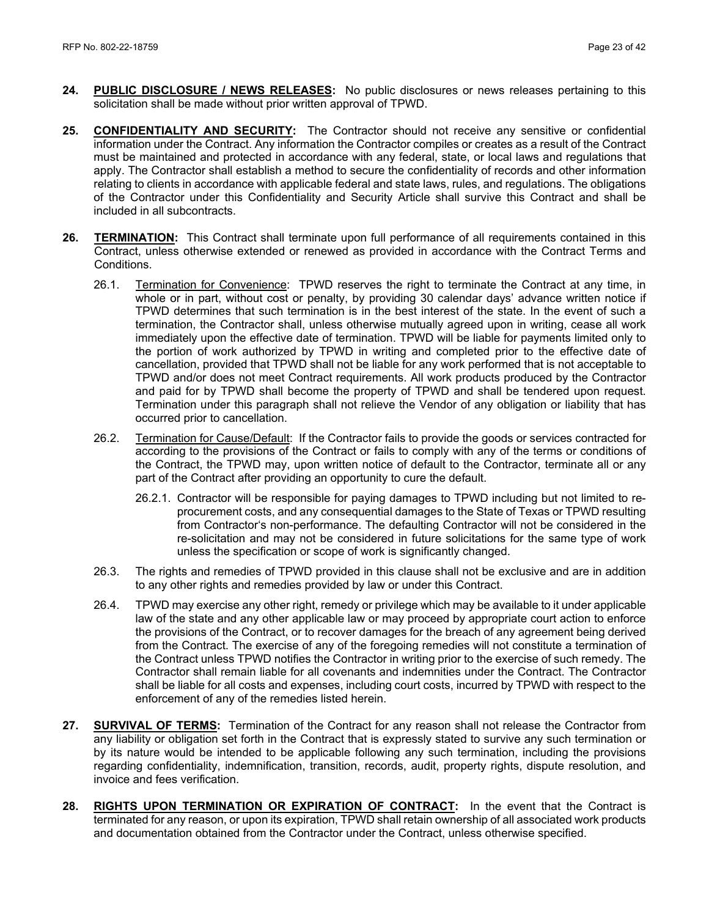**24. PUBLIC DISCLOSURE / NEWS RELEASES:** No public disclosures or news releases pertaining to this solicitation shall be made without prior written approval of TPWD.

**25. CONFIDENTIALITY AND SECURITY:** The Contractor should not receive any sensitive or confidential information under the Contract. Any information the Contractor compiles or creates as a result of the Contract must be maintained and protected in accordance with any federal, state, or local laws and regulations that apply. The Contractor shall establish a method to secure the confidentiality of records and other information relating to clients in accordance with applicable federal and state laws, rules, and regulations. The obligations of the Contractor under this Confidentiality and Security Article shall survive this Contract and shall be included in all subcontracts.

**26. TERMINATION:** This Contract shall terminate upon full performance of all requirements contained in this Contract, unless otherwise extended or renewed as provided in accordance with the Contract Terms and Conditions.

26.1. Termination for Convenience: TPWD reserves the right to terminate the Contract at any time, in whole or in part, without cost or penalty, by providing 30 calendar days' advance written notice if TPWD determines that such termination is in the best interest of the state. In the event of such a termination, the Contractor shall, unless otherwise mutually agreed upon in writing, cease all work immediately upon the effective date of termination. TPWD will be liable for payments limited only to the portion of work authorized by TPWD in writing and completed prior to the effective date of cancellation, provided that TPWD shall not be liable for any work performed that is not acceptable to TPWD and/or does not meet Contract requirements. All work products produced by the Contractor and paid for by TPWD shall become the property of TPWD and shall be tendered upon request. Termination under this paragraph shall not relieve the Vendor of any obligation or liability that has occurred prior to cancellation.

26.2. Termination for Cause/Default: If the Contractor fails to provide the goods or services contracted for according to the provisions of the Contract or fails to comply with any of the terms or conditions of the Contract, the TPWD may, upon written notice of default to the Contractor, terminate all or any part of the Contract after providing an opportunity to cure the default.

26.2.1. Contractor will be responsible for paying damages to TPWD including but not limited to re-procurement costs, and any consequential damages to the State of Texas or TPWD resulting from Contractor's non-performance. The defaulting Contractor will not be considered in the re-solicitation and may not be considered in future solicitations for the same type of work unless the specification or scope of work is significantly changed.

26.3. The rights and remedies of TPWD provided in this clause shall not be exclusive and are in addition to any other rights and remedies provided by law or under this Contract.

26.4. TPWD may exercise any other right, remedy or privilege which may be available to it under applicable law of the state and any other applicable law or may proceed by appropriate court action to enforce the provisions of the Contract, or to recover damages for the breach of any agreement being derived from the Contract. The exercise of any of the foregoing remedies will not constitute a termination of the Contract unless TPWD notifies the Contractor in writing prior to the exercise of such remedy. The Contractor shall remain liable for all covenants and indemnities under the Contract. The Contractor shall be liable for all costs and expenses, including court costs, incurred by TPWD with respect to the enforcement of any of the remedies listed herein.

**27. SURVIVAL OF TERMS:** Termination of the Contract for any reason shall not release the Contractor from any liability or obligation set forth in the Contract that is expressly stated to survive any such termination or by its nature would be intended to be applicable following any such termination, including the provisions regarding confidentiality, indemnification, transition, records, audit, property rights, dispute resolution, and invoice and fees verification.

**28. RIGHTS UPON TERMINATION OR EXPIRATION OF CONTRACT:** In the event that the Contract is terminated for any reason, or upon its expiration, TPWD shall retain ownership of all associated work products and documentation obtained from the Contractor under the Contract, unless otherwise specified.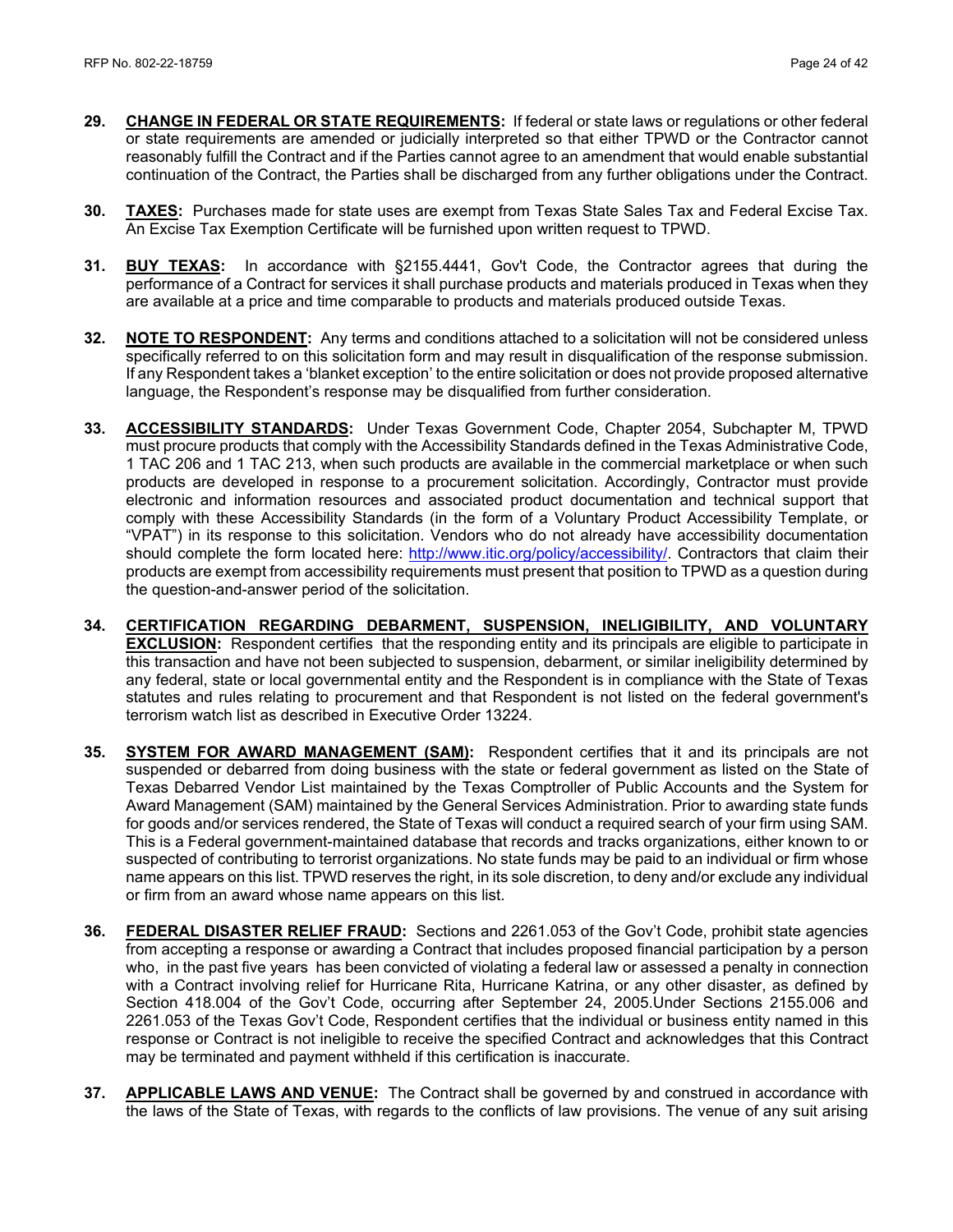29. **CHANGE IN FEDERAL OR STATE REQUIREMENTS:** If federal or state laws or regulations or other federal or state requirements are amended or judicially interpreted so that either TPWD or the Contractor cannot reasonably fulfill the Contract and if the Parties cannot agree to an amendment that would enable substantial continuation of the Contract, the Parties shall be discharged from any further obligations under the Contract.

30. **TAXES:** Purchases made for state uses are exempt from Texas State Sales Tax and Federal Excise Tax. An Excise Tax Exemption Certificate will be furnished upon written request to TPWD.

31. **BUY TEXAS:** In accordance with §2155.4441, Gov't Code, the Contractor agrees that during the performance of a Contract for services it shall purchase products and materials produced in Texas when they are available at a price and time comparable to products and materials produced outside Texas.

32. **NOTE TO RESPONDENT:** Any terms and conditions attached to a solicitation will not be considered unless specifically referred to on this solicitation form and may result in disqualification of the response submission. If any Respondent takes a 'blanket exception' to the entire solicitation or does not provide proposed alternative language, the Respondent's response may be disqualified from further consideration.

33. **ACCESSIBILITY STANDARDS:** Under Texas Government Code, Chapter 2054, Subchapter M, TPWD must procure products that comply with the Accessibility Standards defined in the Texas Administrative Code, 1 TAC 206 and 1 TAC 213, when such products are available in the commercial marketplace or when such products are developed in response to a procurement solicitation. Accordingly, Contractor must provide electronic and information resources and associated product documentation and technical support that comply with these Accessibility Standards (in the form of a Voluntary Product Accessibility Template, or "VPAT") in its response to this solicitation. Vendors who do not already have accessibility documentation should complete the form located here: http://www.itic.org/policy/accessibility/. Contractors that claim their products are exempt from accessibility requirements must present that position to TPWD as a question during the question-and-answer period of the solicitation.

34. **CERTIFICATION REGARDING DEBARMENT, SUSPENSION, INELIGIBILITY, AND VOLUNTARY EXCLUSION:** Respondent certifies that the responding entity and its principals are eligible to participate in this transaction and have not been subjected to suspension, debarment, or similar ineligibility determined by any federal, state or local governmental entity and the Respondent is in compliance with the State of Texas statutes and rules relating to procurement and that Respondent is not listed on the federal government's terrorism watch list as described in Executive Order 13224.

35. **SYSTEM FOR AWARD MANAGEMENT (SAM):** Respondent certifies that it and its principals are not suspended or debarred from doing business with the state or federal government as listed on the State of Texas Debarred Vendor List maintained by the Texas Comptroller of Public Accounts and the System for Award Management (SAM) maintained by the General Services Administration. Prior to awarding state funds for goods and/or services rendered, the State of Texas will conduct a required search of your firm using SAM. This is a Federal government-maintained database that records and tracks organizations, either known to or suspected of contributing to terrorist organizations. No state funds may be paid to an individual or firm whose name appears on this list. TPWD reserves the right, in its sole discretion, to deny and/or exclude any individual or firm from an award whose name appears on this list.

36. **FEDERAL DISASTER RELIEF FRAUD:** Sections and 2261.053 of the Gov't Code, prohibit state agencies from accepting a response or awarding a Contract that includes proposed financial participation by a person who, in the past five years has been convicted of violating a federal law or assessed a penalty in connection with a Contract involving relief for Hurricane Rita, Hurricane Katrina, or any other disaster, as defined by Section 418.004 of the Gov't Code, occurring after September 24, 2005.Under Sections 2155.006 and 2261.053 of the Texas Gov't Code, Respondent certifies that the individual or business entity named in this response or Contract is not ineligible to receive the specified Contract and acknowledges that this Contract may be terminated and payment withheld if this certification is inaccurate.

37. **APPLICABLE LAWS AND VENUE:** The Contract shall be governed by and construed in accordance with the laws of the State of Texas, with regards to the conflicts of law provisions. The venue of any suit arising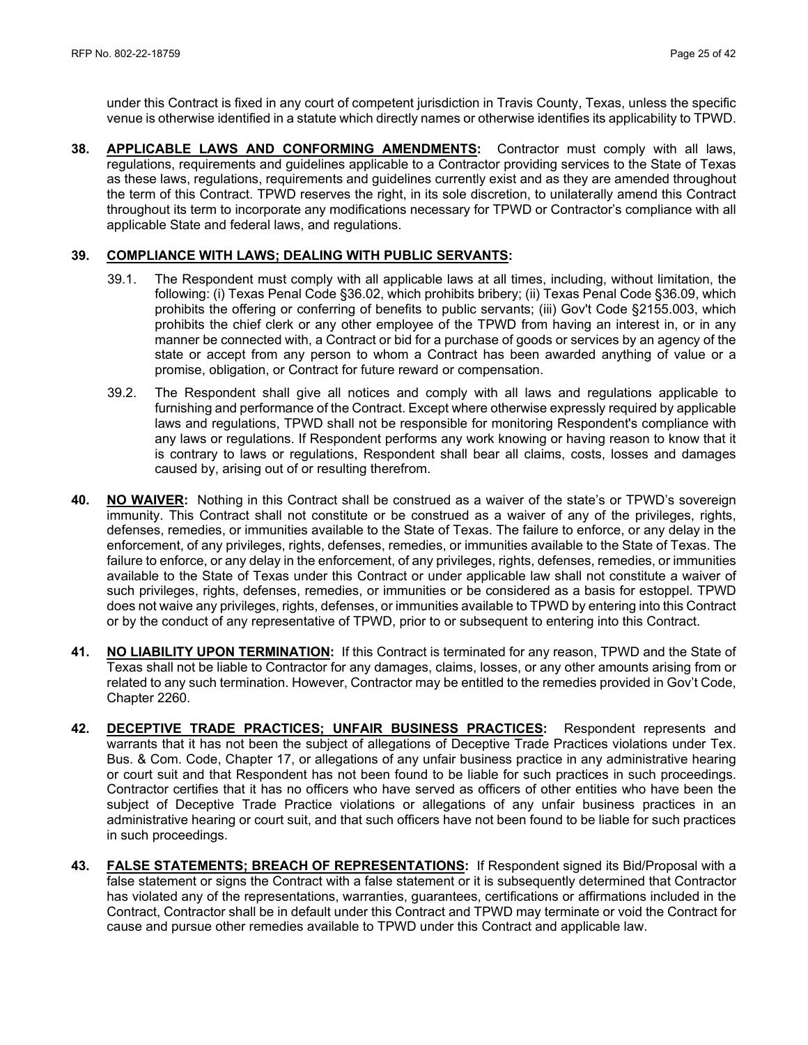under this Contract is fixed in any court of competent jurisdiction in Travis County, Texas, unless the specific venue is otherwise identified in a statute which directly names or otherwise identifies its applicability to TPWD.

**38. APPLICABLE LAWS AND CONFORMING AMENDMENTS:** Contractor must comply with all laws, regulations, requirements and guidelines applicable to a Contractor providing services to the State of Texas as these laws, regulations, requirements and guidelines currently exist and as they are amended throughout the term of this Contract. TPWD reserves the right, in its sole discretion, to unilaterally amend this Contract throughout its term to incorporate any modifications necessary for TPWD or Contractor's compliance with all applicable State and federal laws, and regulations.

**39. COMPLIANCE WITH LAWS; DEALING WITH PUBLIC SERVANTS:**

39.1. The Respondent must comply with all applicable laws at all times, including, without limitation, the following: (i) Texas Penal Code §36.02, which prohibits bribery; (ii) Texas Penal Code §36.09, which prohibits the offering or conferring of benefits to public servants; (iii) Gov't Code §2155.003, which prohibits the chief clerk or any other employee of the TPWD from having an interest in, or in any manner be connected with, a Contract or bid for a purchase of goods or services by an agency of the state or accept from any person to whom a Contract has been awarded anything of value or a promise, obligation, or Contract for future reward or compensation.

39.2. The Respondent shall give all notices and comply with all laws and regulations applicable to furnishing and performance of the Contract. Except where otherwise expressly required by applicable laws and regulations, TPWD shall not be responsible for monitoring Respondent's compliance with any laws or regulations. If Respondent performs any work knowing or having reason to know that it is contrary to laws or regulations, Respondent shall bear all claims, costs, losses and damages caused by, arising out of or resulting therefrom.

**40. NO WAIVER:** Nothing in this Contract shall be construed as a waiver of the state's or TPWD's sovereign immunity. This Contract shall not constitute or be construed as a waiver of any of the privileges, rights, defenses, remedies, or immunities available to the State of Texas. The failure to enforce, or any delay in the enforcement, of any privileges, rights, defenses, remedies, or immunities available to the State of Texas. The failure to enforce, or any delay in the enforcement, of any privileges, rights, defenses, remedies, or immunities available to the State of Texas under this Contract or under applicable law shall not constitute a waiver of such privileges, rights, defenses, remedies, or immunities or be considered as a basis for estoppel. TPWD does not waive any privileges, rights, defenses, or immunities available to TPWD by entering into this Contract or by the conduct of any representative of TPWD, prior to or subsequent to entering into this Contract.

**41. NO LIABILITY UPON TERMINATION:** If this Contract is terminated for any reason, TPWD and the State of Texas shall not be liable to Contractor for any damages, claims, losses, or any other amounts arising from or related to any such termination. However, Contractor may be entitled to the remedies provided in Gov't Code, Chapter 2260.

**42. DECEPTIVE TRADE PRACTICES; UNFAIR BUSINESS PRACTICES:** Respondent represents and warrants that it has not been the subject of allegations of Deceptive Trade Practices violations under Tex. Bus. & Com. Code, Chapter 17, or allegations of any unfair business practice in any administrative hearing or court suit and that Respondent has not been found to be liable for such practices in such proceedings. Contractor certifies that it has no officers who have served as officers of other entities who have been the subject of Deceptive Trade Practice violations or allegations of any unfair business practices in an administrative hearing or court suit, and that such officers have not been found to be liable for such practices in such proceedings.

**43. FALSE STATEMENTS; BREACH OF REPRESENTATIONS:** If Respondent signed its Bid/Proposal with a false statement or signs the Contract with a false statement or it is subsequently determined that Contractor has violated any of the representations, warranties, guarantees, certifications or affirmations included in the Contract, Contractor shall be in default under this Contract and TPWD may terminate or void the Contract for cause and pursue other remedies available to TPWD under this Contract and applicable law.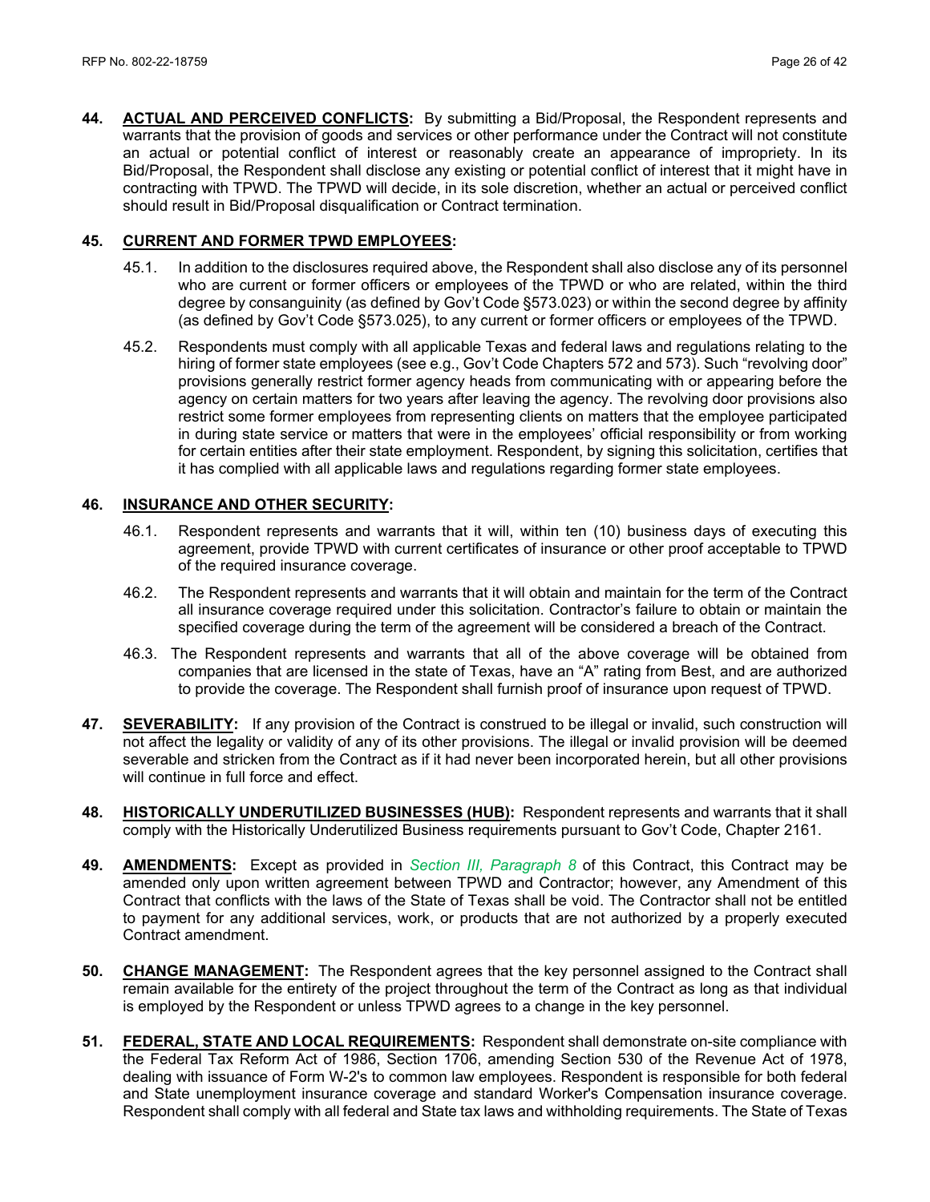**44. ACTUAL AND PERCEIVED CONFLICTS:** By submitting a Bid/Proposal, the Respondent represents and warrants that the provision of goods and services or other performance under the Contract will not constitute an actual or potential conflict of interest or reasonably create an appearance of impropriety. In its Bid/Proposal, the Respondent shall disclose any existing or potential conflict of interest that it might have in contracting with TPWD. The TPWD will decide, in its sole discretion, whether an actual or perceived conflict should result in Bid/Proposal disqualification or Contract termination.

**45. CURRENT AND FORMER TPWD EMPLOYEES:**

45.1. In addition to the disclosures required above, the Respondent shall also disclose any of its personnel who are current or former officers or employees of the TPWD or who are related, within the third degree by consanguinity (as defined by Gov't Code §573.023) or within the second degree by affinity (as defined by Gov't Code §573.025), to any current or former officers or employees of the TPWD.

45.2. Respondents must comply with all applicable Texas and federal laws and regulations relating to the hiring of former state employees (see e.g., Gov't Code Chapters 572 and 573). Such "revolving door" provisions generally restrict former agency heads from communicating with or appearing before the agency on certain matters for two years after leaving the agency. The revolving door provisions also restrict some former employees from representing clients on matters that the employee participated in during state service or matters that were in the employees' official responsibility or from working for certain entities after their state employment. Respondent, by signing this solicitation, certifies that it has complied with all applicable laws and regulations regarding former state employees.

**46. INSURANCE AND OTHER SECURITY:**

46.1. Respondent represents and warrants that it will, within ten (10) business days of executing this agreement, provide TPWD with current certificates of insurance or other proof acceptable to TPWD of the required insurance coverage.

46.2. The Respondent represents and warrants that it will obtain and maintain for the term of the Contract all insurance coverage required under this solicitation. Contractor's failure to obtain or maintain the specified coverage during the term of the agreement will be considered a breach of the Contract.

46.3. The Respondent represents and warrants that all of the above coverage will be obtained from companies that are licensed in the state of Texas, have an "A" rating from Best, and are authorized to provide the coverage. The Respondent shall furnish proof of insurance upon request of TPWD.

**47. SEVERABILITY:** If any provision of the Contract is construed to be illegal or invalid, such construction will not affect the legality or validity of any of its other provisions. The illegal or invalid provision will be deemed severable and stricken from the Contract as if it had never been incorporated herein, but all other provisions will continue in full force and effect.

**48. HISTORICALLY UNDERUTILIZED BUSINESSES (HUB):** Respondent represents and warrants that it shall comply with the Historically Underutilized Business requirements pursuant to Gov't Code, Chapter 2161.

**49. AMENDMENTS:** Except as provided in *Section III, Paragraph 8* of this Contract, this Contract may be amended only upon written agreement between TPWD and Contractor; however, any Amendment of this Contract that conflicts with the laws of the State of Texas shall be void. The Contractor shall not be entitled to payment for any additional services, work, or products that are not authorized by a properly executed Contract amendment.

**50. CHANGE MANAGEMENT:** The Respondent agrees that the key personnel assigned to the Contract shall remain available for the entirety of the project throughout the term of the Contract as long as that individual is employed by the Respondent or unless TPWD agrees to a change in the key personnel.

**51. FEDERAL, STATE AND LOCAL REQUIREMENTS:** Respondent shall demonstrate on-site compliance with the Federal Tax Reform Act of 1986, Section 1706, amending Section 530 of the Revenue Act of 1978, dealing with issuance of Form W-2's to common law employees. Respondent is responsible for both federal and State unemployment insurance coverage and standard Worker's Compensation insurance coverage. Respondent shall comply with all federal and State tax laws and withholding requirements. The State of Texas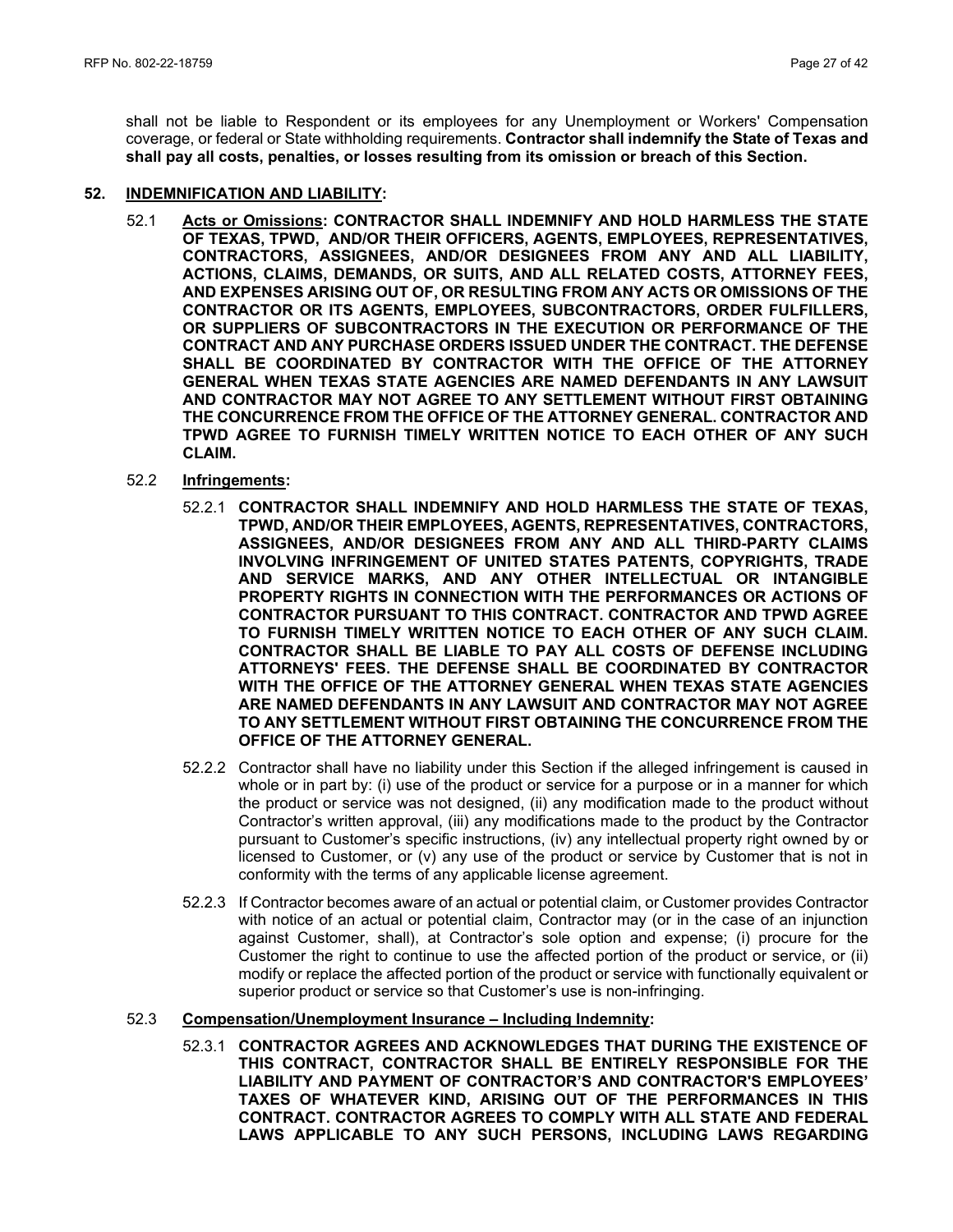shall not be liable to Respondent or its employees for any Unemployment or Workers' Compensation coverage, or federal or State withholding requirements. **Contractor shall indemnify the State of Texas and shall pay all costs, penalties, or losses resulting from its omission or breach of this Section.**

**52. <u>INDEMNIFICATION AND LIABILITY</u>:**

52.1 **<u>Acts or Omissions</u>: CONTRACTOR SHALL INDEMNIFY AND HOLD HARMLESS THE STATE OF TEXAS, TPWD, AND/OR THEIR OFFICERS, AGENTS, EMPLOYEES, REPRESENTATIVES, CONTRACTORS, ASSIGNEES, AND/OR DESIGNEES FROM ANY AND ALL LIABILITY, ACTIONS, CLAIMS, DEMANDS, OR SUITS, AND ALL RELATED COSTS, ATTORNEY FEES, AND EXPENSES ARISING OUT OF, OR RESULTING FROM ANY ACTS OR OMISSIONS OF THE CONTRACTOR OR ITS AGENTS, EMPLOYEES, SUBCONTRACTORS, ORDER FULFILLERS, OR SUPPLIERS OF SUBCONTRACTORS IN THE EXECUTION OR PERFORMANCE OF THE CONTRACT AND ANY PURCHASE ORDERS ISSUED UNDER THE CONTRACT. THE DEFENSE SHALL BE COORDINATED BY CONTRACTOR WITH THE OFFICE OF THE ATTORNEY GENERAL WHEN TEXAS STATE AGENCIES ARE NAMED DEFENDANTS IN ANY LAWSUIT AND CONTRACTOR MAY NOT AGREE TO ANY SETTLEMENT WITHOUT FIRST OBTAINING THE CONCURRENCE FROM THE OFFICE OF THE ATTORNEY GENERAL. CONTRACTOR AND TPWD AGREE TO FURNISH TIMELY WRITTEN NOTICE TO EACH OTHER OF ANY SUCH CLAIM.**

52.2 **<u>Infringements</u>:**

52.2.1 **CONTRACTOR SHALL INDEMNIFY AND HOLD HARMLESS THE STATE OF TEXAS, TPWD, AND/OR THEIR EMPLOYEES, AGENTS, REPRESENTATIVES, CONTRACTORS, ASSIGNEES, AND/OR DESIGNEES FROM ANY AND ALL THIRD-PARTY CLAIMS INVOLVING INFRINGEMENT OF UNITED STATES PATENTS, COPYRIGHTS, TRADE AND SERVICE MARKS, AND ANY OTHER INTELLECTUAL OR INTANGIBLE PROPERTY RIGHTS IN CONNECTION WITH THE PERFORMANCES OR ACTIONS OF CONTRACTOR PURSUANT TO THIS CONTRACT. CONTRACTOR AND TPWD AGREE TO FURNISH TIMELY WRITTEN NOTICE TO EACH OTHER OF ANY SUCH CLAIM. CONTRACTOR SHALL BE LIABLE TO PAY ALL COSTS OF DEFENSE INCLUDING ATTORNEYS' FEES. THE DEFENSE SHALL BE COORDINATED BY CONTRACTOR WITH THE OFFICE OF THE ATTORNEY GENERAL WHEN TEXAS STATE AGENCIES ARE NAMED DEFENDANTS IN ANY LAWSUIT AND CONTRACTOR MAY NOT AGREE TO ANY SETTLEMENT WITHOUT FIRST OBTAINING THE CONCURRENCE FROM THE OFFICE OF THE ATTORNEY GENERAL.**

52.2.2 Contractor shall have no liability under this Section if the alleged infringement is caused in whole or in part by: (i) use of the product or service for a purpose or in a manner for which the product or service was not designed, (ii) any modification made to the product without Contractor's written approval, (iii) any modifications made to the product by the Contractor pursuant to Customer's specific instructions, (iv) any intellectual property right owned by or licensed to Customer, or (v) any use of the product or service by Customer that is not in conformity with the terms of any applicable license agreement.

52.2.3 If Contractor becomes aware of an actual or potential claim, or Customer provides Contractor with notice of an actual or potential claim, Contractor may (or in the case of an injunction against Customer, shall), at Contractor's sole option and expense; (i) procure for the Customer the right to continue to use the affected portion of the product or service, or (ii) modify or replace the affected portion of the product or service with functionally equivalent or superior product or service so that Customer's use is non-infringing.

52.3 **<u>Compensation/Unemployment Insurance – Including Indemnity</u>:**

52.3.1 **CONTRACTOR AGREES AND ACKNOWLEDGES THAT DURING THE EXISTENCE OF THIS CONTRACT, CONTRACTOR SHALL BE ENTIRELY RESPONSIBLE FOR THE LIABILITY AND PAYMENT OF CONTRACTOR'S AND CONTRACTOR'S EMPLOYEES' TAXES OF WHATEVER KIND, ARISING OUT OF THE PERFORMANCES IN THIS CONTRACT. CONTRACTOR AGREES TO COMPLY WITH ALL STATE AND FEDERAL LAWS APPLICABLE TO ANY SUCH PERSONS, INCLUDING LAWS REGARDING**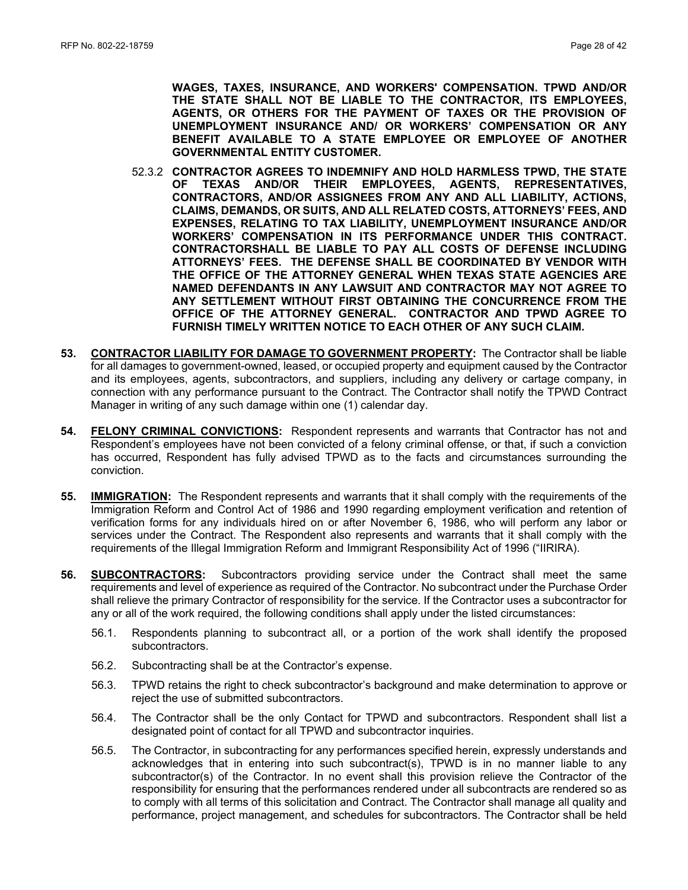**WAGES, TAXES, INSURANCE, AND WORKERS' COMPENSATION. TPWD AND/OR THE STATE SHALL NOT BE LIABLE TO THE CONTRACTOR, ITS EMPLOYEES, AGENTS, OR OTHERS FOR THE PAYMENT OF TAXES OR THE PROVISION OF UNEMPLOYMENT INSURANCE AND/ OR WORKERS' COMPENSATION OR ANY BENEFIT AVAILABLE TO A STATE EMPLOYEE OR EMPLOYEE OF ANOTHER GOVERNMENTAL ENTITY CUSTOMER.**

52.3.2 **CONTRACTOR AGREES TO INDEMNIFY AND HOLD HARMLESS TPWD, THE STATE OF TEXAS AND/OR THEIR EMPLOYEES, AGENTS, REPRESENTATIVES, CONTRACTORS, AND/OR ASSIGNEES FROM ANY AND ALL LIABILITY, ACTIONS, CLAIMS, DEMANDS, OR SUITS, AND ALL RELATED COSTS, ATTORNEYS' FEES, AND EXPENSES, RELATING TO TAX LIABILITY, UNEMPLOYMENT INSURANCE AND/OR WORKERS' COMPENSATION IN ITS PERFORMANCE UNDER THIS CONTRACT. CONTRACTORSHALL BE LIABLE TO PAY ALL COSTS OF DEFENSE INCLUDING ATTORNEYS' FEES. THE DEFENSE SHALL BE COORDINATED BY VENDOR WITH THE OFFICE OF THE ATTORNEY GENERAL WHEN TEXAS STATE AGENCIES ARE NAMED DEFENDANTS IN ANY LAWSUIT AND CONTRACTOR MAY NOT AGREE TO ANY SETTLEMENT WITHOUT FIRST OBTAINING THE CONCURRENCE FROM THE OFFICE OF THE ATTORNEY GENERAL. CONTRACTOR AND TPWD AGREE TO FURNISH TIMELY WRITTEN NOTICE TO EACH OTHER OF ANY SUCH CLAIM.**

**53. CONTRACTOR LIABILITY FOR DAMAGE TO GOVERNMENT PROPERTY:** The Contractor shall be liable for all damages to government-owned, leased, or occupied property and equipment caused by the Contractor and its employees, agents, subcontractors, and suppliers, including any delivery or cartage company, in connection with any performance pursuant to the Contract. The Contractor shall notify the TPWD Contract Manager in writing of any such damage within one (1) calendar day.

**54. FELONY CRIMINAL CONVICTIONS:** Respondent represents and warrants that Contractor has not and Respondent's employees have not been convicted of a felony criminal offense, or that, if such a conviction has occurred, Respondent has fully advised TPWD as to the facts and circumstances surrounding the conviction.

**55. IMMIGRATION:** The Respondent represents and warrants that it shall comply with the requirements of the Immigration Reform and Control Act of 1986 and 1990 regarding employment verification and retention of verification forms for any individuals hired on or after November 6, 1986, who will perform any labor or services under the Contract. The Respondent also represents and warrants that it shall comply with the requirements of the Illegal Immigration Reform and Immigrant Responsibility Act of 1996 ("IIRIRA).

**56. SUBCONTRACTORS:** Subcontractors providing service under the Contract shall meet the same requirements and level of experience as required of the Contractor. No subcontract under the Purchase Order shall relieve the primary Contractor of responsibility for the service. If the Contractor uses a subcontractor for any or all of the work required, the following conditions shall apply under the listed circumstances:

56.1. Respondents planning to subcontract all, or a portion of the work shall identify the proposed subcontractors.

56.2. Subcontracting shall be at the Contractor's expense.

56.3. TPWD retains the right to check subcontractor's background and make determination to approve or reject the use of submitted subcontractors.

56.4. The Contractor shall be the only Contact for TPWD and subcontractors. Respondent shall list a designated point of contact for all TPWD and subcontractor inquiries.

56.5. The Contractor, in subcontracting for any performances specified herein, expressly understands and acknowledges that in entering into such subcontract(s), TPWD is in no manner liable to any subcontractor(s) of the Contractor. In no event shall this provision relieve the Contractor of the responsibility for ensuring that the performances rendered under all subcontracts are rendered so as to comply with all terms of this solicitation and Contract. The Contractor shall manage all quality and performance, project management, and schedules for subcontractors. The Contractor shall be held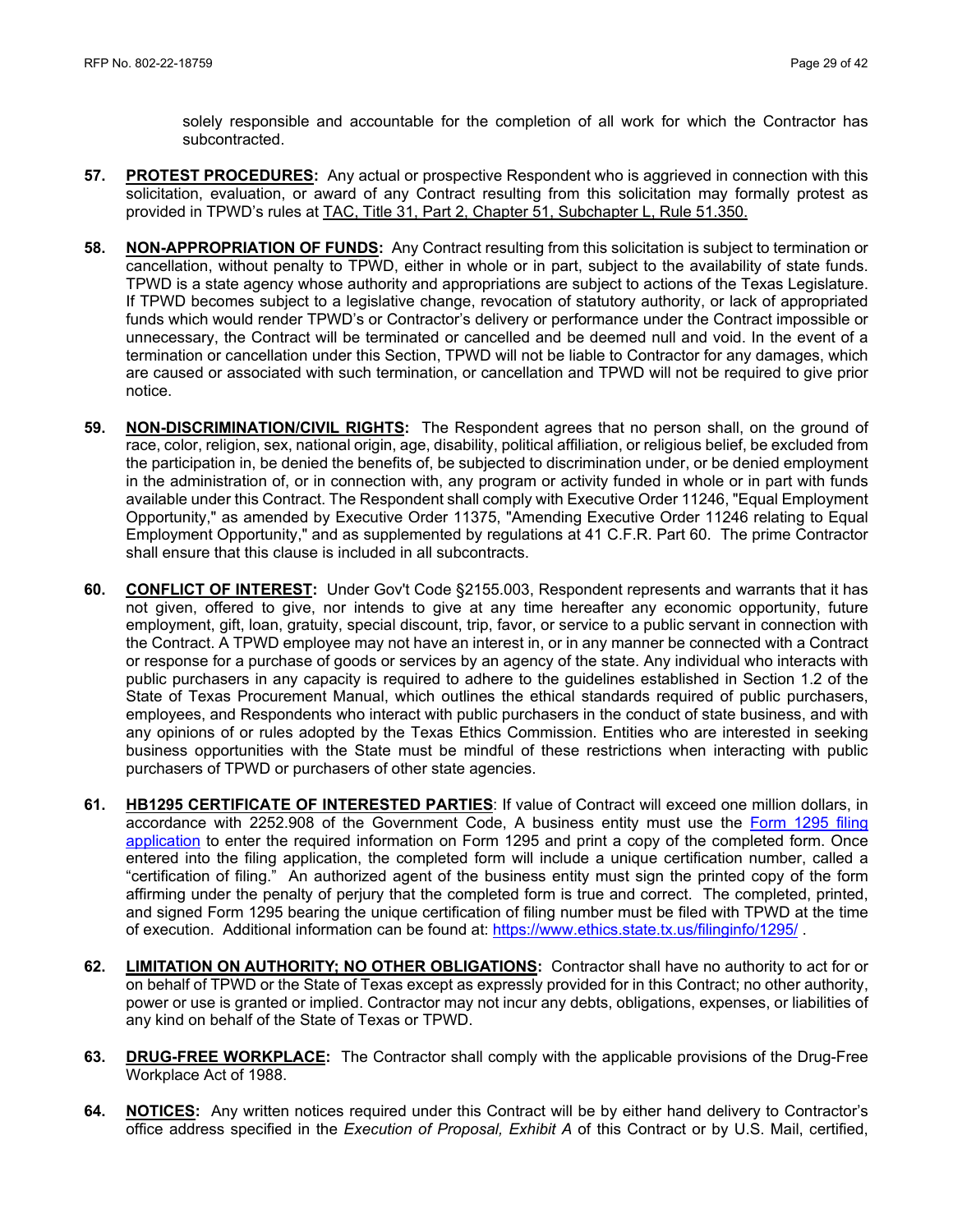solely responsible and accountable for the completion of all work for which the Contractor has subcontracted.

57. **PROTEST PROCEDURES:** Any actual or prospective Respondent who is aggrieved in connection with this solicitation, evaluation, or award of any Contract resulting from this solicitation may formally protest as provided in TPWD's rules at TAC, Title 31, Part 2, Chapter 51, Subchapter L, Rule 51.350.

58. **NON-APPROPRIATION OF FUNDS:** Any Contract resulting from this solicitation is subject to termination or cancellation, without penalty to TPWD, either in whole or in part, subject to the availability of state funds. TPWD is a state agency whose authority and appropriations are subject to actions of the Texas Legislature. If TPWD becomes subject to a legislative change, revocation of statutory authority, or lack of appropriated funds which would render TPWD's or Contractor's delivery or performance under the Contract impossible or unnecessary, the Contract will be terminated or cancelled and be deemed null and void. In the event of a termination or cancellation under this Section, TPWD will not be liable to Contractor for any damages, which are caused or associated with such termination, or cancellation and TPWD will not be required to give prior notice.

59. **NON-DISCRIMINATION/CIVIL RIGHTS:** The Respondent agrees that no person shall, on the ground of race, color, religion, sex, national origin, age, disability, political affiliation, or religious belief, be excluded from the participation in, be denied the benefits of, be subjected to discrimination under, or be denied employment in the administration of, or in connection with, any program or activity funded in whole or in part with funds available under this Contract. The Respondent shall comply with Executive Order 11246, "Equal Employment Opportunity," as amended by Executive Order 11375, "Amending Executive Order 11246 relating to Equal Employment Opportunity," and as supplemented by regulations at 41 C.F.R. Part 60. The prime Contractor shall ensure that this clause is included in all subcontracts.

60. **CONFLICT OF INTEREST:** Under Gov't Code §2155.003, Respondent represents and warrants that it has not given, offered to give, nor intends to give at any time hereafter any economic opportunity, future employment, gift, loan, gratuity, special discount, trip, favor, or service to a public servant in connection with the Contract. A TPWD employee may not have an interest in, or in any manner be connected with a Contract or response for a purchase of goods or services by an agency of the state. Any individual who interacts with public purchasers in any capacity is required to adhere to the guidelines established in Section 1.2 of the State of Texas Procurement Manual, which outlines the ethical standards required of public purchasers, employees, and Respondents who interact with public purchasers in the conduct of state business, and with any opinions of or rules adopted by the Texas Ethics Commission. Entities who are interested in seeking business opportunities with the State must be mindful of these restrictions when interacting with public purchasers of TPWD or purchasers of other state agencies.

61. **HB1295 CERTIFICATE OF INTERESTED PARTIES**: If value of Contract will exceed one million dollars, in accordance with 2252.908 of the Government Code, A business entity must use the Form 1295 filing application to enter the required information on Form 1295 and print a copy of the completed form. Once entered into the filing application, the completed form will include a unique certification number, called a "certification of filing." An authorized agent of the business entity must sign the printed copy of the form affirming under the penalty of perjury that the completed form is true and correct. The completed, printed, and signed Form 1295 bearing the unique certification of filing number must be filed with TPWD at the time of execution. Additional information can be found at: https://www.ethics.state.tx.us/filinginfo/1295/ .

62. **LIMITATION ON AUTHORITY; NO OTHER OBLIGATIONS:** Contractor shall have no authority to act for or on behalf of TPWD or the State of Texas except as expressly provided for in this Contract; no other authority, power or use is granted or implied. Contractor may not incur any debts, obligations, expenses, or liabilities of any kind on behalf of the State of Texas or TPWD.

63. **DRUG-FREE WORKPLACE:** The Contractor shall comply with the applicable provisions of the Drug-Free Workplace Act of 1988.

64. **NOTICES:** Any written notices required under this Contract will be by either hand delivery to Contractor's office address specified in the *Execution of Proposal, Exhibit A* of this Contract or by U.S. Mail, certified,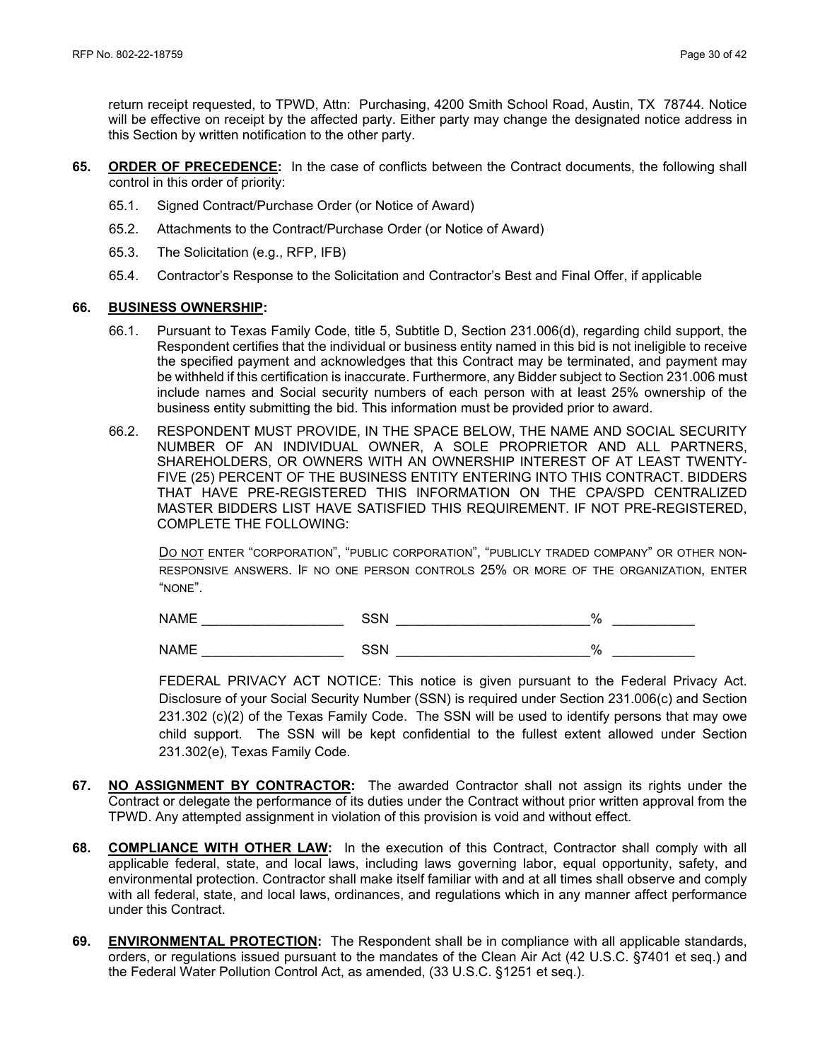return receipt requested, to TPWD, Attn: Purchasing, 4200 Smith School Road, Austin, TX 78744. Notice will be effective on receipt by the affected party. Either party may change the designated notice address in this Section by written notification to the other party.

**65. ORDER OF PRECEDENCE:** In the case of conflicts between the Contract documents, the following shall control in this order of priority:

65.1. Signed Contract/Purchase Order (or Notice of Award)

65.2. Attachments to the Contract/Purchase Order (or Notice of Award)

65.3. The Solicitation (e.g., RFP, IFB)

65.4. Contractor's Response to the Solicitation and Contractor's Best and Final Offer, if applicable

**66. BUSINESS OWNERSHIP:**

66.1. Pursuant to Texas Family Code, title 5, Subtitle D, Section 231.006(d), regarding child support, the Respondent certifies that the individual or business entity named in this bid is not ineligible to receive the specified payment and acknowledges that this Contract may be terminated, and payment may be withheld if this certification is inaccurate. Furthermore, any Bidder subject to Section 231.006 must include names and Social security numbers of each person with at least 25% ownership of the business entity submitting the bid. This information must be provided prior to award.

66.2. RESPONDENT MUST PROVIDE, IN THE SPACE BELOW, THE NAME AND SOCIAL SECURITY NUMBER OF AN INDIVIDUAL OWNER, A SOLE PROPRIETOR AND ALL PARTNERS, SHAREHOLDERS, OR OWNERS WITH AN OWNERSHIP INTEREST OF AT LEAST TWENTY-FIVE (25) PERCENT OF THE BUSINESS ENTITY ENTERING INTO THIS CONTRACT. BIDDERS THAT HAVE PRE-REGISTERED THIS INFORMATION ON THE CPA/SPD CENTRALIZED MASTER BIDDERS LIST HAVE SATISFIED THIS REQUIREMENT. IF NOT PRE-REGISTERED, COMPLETE THE FOLLOWING:

<u>DO NOT</u> ENTER "CORPORATION", "PUBLIC CORPORATION", "PUBLICLY TRADED COMPANY" OR OTHER NON-RESPONSIVE ANSWERS. IF NO ONE PERSON CONTROLS 25% OR MORE OF THE ORGANIZATION, ENTER "NONE".

NAME ___________________ SSN __________________________% ___________

NAME ___________________ SSN __________________________% ___________

FEDERAL PRIVACY ACT NOTICE: This notice is given pursuant to the Federal Privacy Act. Disclosure of your Social Security Number (SSN) is required under Section 231.006(c) and Section 231.302 (c)(2) of the Texas Family Code. The SSN will be used to identify persons that may owe child support. The SSN will be kept confidential to the fullest extent allowed under Section 231.302(e), Texas Family Code.

**67. NO ASSIGNMENT BY CONTRACTOR:** The awarded Contractor shall not assign its rights under the Contract or delegate the performance of its duties under the Contract without prior written approval from the TPWD. Any attempted assignment in violation of this provision is void and without effect.

**68. COMPLIANCE WITH OTHER LAW:** In the execution of this Contract, Contractor shall comply with all applicable federal, state, and local laws, including laws governing labor, equal opportunity, safety, and environmental protection. Contractor shall make itself familiar with and at all times shall observe and comply with all federal, state, and local laws, ordinances, and regulations which in any manner affect performance under this Contract.

**69. ENVIRONMENTAL PROTECTION:** The Respondent shall be in compliance with all applicable standards, orders, or regulations issued pursuant to the mandates of the Clean Air Act (42 U.S.C. §7401 et seq.) and the Federal Water Pollution Control Act, as amended, (33 U.S.C. §1251 et seq.).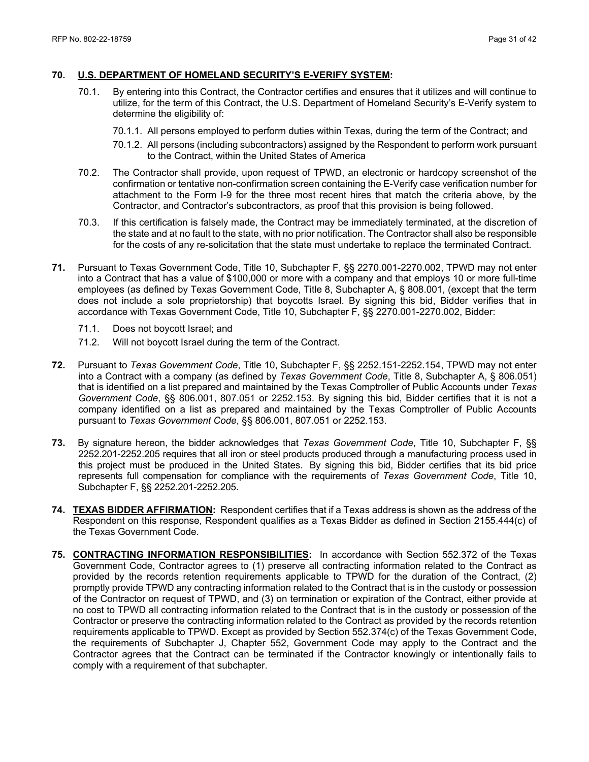**70. U.S. DEPARTMENT OF HOMELAND SECURITY'S E-VERIFY SYSTEM:**

70.1. By entering into this Contract, the Contractor certifies and ensures that it utilizes and will continue to utilize, for the term of this Contract, the U.S. Department of Homeland Security's E-Verify system to determine the eligibility of:

70.1.1. All persons employed to perform duties within Texas, during the term of the Contract; and

70.1.2. All persons (including subcontractors) assigned by the Respondent to perform work pursuant to the Contract, within the United States of America

70.2. The Contractor shall provide, upon request of TPWD, an electronic or hardcopy screenshot of the confirmation or tentative non-confirmation screen containing the E-Verify case verification number for attachment to the Form I-9 for the three most recent hires that match the criteria above, by the Contractor, and Contractor's subcontractors, as proof that this provision is being followed.

70.3. If this certification is falsely made, the Contract may be immediately terminated, at the discretion of the state and at no fault to the state, with no prior notification. The Contractor shall also be responsible for the costs of any re-solicitation that the state must undertake to replace the terminated Contract.

**71.** Pursuant to Texas Government Code, Title 10, Subchapter F, §§ 2270.001-2270.002, TPWD may not enter into a Contract that has a value of $100,000 or more with a company and that employs 10 or more full-time employees (as defined by Texas Government Code, Title 8, Subchapter A, § 808.001, (except that the term does not include a sole proprietorship) that boycotts Israel. By signing this bid, Bidder verifies that in accordance with Texas Government Code, Title 10, Subchapter F, §§ 2270.001-2270.002, Bidder:

71.1. Does not boycott Israel; and

71.2. Will not boycott Israel during the term of the Contract.

**72.** Pursuant to *Texas Government Code*, Title 10, Subchapter F, §§ 2252.151-2252.154, TPWD may not enter into a Contract with a company (as defined by *Texas Government Code*, Title 8, Subchapter A, § 806.051) that is identified on a list prepared and maintained by the Texas Comptroller of Public Accounts under *Texas Government Code*, §§ 806.001, 807.051 or 2252.153. By signing this bid, Bidder certifies that it is not a company identified on a list as prepared and maintained by the Texas Comptroller of Public Accounts pursuant to *Texas Government Code*, §§ 806.001, 807.051 or 2252.153.

**73.** By signature hereon, the bidder acknowledges that *Texas Government Code*, Title 10, Subchapter F, §§ 2252.201-2252.205 requires that all iron or steel products produced through a manufacturing process used in this project must be produced in the United States. By signing this bid, Bidder certifies that its bid price represents full compensation for compliance with the requirements of *Texas Government Code*, Title 10, Subchapter F, §§ 2252.201-2252.205.

**74. TEXAS BIDDER AFFIRMATION:** Respondent certifies that if a Texas address is shown as the address of the Respondent on this response, Respondent qualifies as a Texas Bidder as defined in Section 2155.444(c) of the Texas Government Code.

**75. CONTRACTING INFORMATION RESPONSIBILITIES:** In accordance with Section 552.372 of the Texas Government Code, Contractor agrees to (1) preserve all contracting information related to the Contract as provided by the records retention requirements applicable to TPWD for the duration of the Contract, (2) promptly provide TPWD any contracting information related to the Contract that is in the custody or possession of the Contractor on request of TPWD, and (3) on termination or expiration of the Contract, either provide at no cost to TPWD all contracting information related to the Contract that is in the custody or possession of the Contractor or preserve the contracting information related to the Contract as provided by the records retention requirements applicable to TPWD. Except as provided by Section 552.374(c) of the Texas Government Code, the requirements of Subchapter J, Chapter 552, Government Code may apply to the Contract and the Contractor agrees that the Contract can be terminated if the Contractor knowingly or intentionally fails to comply with a requirement of that subchapter.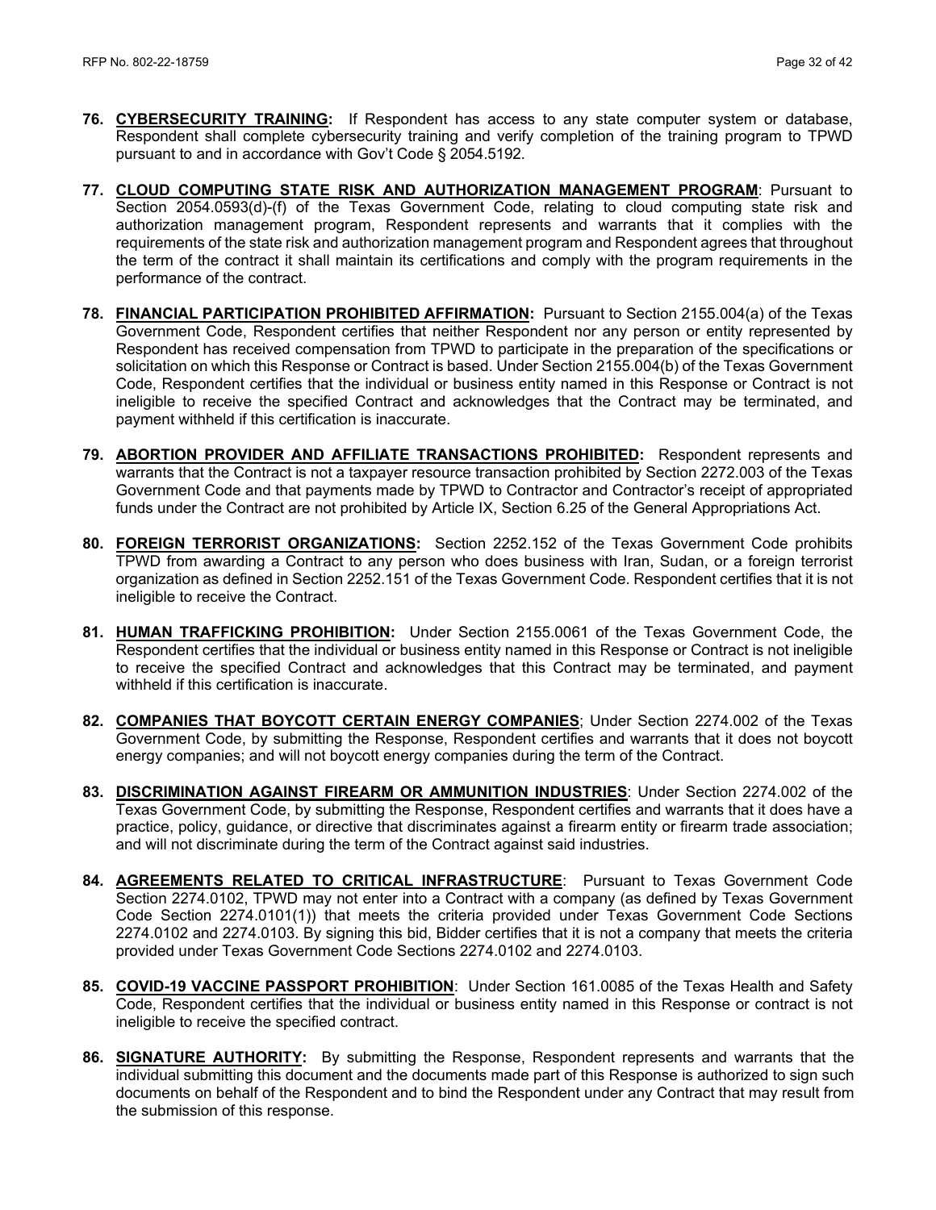76. **CYBERSECURITY TRAINING:** If Respondent has access to any state computer system or database, Respondent shall complete cybersecurity training and verify completion of the training program to TPWD pursuant to and in accordance with Gov't Code § 2054.5192.

77. **CLOUD COMPUTING STATE RISK AND AUTHORIZATION MANAGEMENT PROGRAM**: Pursuant to Section 2054.0593(d)-(f) of the Texas Government Code, relating to cloud computing state risk and authorization management program, Respondent represents and warrants that it complies with the requirements of the state risk and authorization management program and Respondent agrees that throughout the term of the contract it shall maintain its certifications and comply with the program requirements in the performance of the contract.

78. **FINANCIAL PARTICIPATION PROHIBITED AFFIRMATION:** Pursuant to Section 2155.004(a) of the Texas Government Code, Respondent certifies that neither Respondent nor any person or entity represented by Respondent has received compensation from TPWD to participate in the preparation of the specifications or solicitation on which this Response or Contract is based. Under Section 2155.004(b) of the Texas Government Code, Respondent certifies that the individual or business entity named in this Response or Contract is not ineligible to receive the specified Contract and acknowledges that the Contract may be terminated, and payment withheld if this certification is inaccurate.

79. **ABORTION PROVIDER AND AFFILIATE TRANSACTIONS PROHIBITED:** Respondent represents and warrants that the Contract is not a taxpayer resource transaction prohibited by Section 2272.003 of the Texas Government Code and that payments made by TPWD to Contractor and Contractor's receipt of appropriated funds under the Contract are not prohibited by Article IX, Section 6.25 of the General Appropriations Act.

80. **FOREIGN TERRORIST ORGANIZATIONS:** Section 2252.152 of the Texas Government Code prohibits TPWD from awarding a Contract to any person who does business with Iran, Sudan, or a foreign terrorist organization as defined in Section 2252.151 of the Texas Government Code. Respondent certifies that it is not ineligible to receive the Contract.

81. **HUMAN TRAFFICKING PROHIBITION:** Under Section 2155.0061 of the Texas Government Code, the Respondent certifies that the individual or business entity named in this Response or Contract is not ineligible to receive the specified Contract and acknowledges that this Contract may be terminated, and payment withheld if this certification is inaccurate.

82. **COMPANIES THAT BOYCOTT CERTAIN ENERGY COMPANIES**; Under Section 2274.002 of the Texas Government Code, by submitting the Response, Respondent certifies and warrants that it does not boycott energy companies; and will not boycott energy companies during the term of the Contract.

83. **DISCRIMINATION AGAINST FIREARM OR AMMUNITION INDUSTRIES**: Under Section 2274.002 of the Texas Government Code, by submitting the Response, Respondent certifies and warrants that it does have a practice, policy, guidance, or directive that discriminates against a firearm entity or firearm trade association; and will not discriminate during the term of the Contract against said industries.

84. **AGREEMENTS RELATED TO CRITICAL INFRASTRUCTURE**: Pursuant to Texas Government Code Section 2274.0102, TPWD may not enter into a Contract with a company (as defined by Texas Government Code Section 2274.0101(1)) that meets the criteria provided under Texas Government Code Sections 2274.0102 and 2274.0103. By signing this bid, Bidder certifies that it is not a company that meets the criteria provided under Texas Government Code Sections 2274.0102 and 2274.0103.

85. **COVID-19 VACCINE PASSPORT PROHIBITION**: Under Section 161.0085 of the Texas Health and Safety Code, Respondent certifies that the individual or business entity named in this Response or contract is not ineligible to receive the specified contract.

86. **SIGNATURE AUTHORITY:** By submitting the Response, Respondent represents and warrants that the individual submitting this document and the documents made part of this Response is authorized to sign such documents on behalf of the Respondent and to bind the Respondent under any Contract that may result from the submission of this response.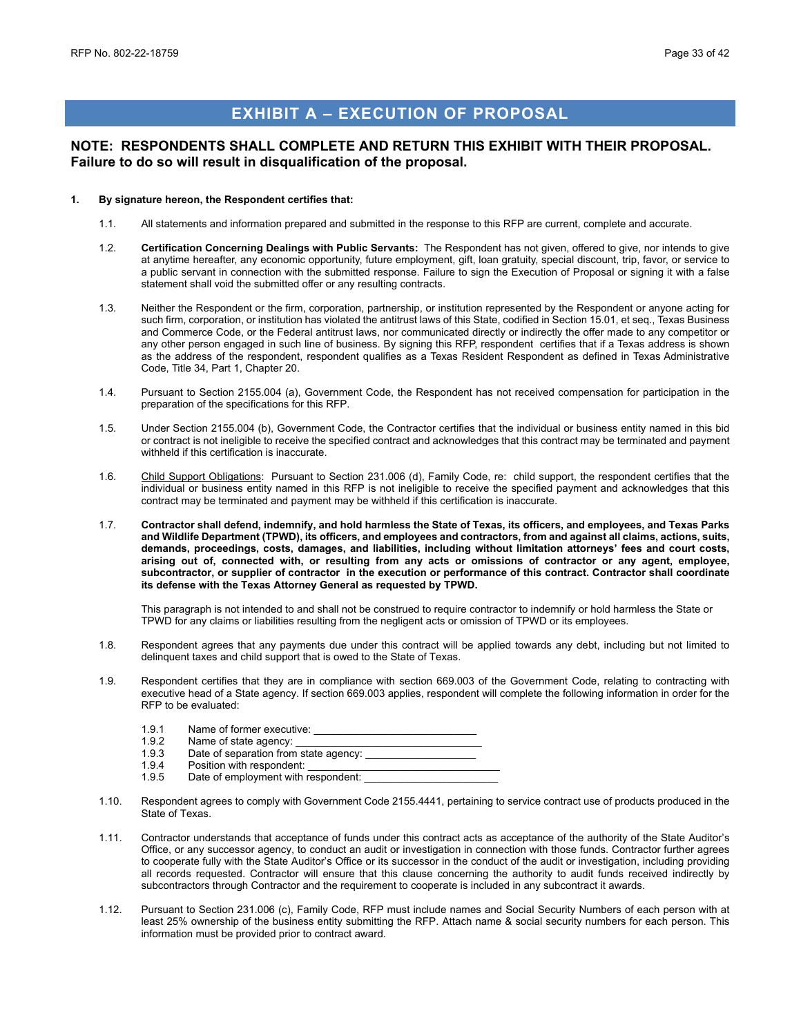# EXHIBIT A – EXECUTION OF PROPOSAL

**NOTE: RESPONDENTS SHALL COMPLETE AND RETURN THIS EXHIBIT WITH THEIR PROPOSAL. Failure to do so will result in disqualification of the proposal.**

**1. By signature hereon, the Respondent certifies that:**

1.1. All statements and information prepared and submitted in the response to this RFP are current, complete and accurate.

1.2. **Certification Concerning Dealings with Public Servants:** The Respondent has not given, offered to give, nor intends to give at anytime hereafter, any economic opportunity, future employment, gift, loan gratuity, special discount, trip, favor, or service to a public servant in connection with the submitted response. Failure to sign the Execution of Proposal or signing it with a false statement shall void the submitted offer or any resulting contracts.

1.3. Neither the Respondent or the firm, corporation, partnership, or institution represented by the Respondent or anyone acting for such firm, corporation, or institution has violated the antitrust laws of this State, codified in Section 15.01, et seq., Texas Business and Commerce Code, or the Federal antitrust laws, nor communicated directly or indirectly the offer made to any competitor or any other person engaged in such line of business. By signing this RFP, respondent certifies that if a Texas address is shown as the address of the respondent, respondent qualifies as a Texas Resident Respondent as defined in Texas Administrative Code, Title 34, Part 1, Chapter 20.

1.4. Pursuant to Section 2155.004 (a), Government Code, the Respondent has not received compensation for participation in the preparation of the specifications for this RFP.

1.5. Under Section 2155.004 (b), Government Code, the Contractor certifies that the individual or business entity named in this bid or contract is not ineligible to receive the specified contract and acknowledges that this contract may be terminated and payment withheld if this certification is inaccurate.

1.6. Child Support Obligations: Pursuant to Section 231.006 (d), Family Code, re: child support, the respondent certifies that the individual or business entity named in this RFP is not ineligible to receive the specified payment and acknowledges that this contract may be terminated and payment may be withheld if this certification is inaccurate.

1.7. **Contractor shall defend, indemnify, and hold harmless the State of Texas, its officers, and employees, and Texas Parks and Wildlife Department (TPWD), its officers, and employees and contractors, from and against all claims, actions, suits, demands, proceedings, costs, damages, and liabilities, including without limitation attorneys' fees and court costs, arising out of, connected with, or resulting from any acts or omissions of contractor or any agent, employee, subcontractor, or supplier of contractor in the execution or performance of this contract. Contractor shall coordinate its defense with the Texas Attorney General as requested by TPWD.**

This paragraph is not intended to and shall not be construed to require contractor to indemnify or hold harmless the State or TPWD for any claims or liabilities resulting from the negligent acts or omission of TPWD or its employees.

1.8. Respondent agrees that any payments due under this contract will be applied towards any debt, including but not limited to delinquent taxes and child support that is owed to the State of Texas.

1.9. Respondent certifies that they are in compliance with section 669.003 of the Government Code, relating to contracting with executive head of a State agency. If section 669.003 applies, respondent will complete the following information in order for the RFP to be evaluated:

1.9.1 Name of former executive: ___________________________
1.9.2 Name of state agency: ______________________________
1.9.3 Date of separation from state agency: __________________
1.9.4 Position with respondent: ________________________________
1.9.5 Date of employment with respondent: ______________________

1.10. Respondent agrees to comply with Government Code 2155.4441, pertaining to service contract use of products produced in the State of Texas.

1.11. Contractor understands that acceptance of funds under this contract acts as acceptance of the authority of the State Auditor's Office, or any successor agency, to conduct an audit or investigation in connection with those funds. Contractor further agrees to cooperate fully with the State Auditor's Office or its successor in the conduct of the audit or investigation, including providing all records requested. Contractor will ensure that this clause concerning the authority to audit funds received indirectly by subcontractors through Contractor and the requirement to cooperate is included in any subcontract it awards.

1.12. Pursuant to Section 231.006 (c), Family Code, RFP must include names and Social Security Numbers of each person with at least 25% ownership of the business entity submitting the RFP. Attach name & social security numbers for each person. This information must be provided prior to contract award.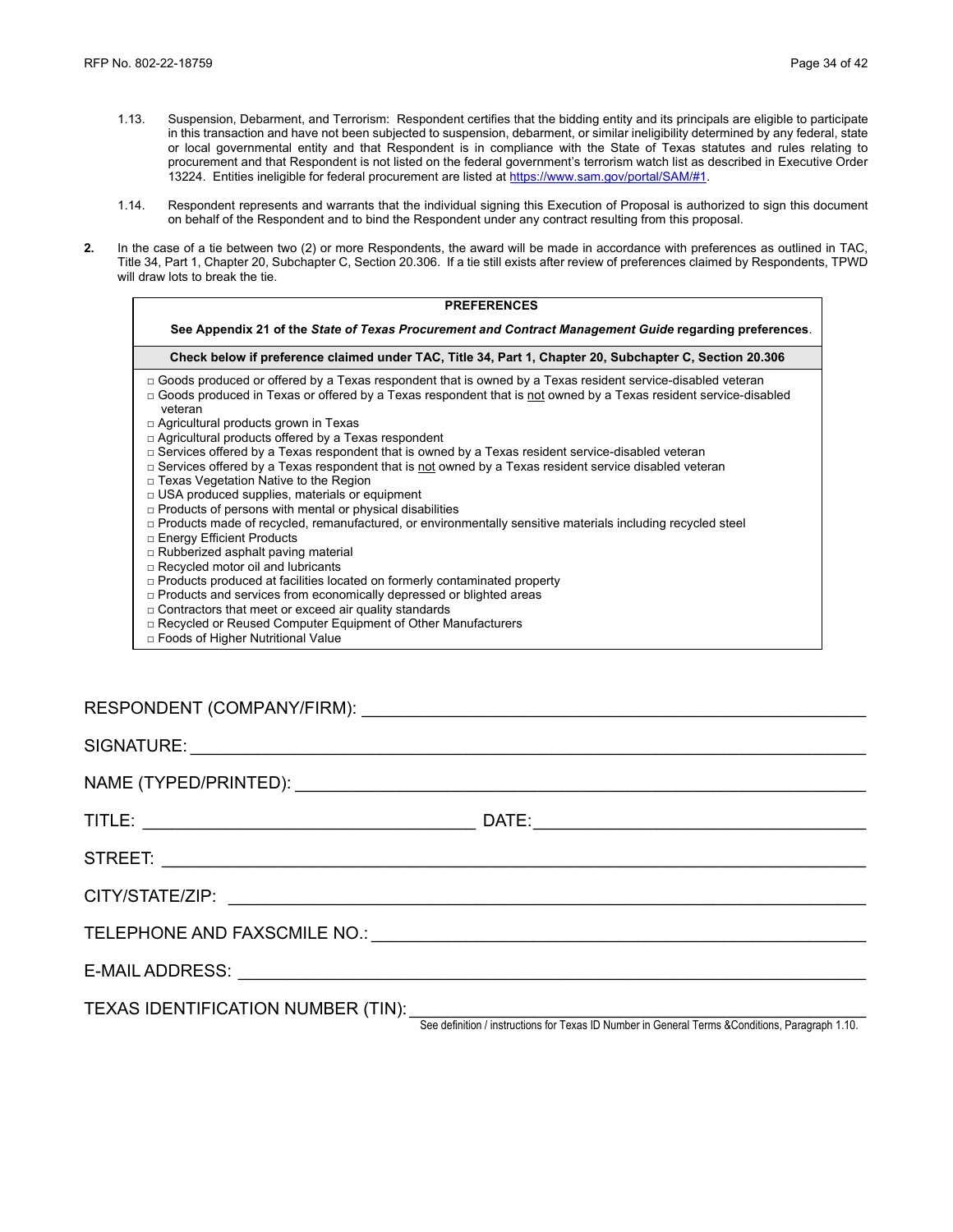1.13. Suspension, Debarment, and Terrorism: Respondent certifies that the bidding entity and its principals are eligible to participate in this transaction and have not been subjected to suspension, debarment, or similar ineligibility determined by any federal, state or local governmental entity and that Respondent is in compliance with the State of Texas statutes and rules relating to procurement and that Respondent is not listed on the federal government's terrorism watch list as described in Executive Order 13224. Entities ineligible for federal procurement are listed at https://www.sam.gov/portal/SAM/#1.

1.14. Respondent represents and warrants that the individual signing this Execution of Proposal is authorized to sign this document on behalf of the Respondent and to bind the Respondent under any contract resulting from this proposal.

**2.** In the case of a tie between two (2) or more Respondents, the award will be made in accordance with preferences as outlined in TAC, Title 34, Part 1, Chapter 20, Subchapter C, Section 20.306. If a tie still exists after review of preferences claimed by Respondents, TPWD will draw lots to break the tie.

**PREFERENCES**

**See Appendix 21 of the *State of Texas Procurement and Contract Management Guide* regarding preferences**.

**Check below if preference claimed under TAC, Title 34, Part 1, Chapter 20, Subchapter C, Section 20.306**

- □ Goods produced or offered by a Texas respondent that is owned by a Texas resident service-disabled veteran
- □ Goods produced in Texas or offered by a Texas respondent that is not owned by a Texas resident service-disabled veteran
- □ Agricultural products grown in Texas
- □ Agricultural products offered by a Texas respondent
- □ Services offered by a Texas respondent that is owned by a Texas resident service-disabled veteran
- □ Services offered by a Texas respondent that is not owned by a Texas resident service disabled veteran
- □ Texas Vegetation Native to the Region
- □ USA produced supplies, materials or equipment
- □ Products of persons with mental or physical disabilities
- □ Products made of recycled, remanufactured, or environmentally sensitive materials including recycled steel
- □ Energy Efficient Products
- □ Rubberized asphalt paving material
- □ Recycled motor oil and lubricants
- □ Products produced at facilities located on formerly contaminated property
- □ Products and services from economically depressed or blighted areas
- □ Contractors that meet or exceed air quality standards
- □ Recycled or Reused Computer Equipment of Other Manufacturers
- □ Foods of Higher Nutritional Value

RESPONDENT (COMPANY/FIRM): ______________________________

SIGNATURE: ______________________________

NAME (TYPED/PRINTED): ______________________________

TITLE: ______________________________ DATE: ______________________________

STREET: ______________________________

CITY/STATE/ZIP: ______________________________

TELEPHONE AND FAXSCMILE NO.: ______________________________

E-MAIL ADDRESS: ______________________________

TEXAS IDENTIFICATION NUMBER (TIN): ______________________________

See definition / instructions for Texas ID Number in General Terms &Conditions, Paragraph 1.10.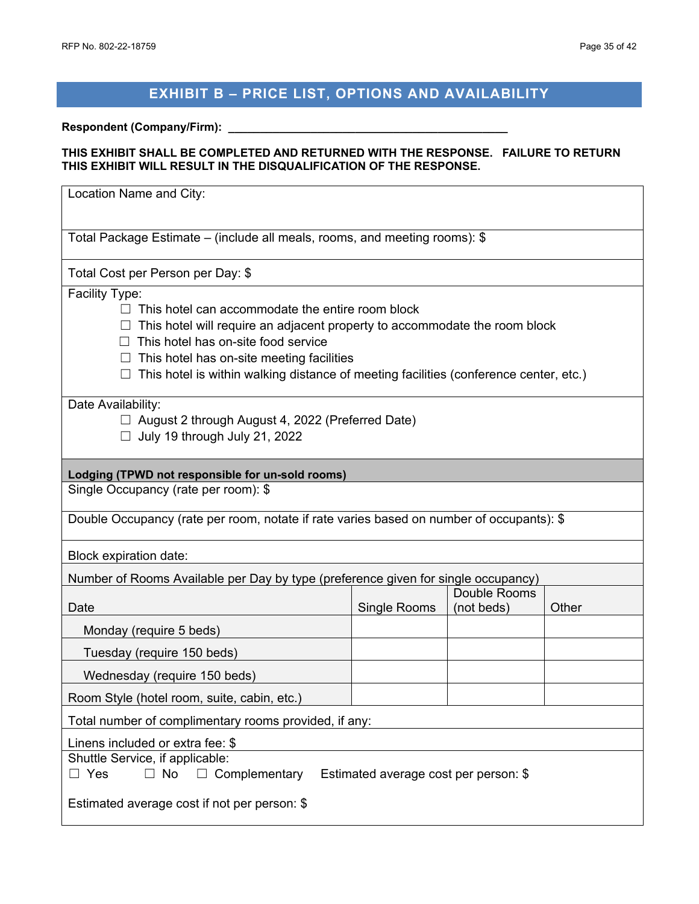## EXHIBIT B – PRICE LIST, OPTIONS AND AVAILABILITY

**Respondent (Company/Firm): ____________________________________________**

**THIS EXHIBIT SHALL BE COMPLETED AND RETURNED WITH THE RESPONSE. FAILURE TO RETURN THIS EXHIBIT WILL RESULT IN THE DISQUALIFICATION OF THE RESPONSE.**

Location Name and City:

Total Package Estimate – (include all meals, rooms, and meeting rooms): $

Total Cost per Person per Day: $

Facility Type:

- ☐ This hotel can accommodate the entire room block
- ☐ This hotel will require an adjacent property to accommodate the room block
- ☐ This hotel has on-site food service
- ☐ This hotel has on-site meeting facilities
- ☐ This hotel is within walking distance of meeting facilities (conference center, etc.)

Date Availability:

- ☐ August 2 through August 4, 2022 (Preferred Date)
- ☐ July 19 through July 21, 2022

**Lodging (TPWD not responsible for un-sold rooms)**

Single Occupancy (rate per room): $

Double Occupancy (rate per room, notate if rate varies based on number of occupants): $

Block expiration date:

Number of Rooms Available per Day by type (preference given for single occupancy)

| Date | Single Rooms | Double Rooms (not beds) | Other |
|---|---|---|---|
| Monday (require 5 beds) | | | |
| Tuesday (require 150 beds) | | | |
| Wednesday (require 150 beds) | | | |
| Room Style (hotel room, suite, cabin, etc.) | | | |

Total number of complimentary rooms provided, if any:

Linens included or extra fee: $

Shuttle Service, if applicable:

☐ Yes ☐ No ☐ Complementary Estimated average cost per person: $

Estimated average cost if not per person: $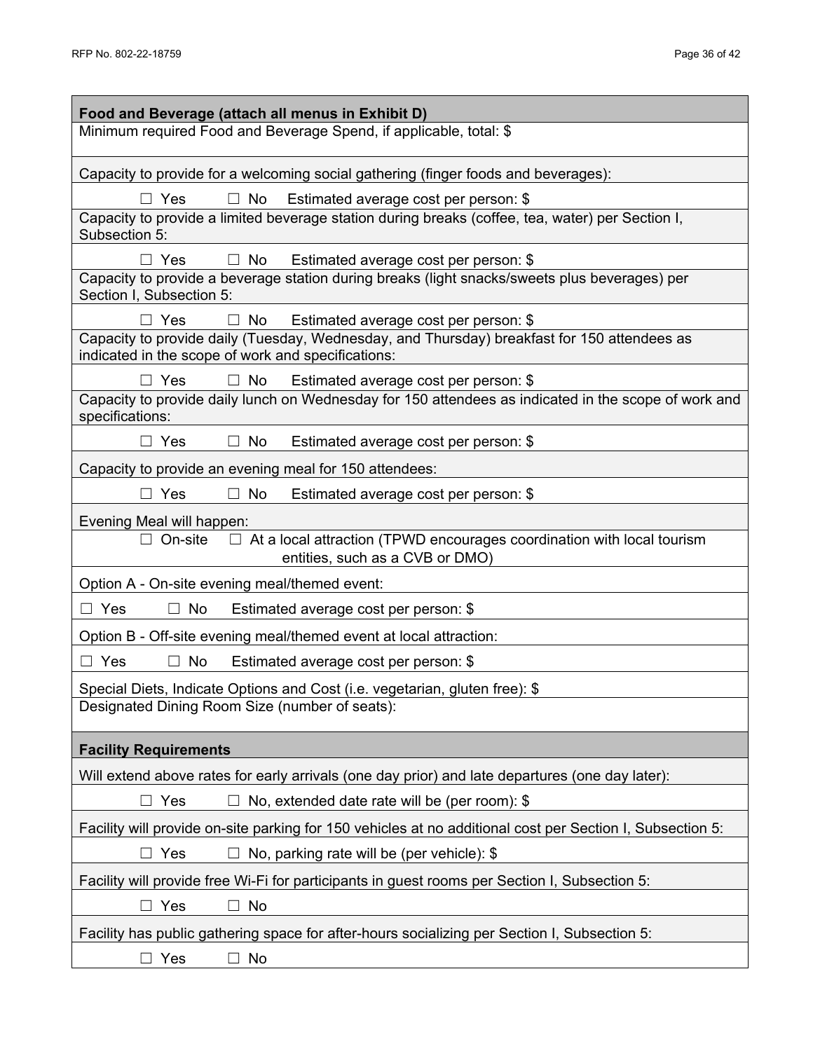| **Food and Beverage (attach all menus in Exhibit D)** |
| --- |
| Minimum required Food and Beverage Spend, if applicable, total: $ |
| Capacity to provide for a welcoming social gathering (finger foods and beverages): |
| ☐ Yes ☐ No Estimated average cost per person: $ |
| Capacity to provide a limited beverage station during breaks (coffee, tea, water) per Section I, Subsection 5: |
| ☐ Yes ☐ No Estimated average cost per person: $ |
| Capacity to provide a beverage station during breaks (light snacks/sweets plus beverages) per Section I, Subsection 5: |
| ☐ Yes ☐ No Estimated average cost per person: $ |
| Capacity to provide daily (Tuesday, Wednesday, and Thursday) breakfast for 150 attendees as indicated in the scope of work and specifications: |
| ☐ Yes ☐ No Estimated average cost per person: $ |
| Capacity to provide daily lunch on Wednesday for 150 attendees as indicated in the scope of work and specifications: |
| ☐ Yes ☐ No Estimated average cost per person: $ |
| Capacity to provide an evening meal for 150 attendees: |
| ☐ Yes ☐ No Estimated average cost per person: $ |
| Evening Meal will happen: |
| ☐ On-site ☐ At a local attraction (TPWD encourages coordination with local tourism entities, such as a CVB or DMO) |
| Option A - On-site evening meal/themed event: |
| ☐ Yes ☐ No Estimated average cost per person: $ |
| Option B - Off-site evening meal/themed event at local attraction: |
| ☐ Yes ☐ No Estimated average cost per person: $ |
| Special Diets, Indicate Options and Cost (i.e. vegetarian, gluten free): $ |
| Designated Dining Room Size (number of seats): |
| **Facility Requirements** |
| Will extend above rates for early arrivals (one day prior) and late departures (one day later): |
| ☐ Yes ☐ No, extended date rate will be (per room): $ |
| Facility will provide on-site parking for 150 vehicles at no additional cost per Section I, Subsection 5: |
| ☐ Yes ☐ No, parking rate will be (per vehicle): $ |
| Facility will provide free Wi-Fi for participants in guest rooms per Section I, Subsection 5: |
| ☐ Yes ☐ No |
| Facility has public gathering space for after-hours socializing per Section I, Subsection 5: |
| ☐ Yes ☐ No |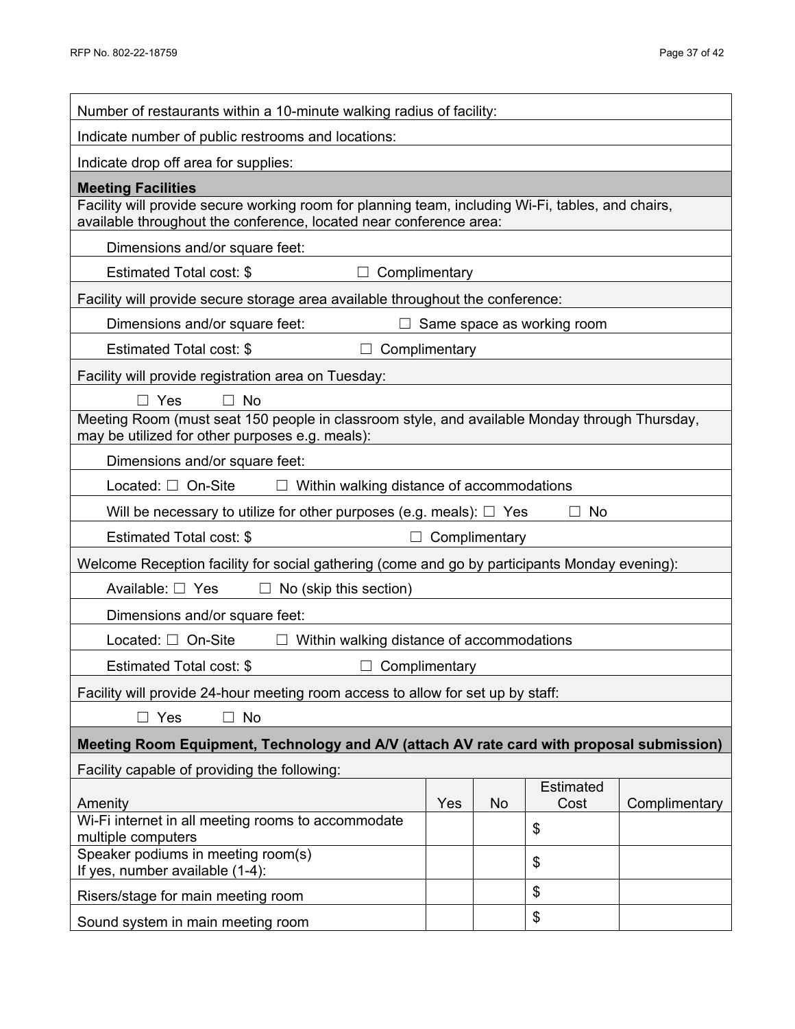Number of restaurants within a 10-minute walking radius of facility:

Indicate number of public restrooms and locations:

Indicate drop off area for supplies:

**Meeting Facilities**

Facility will provide secure working room for planning team, including Wi-Fi, tables, and chairs, available throughout the conference, located near conference area:

Dimensions and/or square feet:

Estimated Total cost: $ ☐ Complimentary

Facility will provide secure storage area available throughout the conference:

Dimensions and/or square feet: ☐ Same space as working room

Estimated Total cost: $ ☐ Complimentary

Facility will provide registration area on Tuesday:

☐ Yes ☐ No

Meeting Room (must seat 150 people in classroom style, and available Monday through Thursday, may be utilized for other purposes e.g. meals):

Dimensions and/or square feet:

Located: ☐ On-Site ☐ Within walking distance of accommodations

Will be necessary to utilize for other purposes (e.g. meals): ☐ Yes ☐ No

Estimated Total cost: $ ☐ Complimentary

Welcome Reception facility for social gathering (come and go by participants Monday evening):

Available: ☐ Yes ☐ No (skip this section)

Dimensions and/or square feet:

Located: ☐ On-Site ☐ Within walking distance of accommodations

Estimated Total cost: $ ☐ Complimentary

Facility will provide 24-hour meeting room access to allow for set up by staff:

☐ Yes ☐ No

**Meeting Room Equipment, Technology and A/V (attach AV rate card with proposal submission)**

Facility capable of providing the following:

| Amenity | Yes | No | Estimated Cost | Complimentary |
|---|---|---|---|---|
| Wi-Fi internet in all meeting rooms to accommodate multiple computers | | | $ | |
| Speaker podiums in meeting room(s)<br>If yes, number available (1-4): | | | $ | |
| Risers/stage for main meeting room | | | $ | |
| Sound system in main meeting room | | | $ | |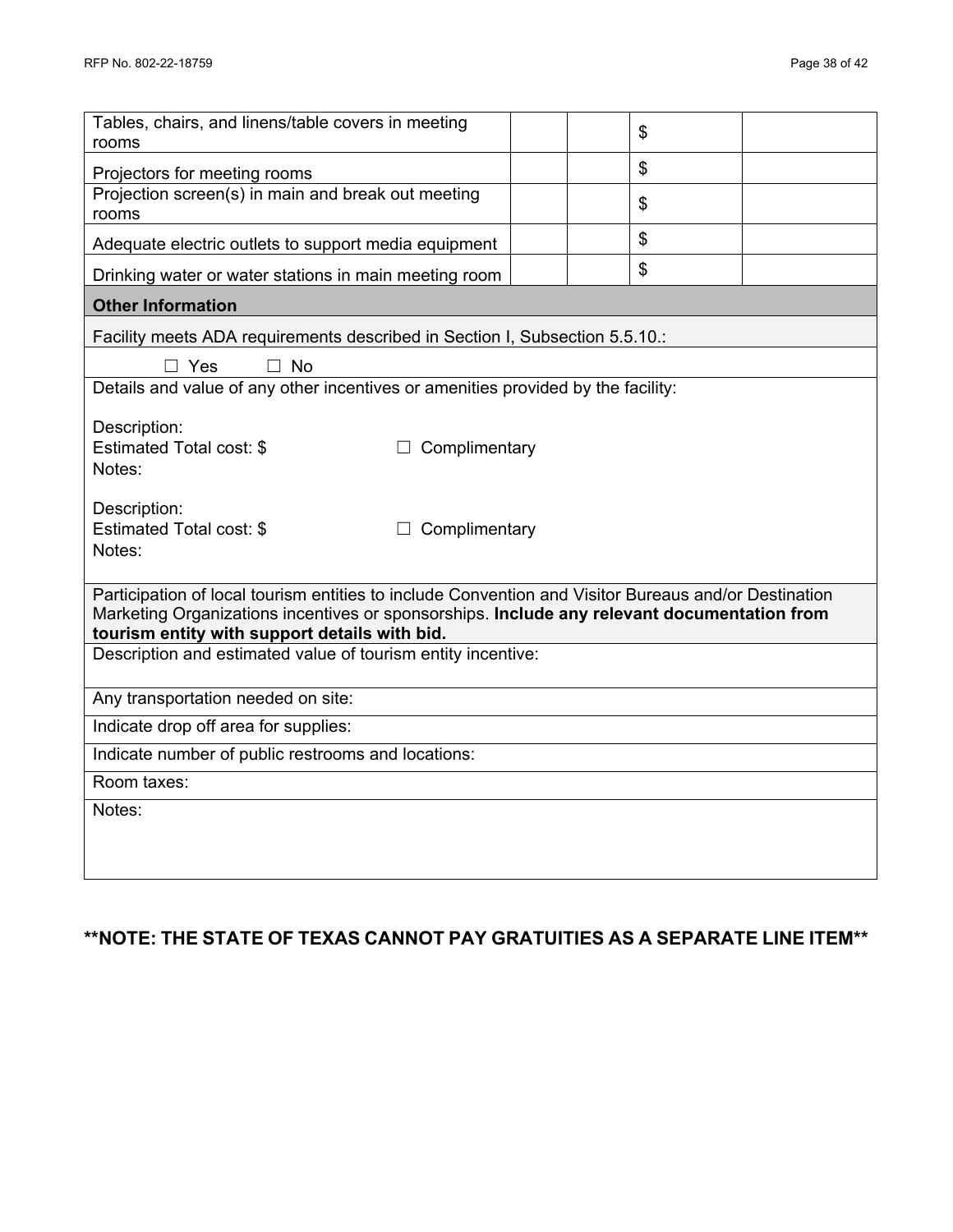| | | | | |
|---|---|---|---|---|
| Tables, chairs, and linens/table covers in meeting rooms | | | $ | |
| Projectors for meeting rooms | | | $ | |
| Projection screen(s) in main and break out meeting rooms | | | $ | |
| Adequate electric outlets to support media equipment | | | $ | |
| Drinking water or water stations in main meeting room | | | $ | |

| **Other Information** |
|---|
| Facility meets ADA requirements described in Section I, Subsection 5.5.10.: |
| ☐ Yes ☐ No |
| Details and value of any other incentives or amenities provided by the facility:<br><br>Description:<br>Estimated Total cost: $ ☐ Complimentary<br>Notes:<br><br>Description:<br>Estimated Total cost: $ ☐ Complimentary<br>Notes: |
| Participation of local tourism entities to include Convention and Visitor Bureaus and/or Destination Marketing Organizations incentives or sponsorships. **Include any relevant documentation from tourism entity with support details with bid.** |
| Description and estimated value of tourism entity incentive: |
| Any transportation needed on site: |
| Indicate drop off area for supplies: |
| Indicate number of public restrooms and locations: |
| Room taxes: |
| Notes: |

**\*\*NOTE: THE STATE OF TEXAS CANNOT PAY GRATUITIES AS A SEPARATE LINE ITEM\*\***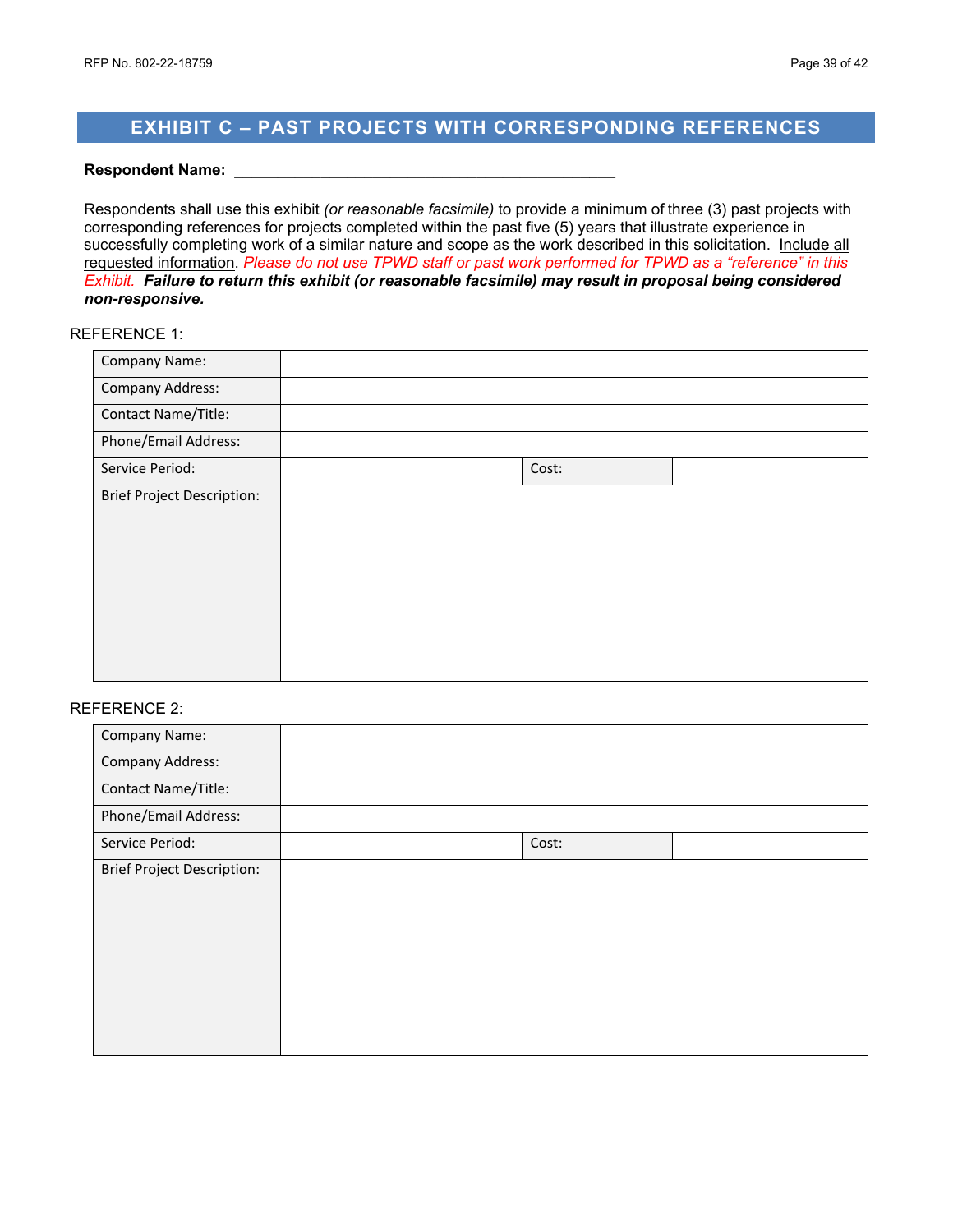# EXHIBIT C – PAST PROJECTS WITH CORRESPONDING REFERENCES

**Respondent Name:** \_\_\_\_\_\_\_\_\_\_\_\_\_\_\_\_\_\_\_\_\_\_\_\_\_\_\_\_\_\_\_\_\_\_\_\_\_\_\_\_\_\_\_\_

Respondents shall use this exhibit *(or reasonable facsimile)* to provide a minimum of three (3) past projects with corresponding references for projects completed within the past five (5) years that illustrate experience in successfully completing work of a similar nature and scope as the work described in this solicitation. <u>Include all requested information</u>. *Please do not use TPWD staff or past work performed for TPWD as a "reference" in this Exhibit.* ***Failure to return this exhibit (or reasonable facsimile) may result in proposal being considered non-responsive.***

REFERENCE 1:

| Company Name: | | | |
|---|---|---|---|
| Company Address: | | | |
| Contact Name/Title: | | | |
| Phone/Email Address: | | | |
| Service Period: | | Cost: | |
| Brief Project Description: | | | |

REFERENCE 2:

| Company Name: | | | |
|---|---|---|---|
| Company Address: | | | |
| Contact Name/Title: | | | |
| Phone/Email Address: | | | |
| Service Period: | | Cost: | |
| Brief Project Description: | | | |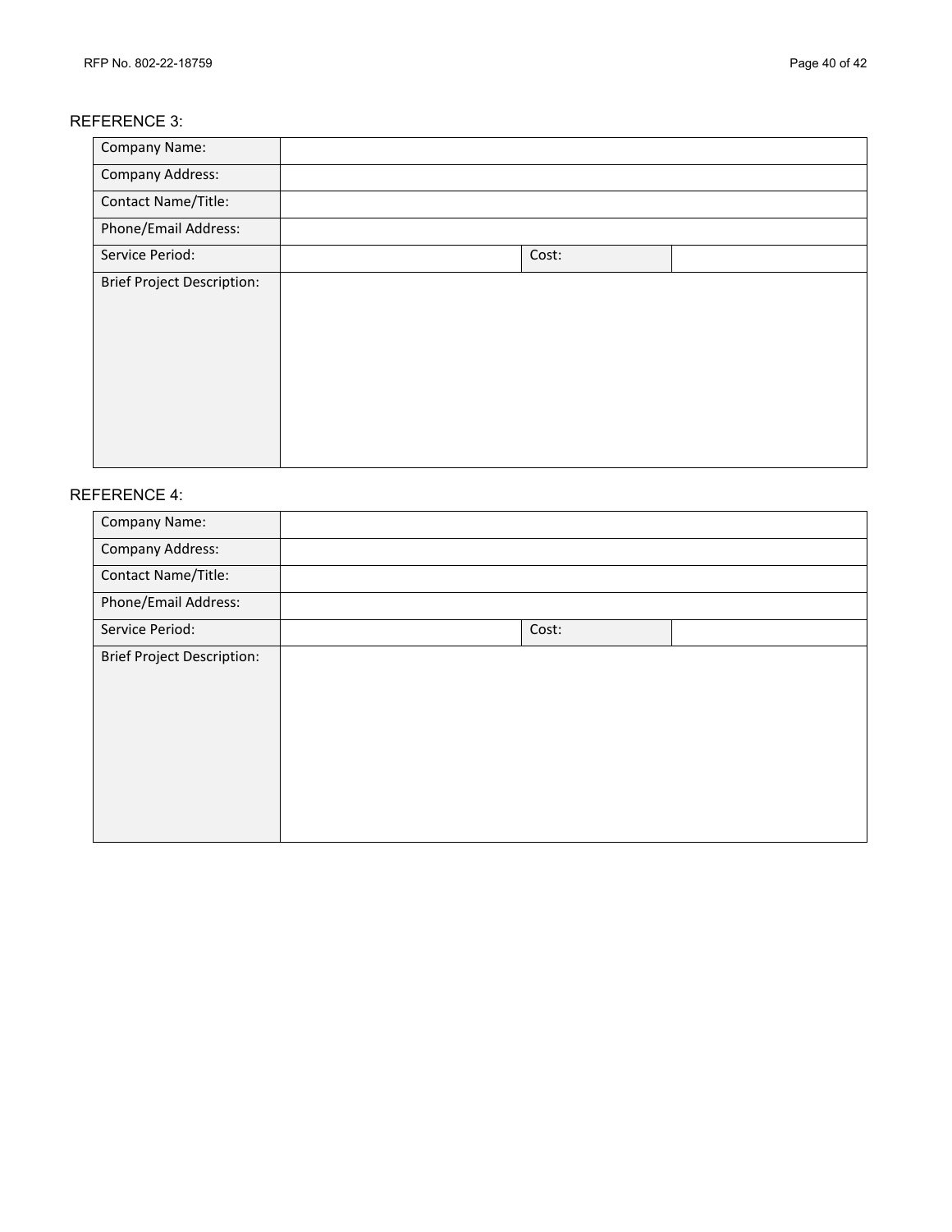REFERENCE 3:

| | | | |
|---|---|---|---|
| Company Name: | | | |
| Company Address: | | | |
| Contact Name/Title: | | | |
| Phone/Email Address: | | | |
| Service Period: | | Cost: | |
| Brief Project Description: | | | |

REFERENCE 4:

| | | | |
|---|---|---|---|
| Company Name: | | | |
| Company Address: | | | |
| Contact Name/Title: | | | |
| Phone/Email Address: | | | |
| Service Period: | | Cost: | |
| Brief Project Description: | | | |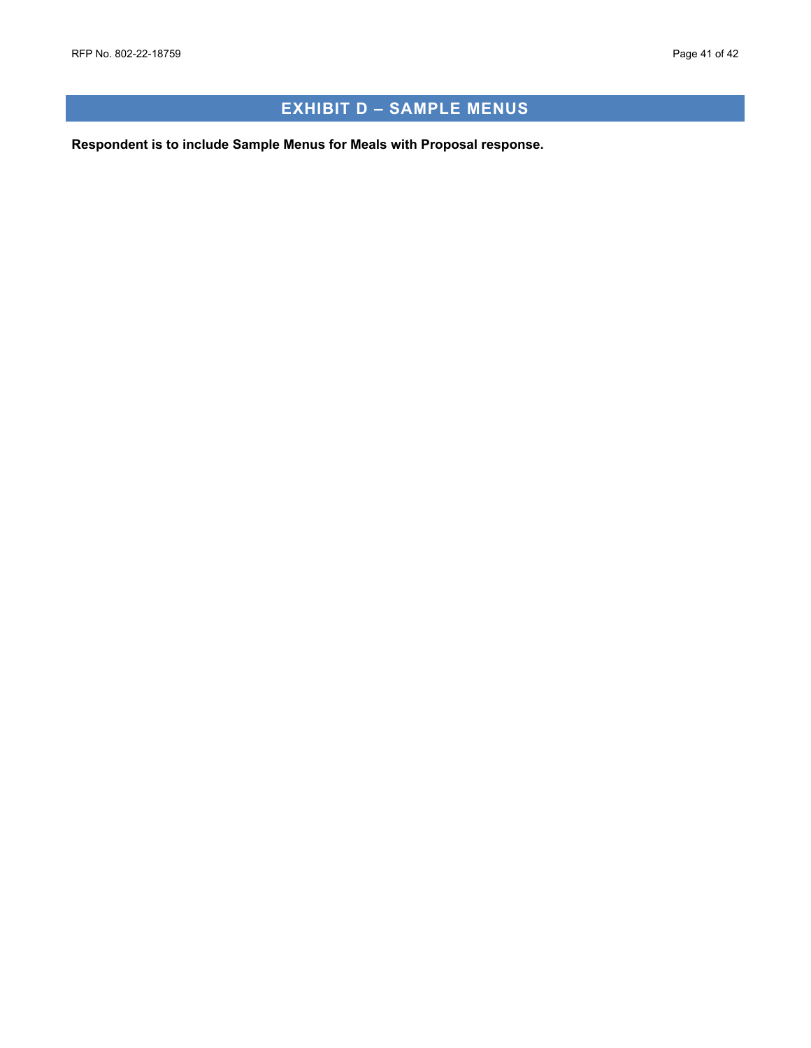# EXHIBIT D – SAMPLE MENUS

**Respondent is to include Sample Menus for Meals with Proposal response.**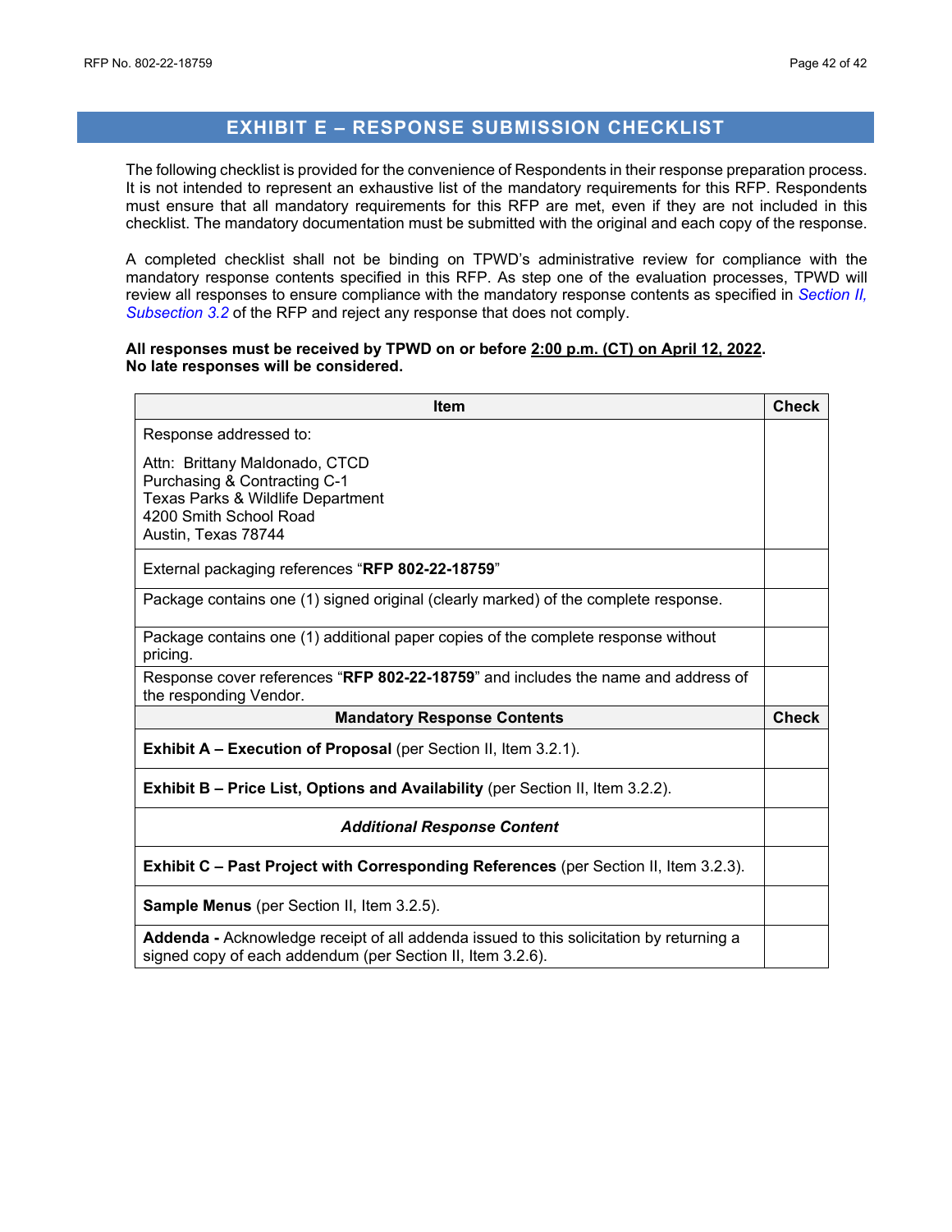# EXHIBIT E – RESPONSE SUBMISSION CHECKLIST

The following checklist is provided for the convenience of Respondents in their response preparation process. It is not intended to represent an exhaustive list of the mandatory requirements for this RFP. Respondents must ensure that all mandatory requirements for this RFP are met, even if they are not included in this checklist. The mandatory documentation must be submitted with the original and each copy of the response.

A completed checklist shall not be binding on TPWD's administrative review for compliance with the mandatory response contents specified in this RFP. As step one of the evaluation processes, TPWD will review all responses to ensure compliance with the mandatory response contents as specified in *Section II, Subsection 3.2* of the RFP and reject any response that does not comply.

**All responses must be received by TPWD on or before <u>2:00 p.m. (CT) on April 12, 2022</u>.**
**No late responses will be considered.**

| Item | Check |
|---|---|
| Response addressed to:<br><br>Attn: Brittany Maldonado, CTCD<br>Purchasing & Contracting C-1<br>Texas Parks & Wildlife Department<br>4200 Smith School Road<br>Austin, Texas 78744 | |
| External packaging references "**RFP 802-22-18759**" | |
| Package contains one (1) signed original (clearly marked) of the complete response. | |
| Package contains one (1) additional paper copies of the complete response without pricing. | |
| Response cover references "**RFP 802-22-18759**" and includes the name and address of the responding Vendor. | |
| **Mandatory Response Contents** | **Check** |
| **Exhibit A – Execution of Proposal** (per Section II, Item 3.2.1). | |
| **Exhibit B – Price List, Options and Availability** (per Section II, Item 3.2.2). | |
| ***Additional Response Content*** | |
| **Exhibit C – Past Project with Corresponding References** (per Section II, Item 3.2.3). | |
| **Sample Menus** (per Section II, Item 3.2.5). | |
| **Addenda -** Acknowledge receipt of all addenda issued to this solicitation by returning a signed copy of each addendum (per Section II, Item 3.2.6). | |